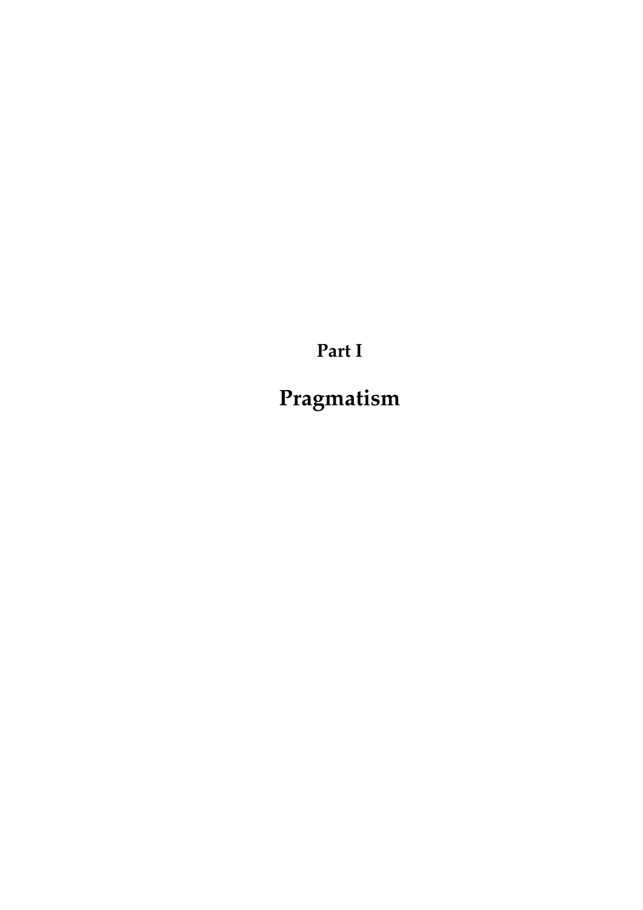# Part I

# Pragmatism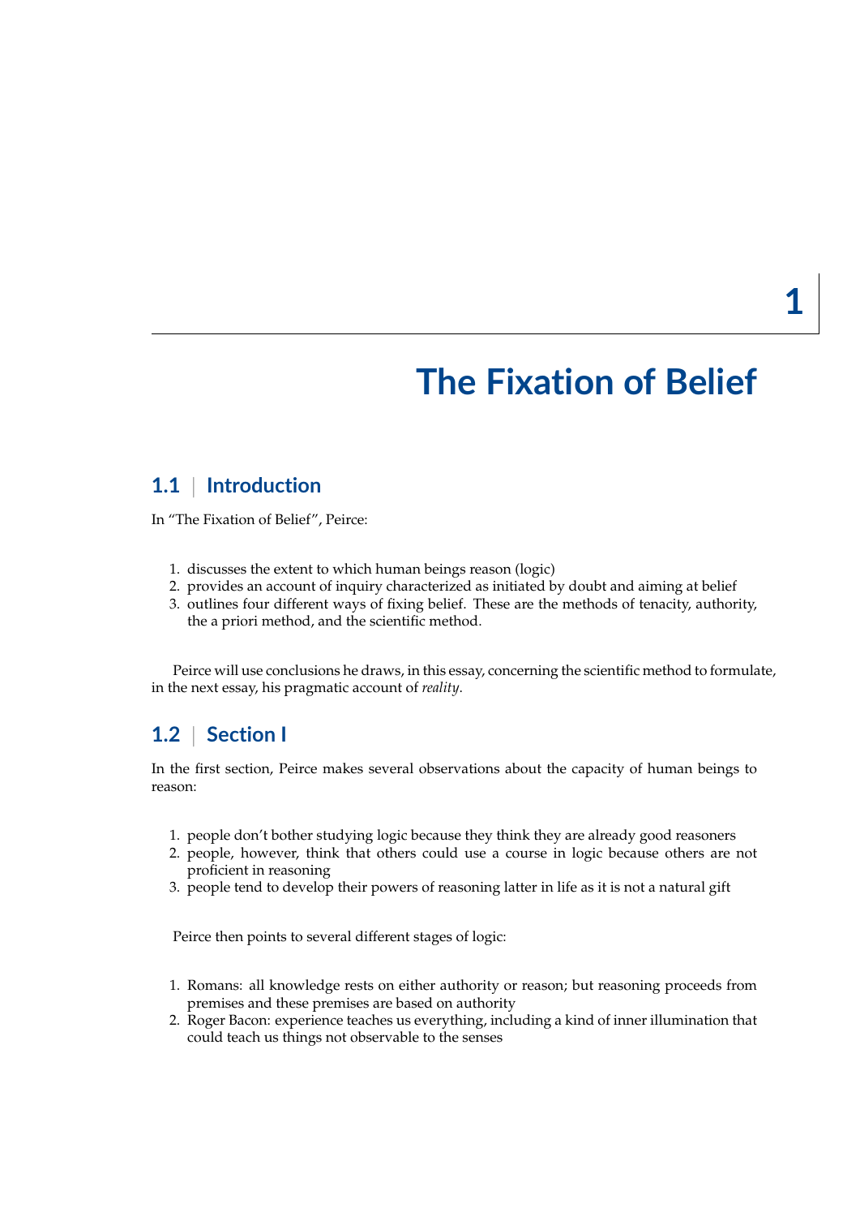# 1 The Fixation of Belief

## 1.1 | Introduction

In "The Fixation of Belief", Peirce:

1. discusses the extent to which human beings reason (logic)
2. provides an account of inquiry characterized as initiated by doubt and aiming at belief
3. outlines four different ways of fixing belief. These are the methods of tenacity, authority, the a priori method, and the scientific method.

Peirce will use conclusions he draws, in this essay, concerning the scientific method to formulate, in the next essay, his pragmatic account of *reality*.

## 1.2 | Section I

In the first section, Peirce makes several observations about the capacity of human beings to reason:

1. people don't bother studying logic because they think they are already good reasoners
2. people, however, think that others could use a course in logic because others are not proficient in reasoning
3. people tend to develop their powers of reasoning latter in life as it is not a natural gift

Peirce then points to several different stages of logic:

1. Romans: all knowledge rests on either authority or reason; but reasoning proceeds from premises and these premises are based on authority
2. Roger Bacon: experience teaches us everything, including a kind of inner illumination that could teach us things not observable to the senses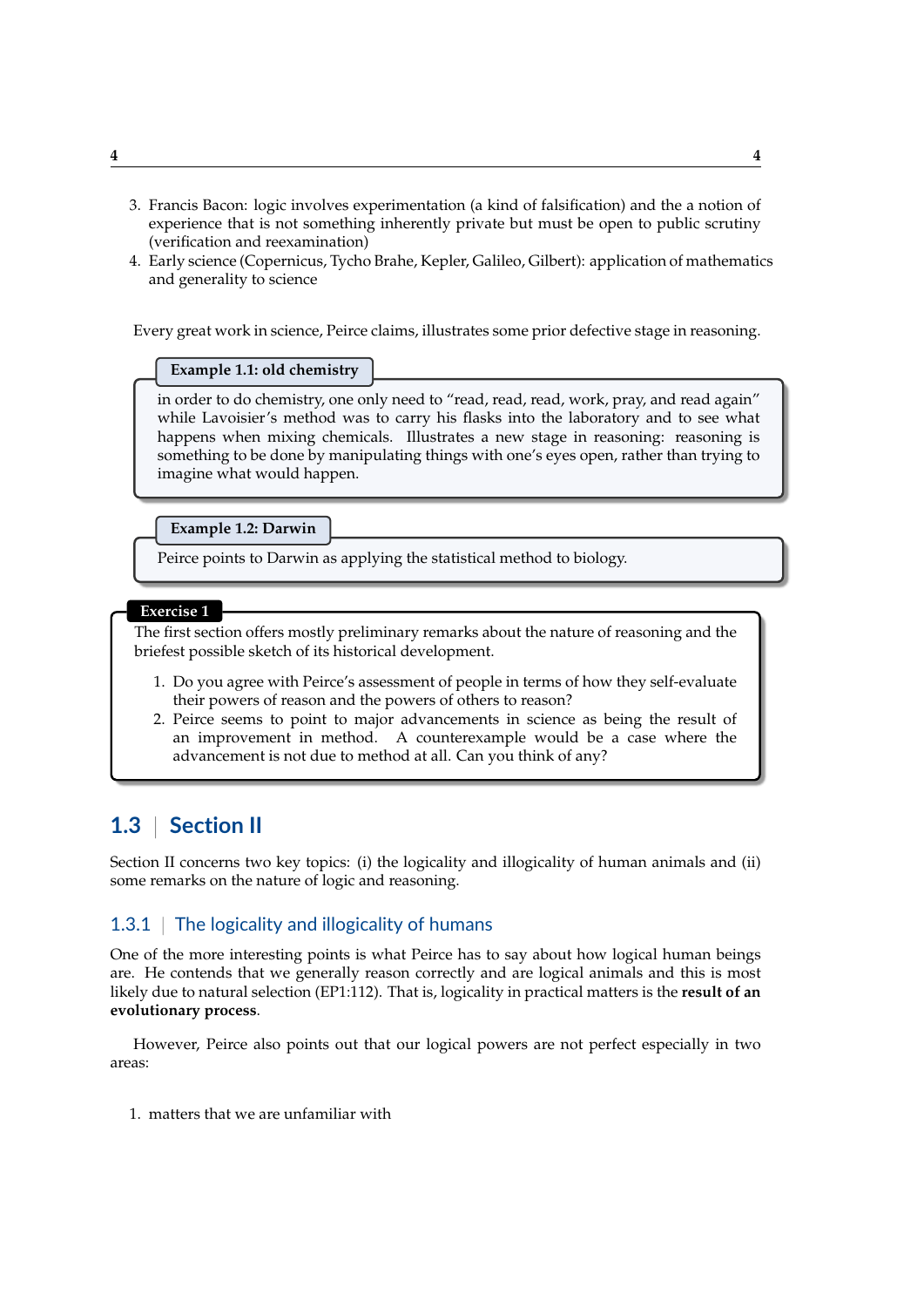3. Francis Bacon: logic involves experimentation (a kind of falsification) and the a notion of experience that is not something inherently private but must be open to public scrutiny (verification and reexamination)
4. Early science (Copernicus, Tycho Brahe, Kepler, Galileo, Gilbert): application of mathematics and generality to science

Every great work in science, Peirce claims, illustrates some prior defective stage in reasoning.

**Example 1.1: old chemistry**

in order to do chemistry, one only need to "read, read, read, work, pray, and read again" while Lavoisier's method was to carry his flasks into the laboratory and to see what happens when mixing chemicals. Illustrates a new stage in reasoning: reasoning is something to be done by manipulating things with one's eyes open, rather than trying to imagine what would happen.

**Example 1.2: Darwin**

Peirce points to Darwin as applying the statistical method to biology.

**Exercise 1**

The first section offers mostly preliminary remarks about the nature of reasoning and the briefest possible sketch of its historical development.

1. Do you agree with Peirce's assessment of people in terms of how they self-evaluate their powers of reason and the powers of others to reason?
2. Peirce seems to point to major advancements in science as being the result of an improvement in method. A counterexample would be a case where the advancement is not due to method at all. Can you think of any?

## 1.3 | Section II

Section II concerns two key topics: (i) the logicality and illogicality of human animals and (ii) some remarks on the nature of logic and reasoning.

### 1.3.1 | The logicality and illogicality of humans

One of the more interesting points is what Peirce has to say about how logical human beings are. He contends that we generally reason correctly and are logical animals and this is most likely due to natural selection (EP1:112). That is, logicality in practical matters is the **result of an evolutionary process**.

However, Peirce also points out that our logical powers are not perfect especially in two areas:

1. matters that we are unfamiliar with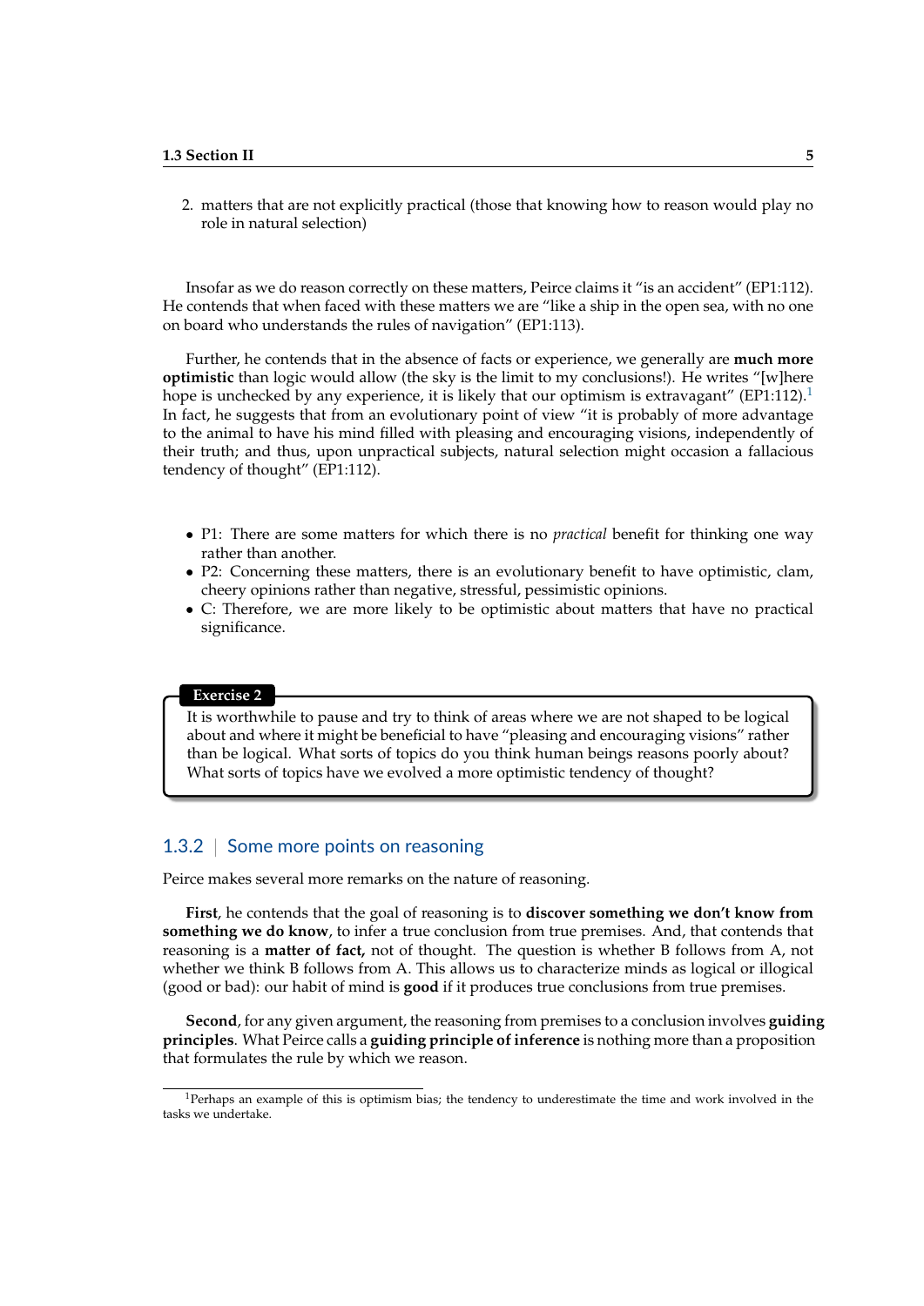2. matters that are not explicitly practical (those that knowing how to reason would play no role in natural selection)

Insofar as we do reason correctly on these matters, Peirce claims it "is an accident" (EP1:112). He contends that when faced with these matters we are "like a ship in the open sea, with no one on board who understands the rules of navigation" (EP1:113).

Further, he contends that in the absence of facts or experience, we generally are **much more optimistic** than logic would allow (the sky is the limit to my conclusions!). He writes "[w]here hope is unchecked by any experience, it is likely that our optimism is extravagant" (EP1:112).[1] In fact, he suggests that from an evolutionary point of view "it is probably of more advantage to the animal to have his mind filled with pleasing and encouraging visions, independently of their truth; and thus, upon unpractical subjects, natural selection might occasion a fallacious tendency of thought" (EP1:112).

- P1: There are some matters for which there is no *practical* benefit for thinking one way rather than another.
- P2: Concerning these matters, there is an evolutionary benefit to have optimistic, clam, cheery opinions rather than negative, stressful, pessimistic opinions.
- C: Therefore, we are more likely to be optimistic about matters that have no practical significance.

**Exercise 2**

It is worthwhile to pause and try to think of areas where we are not shaped to be logical about and where it might be beneficial to have "pleasing and encouraging visions" rather than be logical. What sorts of topics do you think human beings reasons poorly about? What sorts of topics have we evolved a more optimistic tendency of thought?

### 1.3.2 | Some more points on reasoning

Peirce makes several more remarks on the nature of reasoning.

**First**, he contends that the goal of reasoning is to **discover something we don't know from something we do know**, to infer a true conclusion from true premises. And, that contends that reasoning is a **matter of fact,** not of thought. The question is whether B follows from A, not whether we think B follows from A. This allows us to characterize minds as logical or illogical (good or bad): our habit of mind is **good** if it produces true conclusions from true premises.

**Second**, for any given argument, the reasoning from premises to a conclusion involves **guiding principles**. What Peirce calls a **guiding principle of inference** is nothing more than a proposition that formulates the rule by which we reason.

[1] Perhaps an example of this is optimism bias; the tendency to underestimate the time and work involved in the tasks we undertake.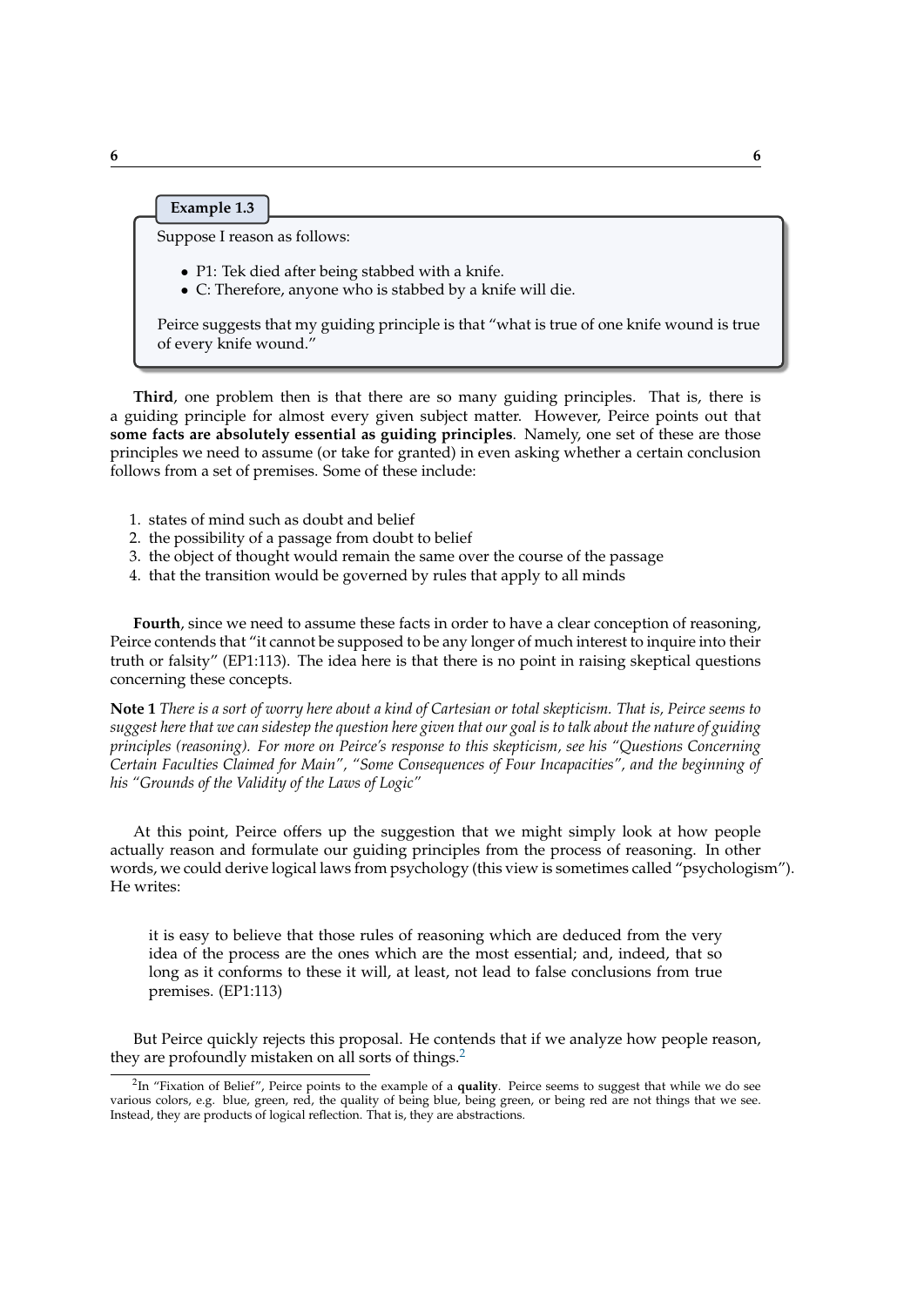**Example 1.3**

Suppose I reason as follows:

- P1: Tek died after being stabbed with a knife.
- C: Therefore, anyone who is stabbed by a knife will die.

Peirce suggests that my guiding principle is that "what is true of one knife wound is true of every knife wound."

**Third**, one problem then is that there are so many guiding principles. That is, there is a guiding principle for almost every given subject matter. However, Peirce points out that **some facts are absolutely essential as guiding principles**. Namely, one set of these are those principles we need to assume (or take for granted) in even asking whether a certain conclusion follows from a set of premises. Some of these include:

1. states of mind such as doubt and belief
2. the possibility of a passage from doubt to belief
3. the object of thought would remain the same over the course of the passage
4. that the transition would be governed by rules that apply to all minds

**Fourth**, since we need to assume these facts in order to have a clear conception of reasoning, Peirce contends that "it cannot be supposed to be any longer of much interest to inquire into their truth or falsity" (EP1:113). The idea here is that there is no point in raising skeptical questions concerning these concepts.

**Note 1** *There is a sort of worry here about a kind of Cartesian or total skepticism. That is, Peirce seems to suggest here that we can sidestep the question here given that our goal is to talk about the nature of guiding principles (reasoning). For more on Peirce's response to this skepticism, see his "Questions Concerning Certain Faculties Claimed for Main", "Some Consequences of Four Incapacities", and the beginning of his "Grounds of the Validity of the Laws of Logic"*

At this point, Peirce offers up the suggestion that we might simply look at how people actually reason and formulate our guiding principles from the process of reasoning. In other words, we could derive logical laws from psychology (this view is sometimes called "psychologism"). He writes:

> it is easy to believe that those rules of reasoning which are deduced from the very idea of the process are the ones which are the most essential; and, indeed, that so long as it conforms to these it will, at least, not lead to false conclusions from true premises. (EP1:113)

But Peirce quickly rejects this proposal. He contends that if we analyze how people reason, they are profoundly mistaken on all sorts of things.[2]

[2] In "Fixation of Belief", Peirce points to the example of a **quality**. Peirce seems to suggest that while we do see various colors, e.g. blue, green, red, the quality of being blue, being green, or being red are not things that we see. Instead, they are products of logical reflection. That is, they are abstractions.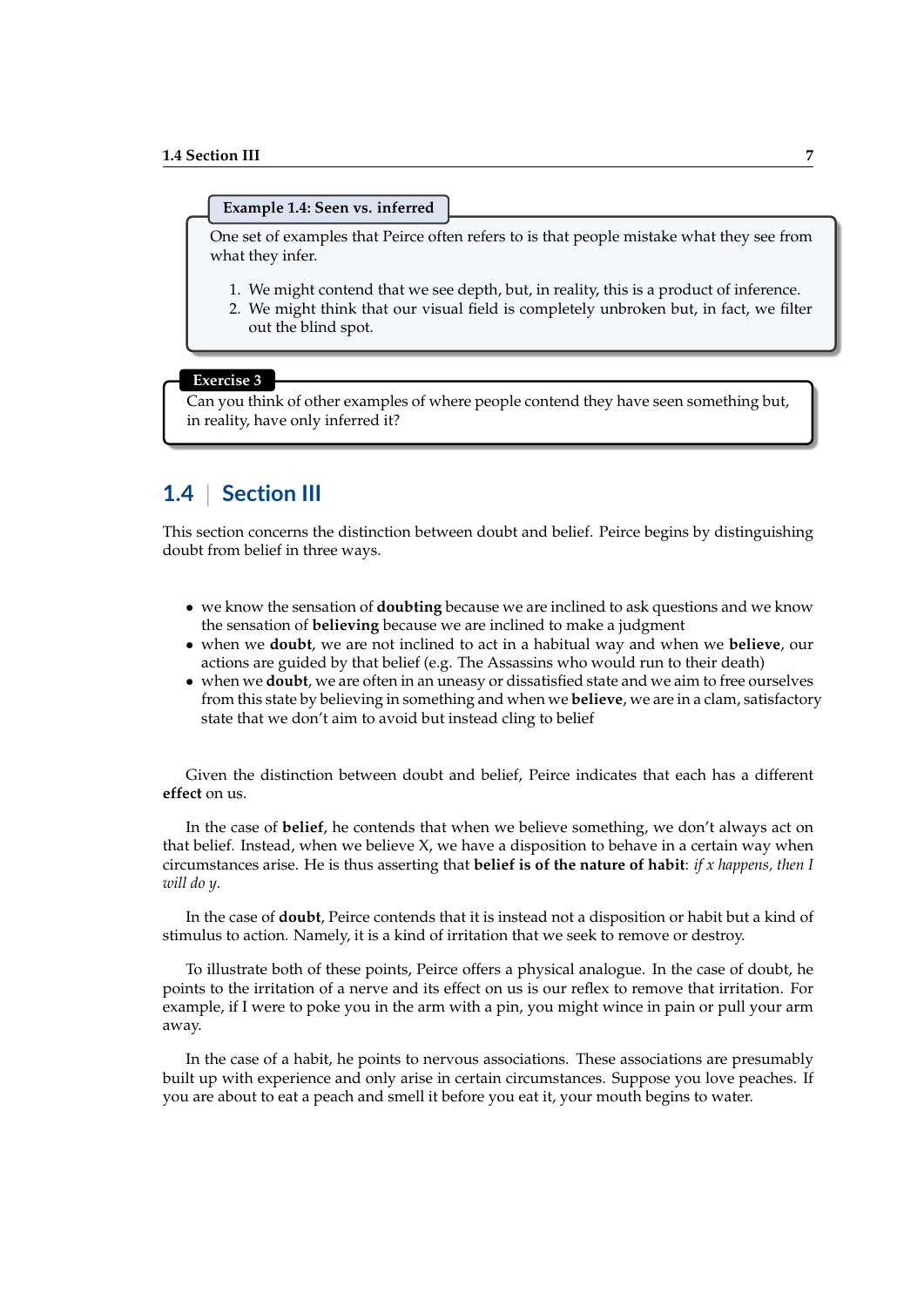**Example 1.4: Seen vs. inferred**

One set of examples that Peirce often refers to is that people mistake what they see from what they infer.

1. We might contend that we see depth, but, in reality, this is a product of inference.
2. We might think that our visual field is completely unbroken but, in fact, we filter out the blind spot.

**Exercise 3**

Can you think of other examples of where people contend they have seen something but, in reality, have only inferred it?

## 1.4 | Section III

This section concerns the distinction between doubt and belief. Peirce begins by distinguishing doubt from belief in three ways.

- we know the sensation of **doubting** because we are inclined to ask questions and we know the sensation of **believing** because we are inclined to make a judgment
- when we **doubt**, we are not inclined to act in a habitual way and when we **believe**, our actions are guided by that belief (e.g. The Assassins who would run to their death)
- when we **doubt**, we are often in an uneasy or dissatisfied state and we aim to free ourselves from this state by believing in something and when we **believe**, we are in a clam, satisfactory state that we don't aim to avoid but instead cling to belief

Given the distinction between doubt and belief, Peirce indicates that each has a different **effect** on us.

In the case of **belief**, he contends that when we believe something, we don't always act on that belief. Instead, when we believe X, we have a disposition to behave in a certain way when circumstances arise. He is thus asserting that **belief is of the nature of habit**: *if x happens, then I will do y*.

In the case of **doubt**, Peirce contends that it is instead not a disposition or habit but a kind of stimulus to action. Namely, it is a kind of irritation that we seek to remove or destroy.

To illustrate both of these points, Peirce offers a physical analogue. In the case of doubt, he points to the irritation of a nerve and its effect on us is our reflex to remove that irritation. For example, if I were to poke you in the arm with a pin, you might wince in pain or pull your arm away.

In the case of a habit, he points to nervous associations. These associations are presumably built up with experience and only arise in certain circumstances. Suppose you love peaches. If you are about to eat a peach and smell it before you eat it, your mouth begins to water.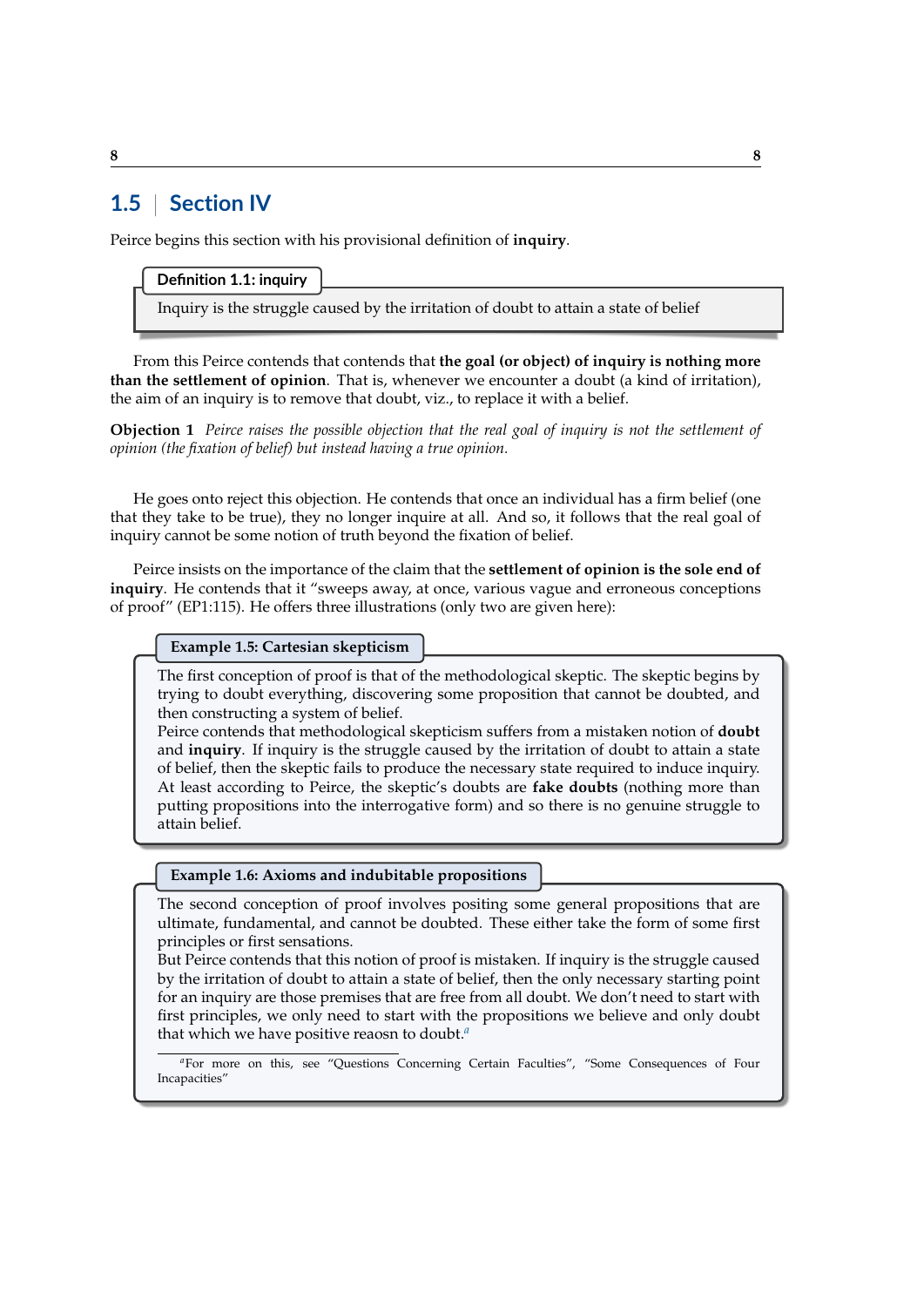## 1.5 | Section IV

Peirce begins this section with his provisional definition of **inquiry**.

**Definition 1.1: inquiry**

Inquiry is the struggle caused by the irritation of doubt to attain a state of belief

From this Peirce contends that contends that **the goal (or object) of inquiry is nothing more than the settlement of opinion**. That is, whenever we encounter a doubt (a kind of irritation), the aim of an inquiry is to remove that doubt, viz., to replace it with a belief.

**Objection 1** *Peirce raises the possible objection that the real goal of inquiry is not the settlement of opinion (the fixation of belief) but instead having a true opinion.*

He goes onto reject this objection. He contends that once an individual has a firm belief (one that they take to be true), they no longer inquire at all. And so, it follows that the real goal of inquiry cannot be some notion of truth beyond the fixation of belief.

Peirce insists on the importance of the claim that the **settlement of opinion is the sole end of inquiry**. He contends that it "sweeps away, at once, various vague and erroneous conceptions of proof" (EP1:115). He offers three illustrations (only two are given here):

**Example 1.5: Cartesian skepticism**

The first conception of proof is that of the methodological skeptic. The skeptic begins by trying to doubt everything, discovering some proposition that cannot be doubted, and then constructing a system of belief.
Peirce contends that methodological skepticism suffers from a mistaken notion of **doubt** and **inquiry**. If inquiry is the struggle caused by the irritation of doubt to attain a state of belief, then the skeptic fails to produce the necessary state required to induce inquiry. At least according to Peirce, the skeptic's doubts are **fake doubts** (nothing more than putting propositions into the interrogative form) and so there is no genuine struggle to attain belief.

**Example 1.6: Axioms and indubitable propositions**

The second conception of proof involves positing some general propositions that are ultimate, fundamental, and cannot be doubted. These either take the form of some first principles or first sensations.
But Peirce contends that this notion of proof is mistaken. If inquiry is the struggle caused by the irritation of doubt to attain a state of belief, then the only necessary starting point for an inquiry are those premises that are free from all doubt. We don't need to start with first principles, we only need to start with the propositions we believe and only doubt that which we have positive reaosn to doubt.[a]

[a] For more on this, see "Questions Concerning Certain Faculties", "Some Consequences of Four Incapacities"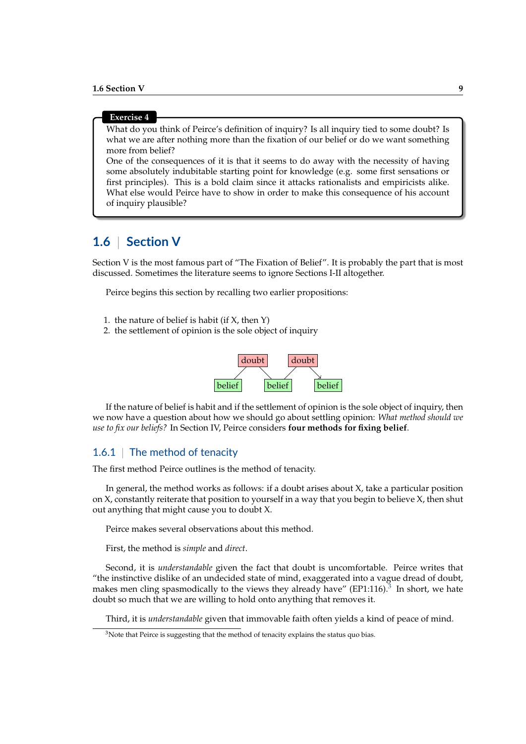**Exercise 4**

What do you think of Peirce's definition of inquiry? Is all inquiry tied to some doubt? Is what we are after nothing more than the fixation of our belief or do we want something more from belief?

One of the consequences of it is that it seems to do away with the necessity of having some absolutely indubitable starting point for knowledge (e.g. some first sensations or first principles). This is a bold claim since it attacks rationalists and empiricists alike. What else would Peirce have to show in order to make this consequence of his account of inquiry plausible?

## 1.6 | Section V

Section V is the most famous part of "The Fixation of Belief". It is probably the part that is most discussed. Sometimes the literature seems to ignore Sections I-II altogether.

Peirce begins this section by recalling two earlier propositions:

1. the nature of belief is habit (if X, then Y)
2. the settlement of opinion is the sole object of inquiry

doubt doubt
belief belief belief

If the nature of belief is habit and if the settlement of opinion is the sole object of inquiry, then we now have a question about how we should go about settling opinion: *What method should we use to fix our beliefs?* In Section IV, Peirce considers **four methods for fixing belief**.

### 1.6.1 | The method of tenacity

The first method Peirce outlines is the method of tenacity.

In general, the method works as follows: if a doubt arises about X, take a particular position on X, constantly reiterate that position to yourself in a way that you begin to believe X, then shut out anything that might cause you to doubt X.

Peirce makes several observations about this method.

First, the method is *simple* and *direct*.

Second, it is *understandable* given the fact that doubt is uncomfortable. Peirce writes that "the instinctive dislike of an undecided state of mind, exaggerated into a vague dread of doubt, makes men cling spasmodically to the views they already have" (EP1:116).[3] In short, we hate doubt so much that we are willing to hold onto anything that removes it.

Third, it is *understandable* given that immovable faith often yields a kind of peace of mind.

[3] Note that Peirce is suggesting that the method of tenacity explains the status quo bias.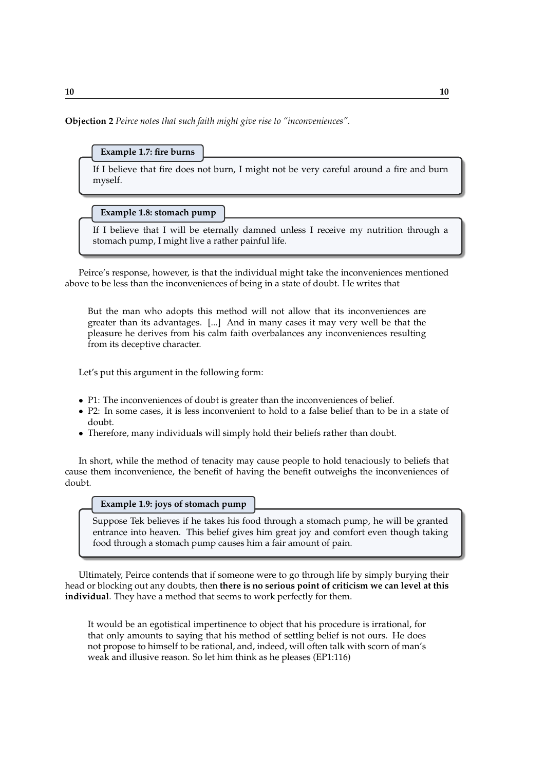**Objection 2** *Peirce notes that such faith might give rise to "inconveniences".*

**Example 1.7: fire burns**

If I believe that fire does not burn, I might not be very careful around a fire and burn myself.

**Example 1.8: stomach pump**

If I believe that I will be eternally damned unless I receive my nutrition through a stomach pump, I might live a rather painful life.

Peirce's response, however, is that the individual might take the inconveniences mentioned above to be less than the inconveniences of being in a state of doubt. He writes that

> But the man who adopts this method will not allow that its inconveniences are greater than its advantages. [...] And in many cases it may very well be that the pleasure he derives from his calm faith overbalances any inconveniences resulting from its deceptive character.

Let's put this argument in the following form:

- P1: The inconveniences of doubt is greater than the inconveniences of belief.
- P2: In some cases, it is less inconvenient to hold to a false belief than to be in a state of doubt.
- Therefore, many individuals will simply hold their beliefs rather than doubt.

In short, while the method of tenacity may cause people to hold tenaciously to beliefs that cause them inconvenience, the benefit of having the benefit outweighs the inconveniences of doubt.

**Example 1.9: joys of stomach pump**

Suppose Tek believes if he takes his food through a stomach pump, he will be granted entrance into heaven. This belief gives him great joy and comfort even though taking food through a stomach pump causes him a fair amount of pain.

Ultimately, Peirce contends that if someone were to go through life by simply burying their head or blocking out any doubts, then **there is no serious point of criticism we can level at this individual**. They have a method that seems to work perfectly for them.

> It would be an egotistical impertinence to object that his procedure is irrational, for that only amounts to saying that his method of settling belief is not ours. He does not propose to himself to be rational, and, indeed, will often talk with scorn of man's weak and illusive reason. So let him think as he pleases (EP1:116)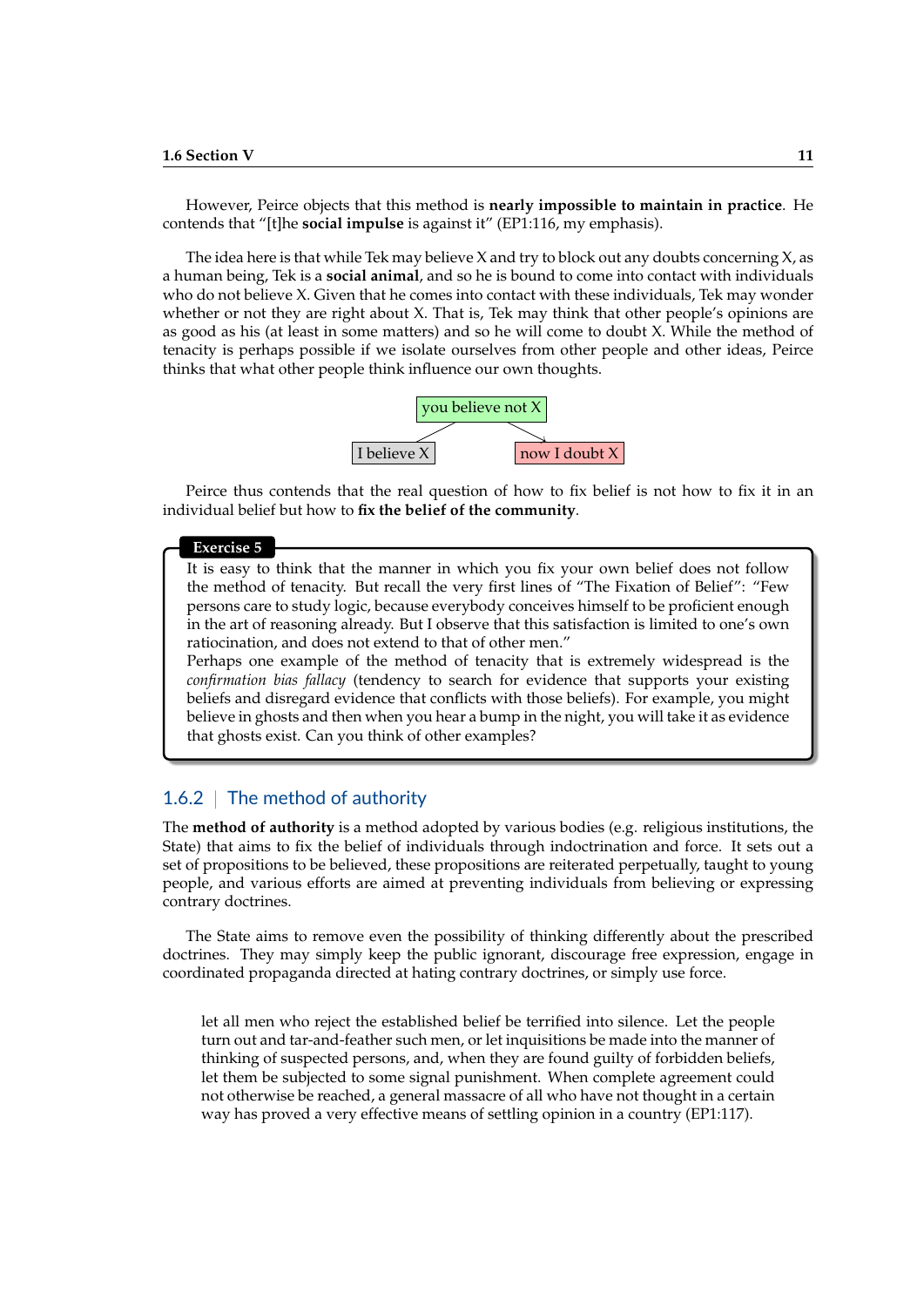However, Peirce objects that this method is **nearly impossible to maintain in practice**. He contends that "[t]he **social impulse** is against it" (EP1:116, my emphasis).

The idea here is that while Tek may believe X and try to block out any doubts concerning X, as a human being, Tek is a **social animal**, and so he is bound to come into contact with individuals who do not believe X. Given that he comes into contact with these individuals, Tek may wonder whether or not they are right about X. That is, Tek may think that other people's opinions are as good as his (at least in some matters) and so he will come to doubt X. While the method of tenacity is perhaps possible if we isolate ourselves from other people and other ideas, Peirce thinks that what other people think influence our own thoughts.

you believe not X

I believe X — now I doubt X

Peirce thus contends that the real question of how to fix belief is not how to fix it in an individual belief but how to **fix the belief of the community**.

**Exercise 5**

It is easy to think that the manner in which you fix your own belief does not follow the method of tenacity. But recall the very first lines of "The Fixation of Belief": "Few persons care to study logic, because everybody conceives himself to be proficient enough in the art of reasoning already. But I observe that this satisfaction is limited to one's own ratiocination, and does not extend to that of other men."

Perhaps one example of the method of tenacity that is extremely widespread is the *confirmation bias fallacy* (tendency to search for evidence that supports your existing beliefs and disregard evidence that conflicts with those beliefs). For example, you might believe in ghosts and then when you hear a bump in the night, you will take it as evidence that ghosts exist. Can you think of other examples?

### 1.6.2 | The method of authority

The **method of authority** is a method adopted by various bodies (e.g. religious institutions, the State) that aims to fix the belief of individuals through indoctrination and force. It sets out a set of propositions to be believed, these propositions are reiterated perpetually, taught to young people, and various efforts are aimed at preventing individuals from believing or expressing contrary doctrines.

The State aims to remove even the possibility of thinking differently about the prescribed doctrines. They may simply keep the public ignorant, discourage free expression, engage in coordinated propaganda directed at hating contrary doctrines, or simply use force.

> let all men who reject the established belief be terrified into silence. Let the people turn out and tar-and-feather such men, or let inquisitions be made into the manner of thinking of suspected persons, and, when they are found guilty of forbidden beliefs, let them be subjected to some signal punishment. When complete agreement could not otherwise be reached, a general massacre of all who have not thought in a certain way has proved a very effective means of settling opinion in a country (EP1:117).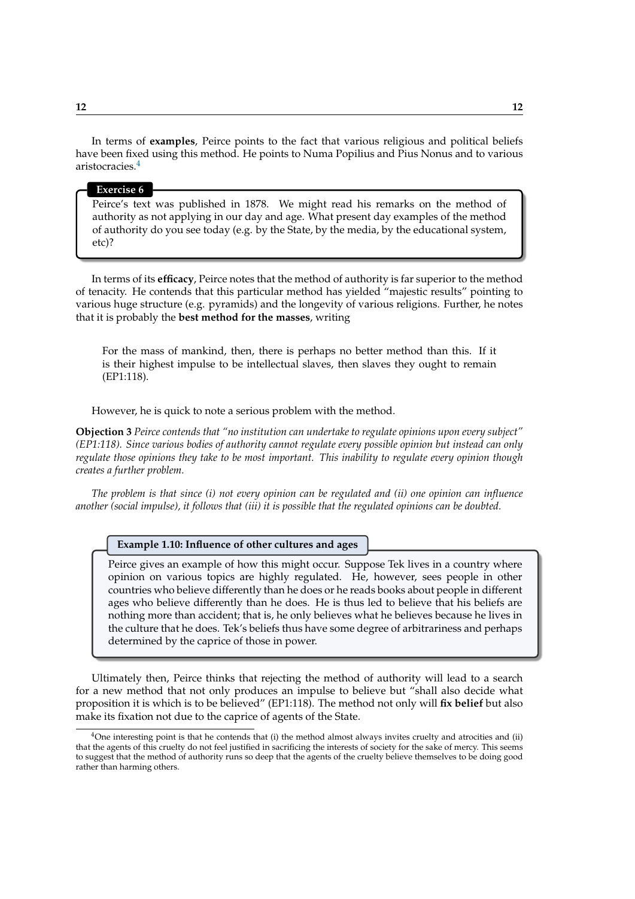In terms of **examples**, Peirce points to the fact that various religious and political beliefs have been fixed using this method. He points to Numa Popilius and Pius Nonus and to various aristocracies.[4]

**Exercise 6**

Peirce's text was published in 1878. We might read his remarks on the method of authority as not applying in our day and age. What present day examples of the method of authority do you see today (e.g. by the State, by the media, by the educational system, etc)?

In terms of its **efficacy**, Peirce notes that the method of authority is far superior to the method of tenacity. He contends that this particular method has yielded "majestic results" pointing to various huge structure (e.g. pyramids) and the longevity of various religions. Further, he notes that it is probably the **best method for the masses**, writing

> For the mass of mankind, then, there is perhaps no better method than this. If it is their highest impulse to be intellectual slaves, then slaves they ought to remain (EP1:118).

However, he is quick to note a serious problem with the method.

**Objection 3** *Peirce contends that "no institution can undertake to regulate opinions upon every subject" (EP1:118). Since various bodies of authority cannot regulate every possible opinion but instead can only regulate those opinions they take to be most important. This inability to regulate every opinion though creates a further problem.*

*The problem is that since (i) not every opinion can be regulated and (ii) one opinion can influence another (social impulse), it follows that (iii) it is possible that the regulated opinions can be doubted.*

**Example 1.10: Influence of other cultures and ages**

Peirce gives an example of how this might occur. Suppose Tek lives in a country where opinion on various topics are highly regulated. He, however, sees people in other countries who believe differently than he does or he reads books about people in different ages who believe differently than he does. He is thus led to believe that his beliefs are nothing more than accident; that is, he only believes what he believes because he lives in the culture that he does. Tek's beliefs thus have some degree of arbitrariness and perhaps determined by the caprice of those in power.

Ultimately then, Peirce thinks that rejecting the method of authority will lead to a search for a new method that not only produces an impulse to believe but "shall also decide what proposition it is which is to be believed" (EP1:118). The method not only will **fix belief** but also make its fixation not due to the caprice of agents of the State.

[4] One interesting point is that he contends that (i) the method almost always invites cruelty and atrocities and (ii) that the agents of this cruelty do not feel justified in sacrificing the interests of society for the sake of mercy. This seems to suggest that the method of authority runs so deep that the agents of the cruelty believe themselves to be doing good rather than harming others.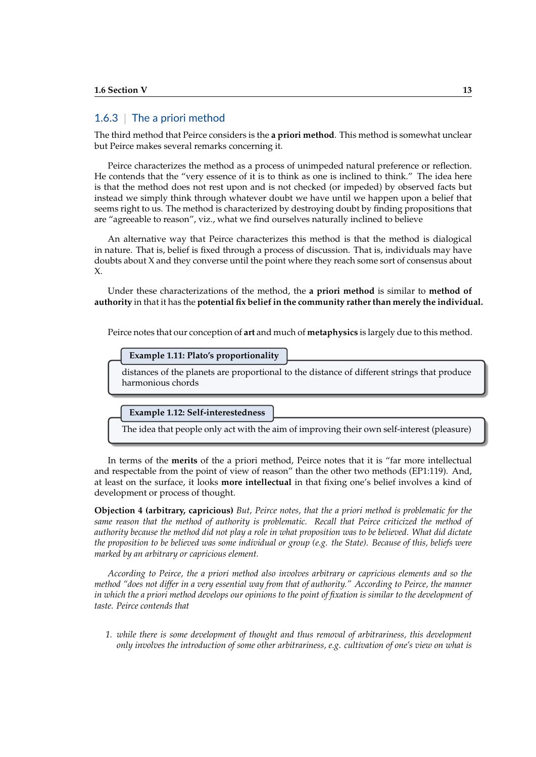### 1.6.3 | The a priori method

The third method that Peirce considers is the **a priori method**. This method is somewhat unclear but Peirce makes several remarks concerning it.

Peirce characterizes the method as a process of unimpeded natural preference or reflection. He contends that the "very essence of it is to think as one is inclined to think." The idea here is that the method does not rest upon and is not checked (or impeded) by observed facts but instead we simply think through whatever doubt we have until we happen upon a belief that seems right to us. The method is characterized by destroying doubt by finding propositions that are "agreeable to reason", viz., what we find ourselves naturally inclined to believe

An alternative way that Peirce characterizes this method is that the method is dialogical in nature. That is, belief is fixed through a process of discussion. That is, individuals may have doubts about X and they converse until the point where they reach some sort of consensus about X.

Under these characterizations of the method, the **a priori method** is similar to **method of authority** in that it has the **potential fix belief in the community rather than merely the individual.**

Peirce notes that our conception of **art** and much of **metaphysics** is largely due to this method.

> **Example 1.11: Plato's proportionality**
>
> distances of the planets are proportional to the distance of different strings that produce harmonious chords

> **Example 1.12: Self-interestedness**
>
> The idea that people only act with the aim of improving their own self-interest (pleasure)

In terms of the **merits** of the a priori method, Peirce notes that it is "far more intellectual and respectable from the point of view of reason" than the other two methods (EP1:119). And, at least on the surface, it looks **more intellectual** in that fixing one's belief involves a kind of development or process of thought.

**Objection 4 (arbitrary, capricious)** *But, Peirce notes, that the a priori method is problematic for the same reason that the method of authority is problematic. Recall that Peirce criticized the method of authority because the method did not play a role in what proposition was to be believed. What did dictate the proposition to be believed was some individual or group (e.g. the State). Because of this, beliefs were marked by an arbitrary or capricious element.*

*According to Peirce, the a priori method also involves arbitrary or capricious elements and so the method "does not differ in a very essential way from that of authority." According to Peirce, the manner in which the a priori method develops our opinions to the point of fixation is similar to the development of taste. Peirce contends that*

1. *while there is some development of thought and thus removal of arbitrariness, this development only involves the introduction of some other arbitrariness, e.g. cultivation of one's view on what is*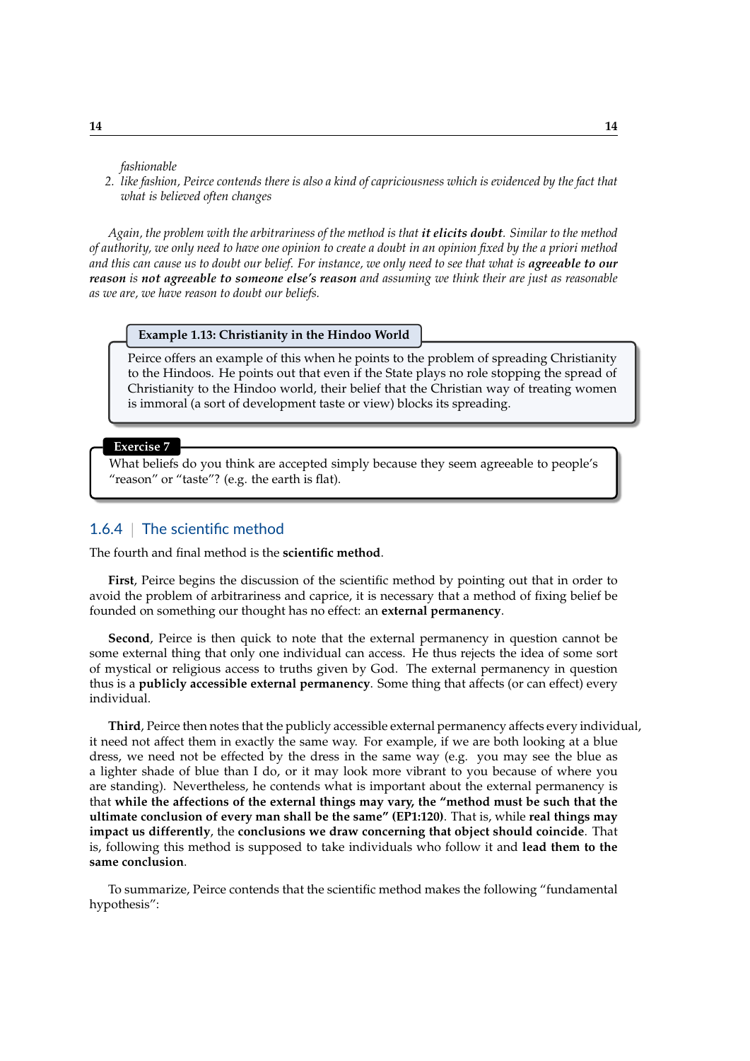*fashionable*

2. *like fashion, Peirce contends there is also a kind of capriciousness which is evidenced by the fact that what is believed often changes*

*Again, the problem with the arbitrariness of the method is that **it elicits doubt**. Similar to the method of authority, we only need to have one opinion to create a doubt in an opinion fixed by the a priori method and this can cause us to doubt our belief. For instance, we only need to see that what is **agreeable to our reason** is **not agreeable to someone else's reason** and assuming we think their are just as reasonable as we are, we have reason to doubt our beliefs.*

**Example 1.13: Christianity in the Hindoo World**

Peirce offers an example of this when he points to the problem of spreading Christianity to the Hindoos. He points out that even if the State plays no role stopping the spread of Christianity to the Hindoo world, their belief that the Christian way of treating women is immoral (a sort of development taste or view) blocks its spreading.

**Exercise 7**

What beliefs do you think are accepted simply because they seem agreeable to people's "reason" or "taste"? (e.g. the earth is flat).

### 1.6.4 | The scientific method

The fourth and final method is the **scientific method**.

**First**, Peirce begins the discussion of the scientific method by pointing out that in order to avoid the problem of arbitrariness and caprice, it is necessary that a method of fixing belief be founded on something our thought has no effect: an **external permanency**.

**Second**, Peirce is then quick to note that the external permanency in question cannot be some external thing that only one individual can access. He thus rejects the idea of some sort of mystical or religious access to truths given by God. The external permanency in question thus is a **publicly accessible external permanency**. Some thing that affects (or can effect) every individual.

**Third**, Peirce then notes that the publicly accessible external permanency affects every individual, it need not affect them in exactly the same way. For example, if we are both looking at a blue dress, we need not be effected by the dress in the same way (e.g. you may see the blue as a lighter shade of blue than I do, or it may look more vibrant to you because of where you are standing). Nevertheless, he contends what is important about the external permanency is that **while the affections of the external things may vary, the "method must be such that the ultimate conclusion of every man shall be the same" (EP1:120)**. That is, while **real things may impact us differently**, the **conclusions we draw concerning that object should coincide**. That is, following this method is supposed to take individuals who follow it and **lead them to the same conclusion**.

To summarize, Peirce contends that the scientific method makes the following "fundamental hypothesis":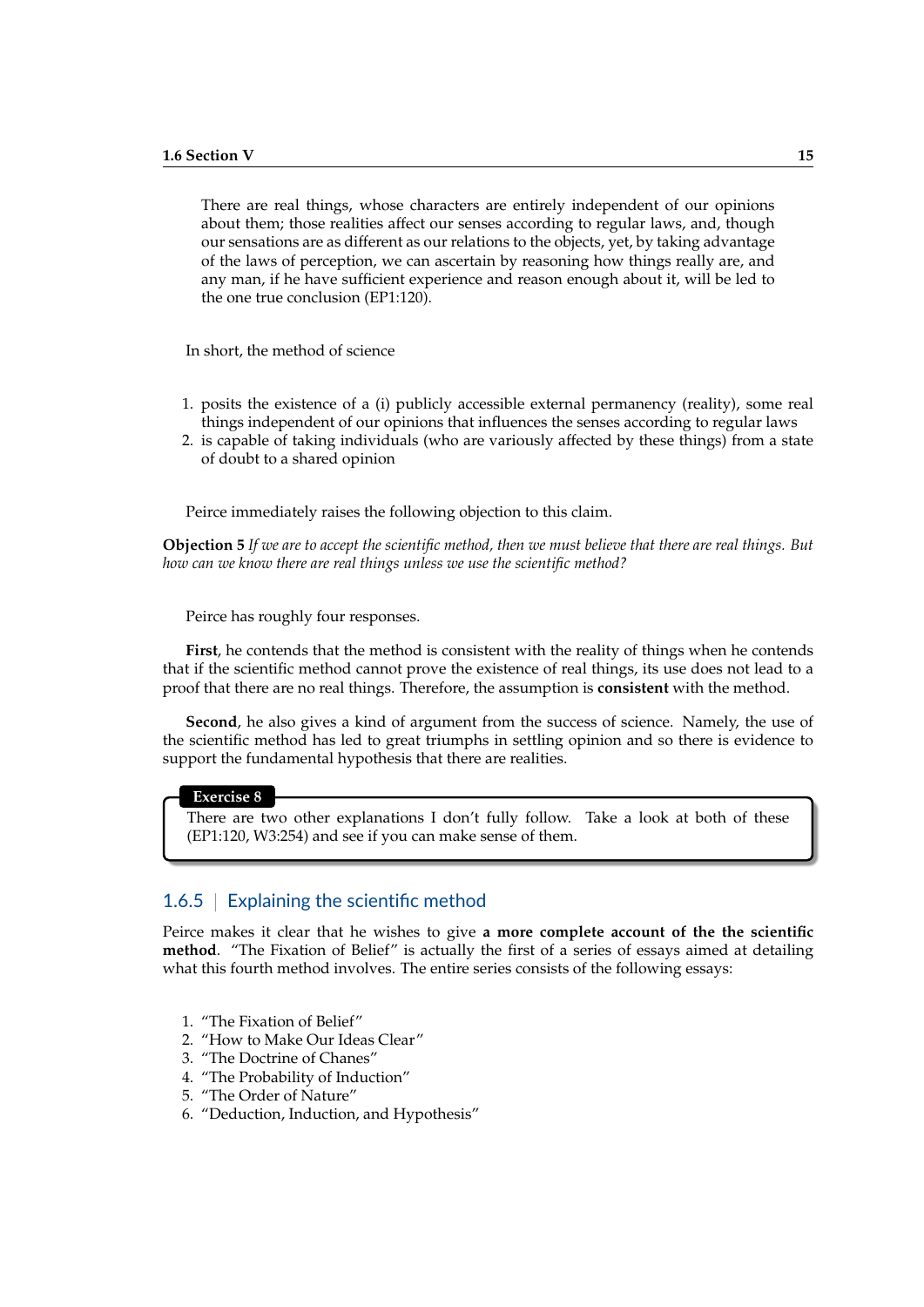> There are real things, whose characters are entirely independent of our opinions about them; those realities affect our senses according to regular laws, and, though our sensations are as different as our relations to the objects, yet, by taking advantage of the laws of perception, we can ascertain by reasoning how things really are, and any man, if he have sufficient experience and reason enough about it, will be led to the one true conclusion (EP1:120).

In short, the method of science

1. posits the existence of a (i) publicly accessible external permanency (reality), some real things independent of our opinions that influences the senses according to regular laws
2. is capable of taking individuals (who are variously affected by these things) from a state of doubt to a shared opinion

Peirce immediately raises the following objection to this claim.

**Objection 5** *If we are to accept the scientific method, then we must believe that there are real things. But how can we know there are real things unless we use the scientific method?*

Peirce has roughly four responses.

**First**, he contends that the method is consistent with the reality of things when he contends that if the scientific method cannot prove the existence of real things, its use does not lead to a proof that there are no real things. Therefore, the assumption is **consistent** with the method.

**Second**, he also gives a kind of argument from the success of science. Namely, the use of the scientific method has led to great triumphs in settling opinion and so there is evidence to support the fundamental hypothesis that there are realities.

**Exercise 8**

There are two other explanations I don't fully follow. Take a look at both of these (EP1:120, W3:254) and see if you can make sense of them.

### 1.6.5 Explaining the scientific method

Peirce makes it clear that he wishes to give **a more complete account of the the scientific method**. "The Fixation of Belief" is actually the first of a series of essays aimed at detailing what this fourth method involves. The entire series consists of the following essays:

1. "The Fixation of Belief"
2. "How to Make Our Ideas Clear"
3. "The Doctrine of Chanes"
4. "The Probability of Induction"
5. "The Order of Nature"
6. "Deduction, Induction, and Hypothesis"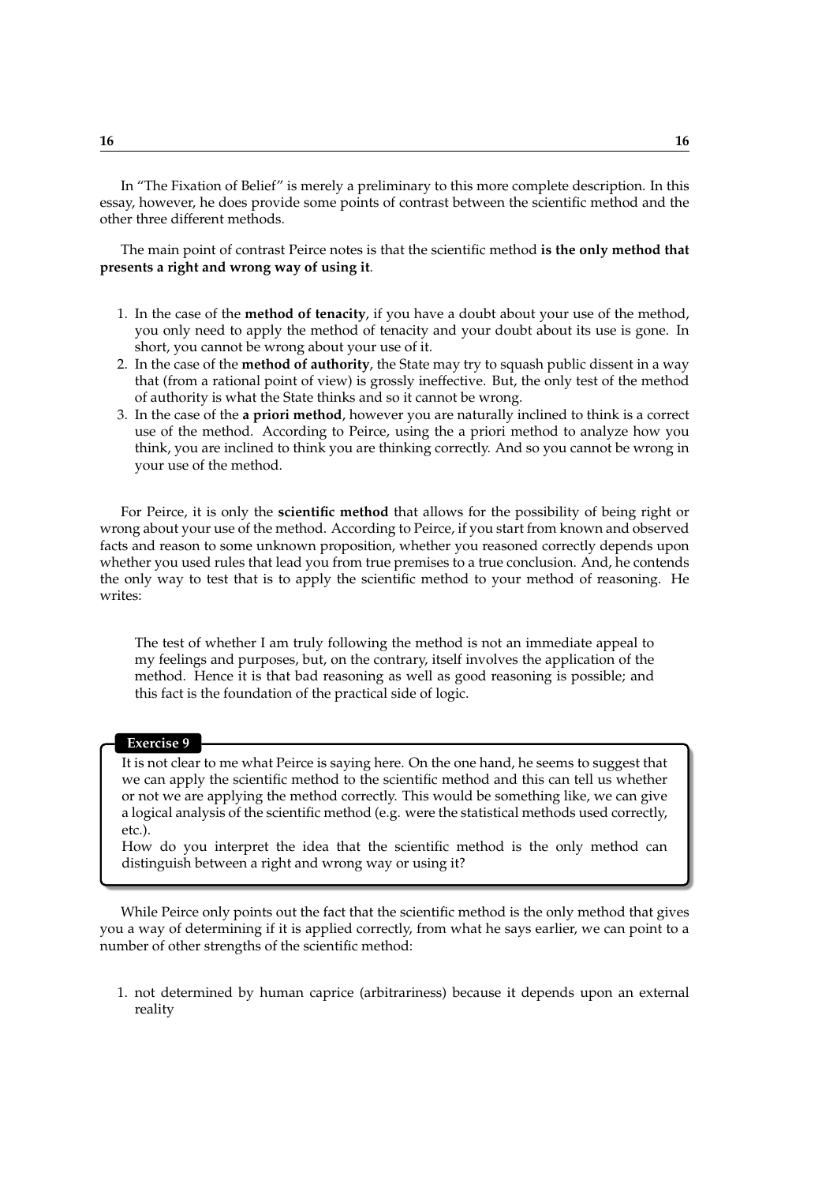In "The Fixation of Belief" is merely a preliminary to this more complete description. In this essay, however, he does provide some points of contrast between the scientific method and the other three different methods.

The main point of contrast Peirce notes is that the scientific method **is the only method that presents a right and wrong way of using it**.

1. In the case of the **method of tenacity**, if you have a doubt about your use of the method, you only need to apply the method of tenacity and your doubt about its use is gone. In short, you cannot be wrong about your use of it.
2. In the case of the **method of authority**, the State may try to squash public dissent in a way that (from a rational point of view) is grossly ineffective. But, the only test of the method of authority is what the State thinks and so it cannot be wrong.
3. In the case of the **a priori method**, however you are naturally inclined to think is a correct use of the method. According to Peirce, using the a priori method to analyze how you think, you are inclined to think you are thinking correctly. And so you cannot be wrong in your use of the method.

For Peirce, it is only the **scientific method** that allows for the possibility of being right or wrong about your use of the method. According to Peirce, if you start from known and observed facts and reason to some unknown proposition, whether you reasoned correctly depends upon whether you used rules that lead you from true premises to a true conclusion. And, he contends the only way to test that is to apply the scientific method to your method of reasoning. He writes:

> The test of whether I am truly following the method is not an immediate appeal to my feelings and purposes, but, on the contrary, itself involves the application of the method. Hence it is that bad reasoning as well as good reasoning is possible; and this fact is the foundation of the practical side of logic.

**Exercise 9**

It is not clear to me what Peirce is saying here. On the one hand, he seems to suggest that we can apply the scientific method to the scientific method and this can tell us whether or not we are applying the method correctly. This would be something like, we can give a logical analysis of the scientific method (e.g. were the statistical methods used correctly, etc.).

How do you interpret the idea that the scientific method is the only method can distinguish between a right and wrong way or using it?

While Peirce only points out the fact that the scientific method is the only method that gives you a way of determining if it is applied correctly, from what he says earlier, we can point to a number of other strengths of the scientific method:

1. not determined by human caprice (arbitrariness) because it depends upon an external reality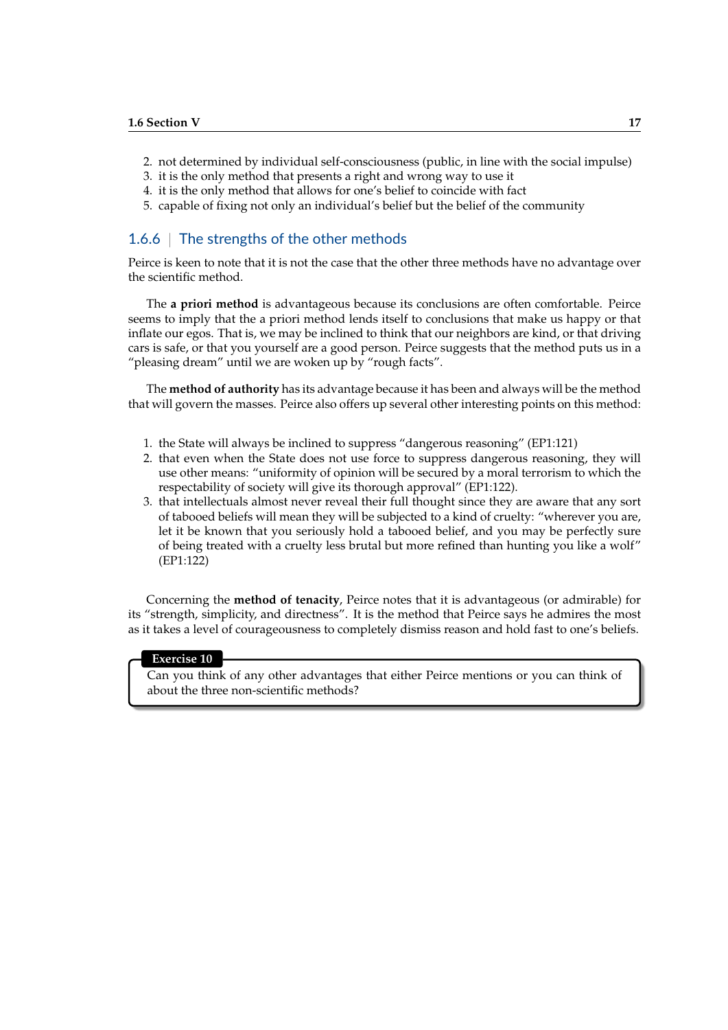2. not determined by individual self-consciousness (public, in line with the social impulse)
3. it is the only method that presents a right and wrong way to use it
4. it is the only method that allows for one's belief to coincide with fact
5. capable of fixing not only an individual's belief but the belief of the community

### 1.6.6 | The strengths of the other methods

Peirce is keen to note that it is not the case that the other three methods have no advantage over the scientific method.

The **a priori method** is advantageous because its conclusions are often comfortable. Peirce seems to imply that the a priori method lends itself to conclusions that make us happy or that inflate our egos. That is, we may be inclined to think that our neighbors are kind, or that driving cars is safe, or that you yourself are a good person. Peirce suggests that the method puts us in a "pleasing dream" until we are woken up by "rough facts".

The **method of authority** has its advantage because it has been and always will be the method that will govern the masses. Peirce also offers up several other interesting points on this method:

1. the State will always be inclined to suppress "dangerous reasoning" (EP1:121)
2. that even when the State does not use force to suppress dangerous reasoning, they will use other means: "uniformity of opinion will be secured by a moral terrorism to which the respectability of society will give its thorough approval" (EP1:122).
3. that intellectuals almost never reveal their full thought since they are aware that any sort of tabooed beliefs will mean they will be subjected to a kind of cruelty: "wherever you are, let it be known that you seriously hold a tabooed belief, and you may be perfectly sure of being treated with a cruelty less brutal but more refined than hunting you like a wolf" (EP1:122)

Concerning the **method of tenacity**, Peirce notes that it is advantageous (or admirable) for its "strength, simplicity, and directness". It is the method that Peirce says he admires the most as it takes a level of courageousness to completely dismiss reason and hold fast to one's beliefs.

**Exercise 10**

Can you think of any other advantages that either Peirce mentions or you can think of about the three non-scientific methods?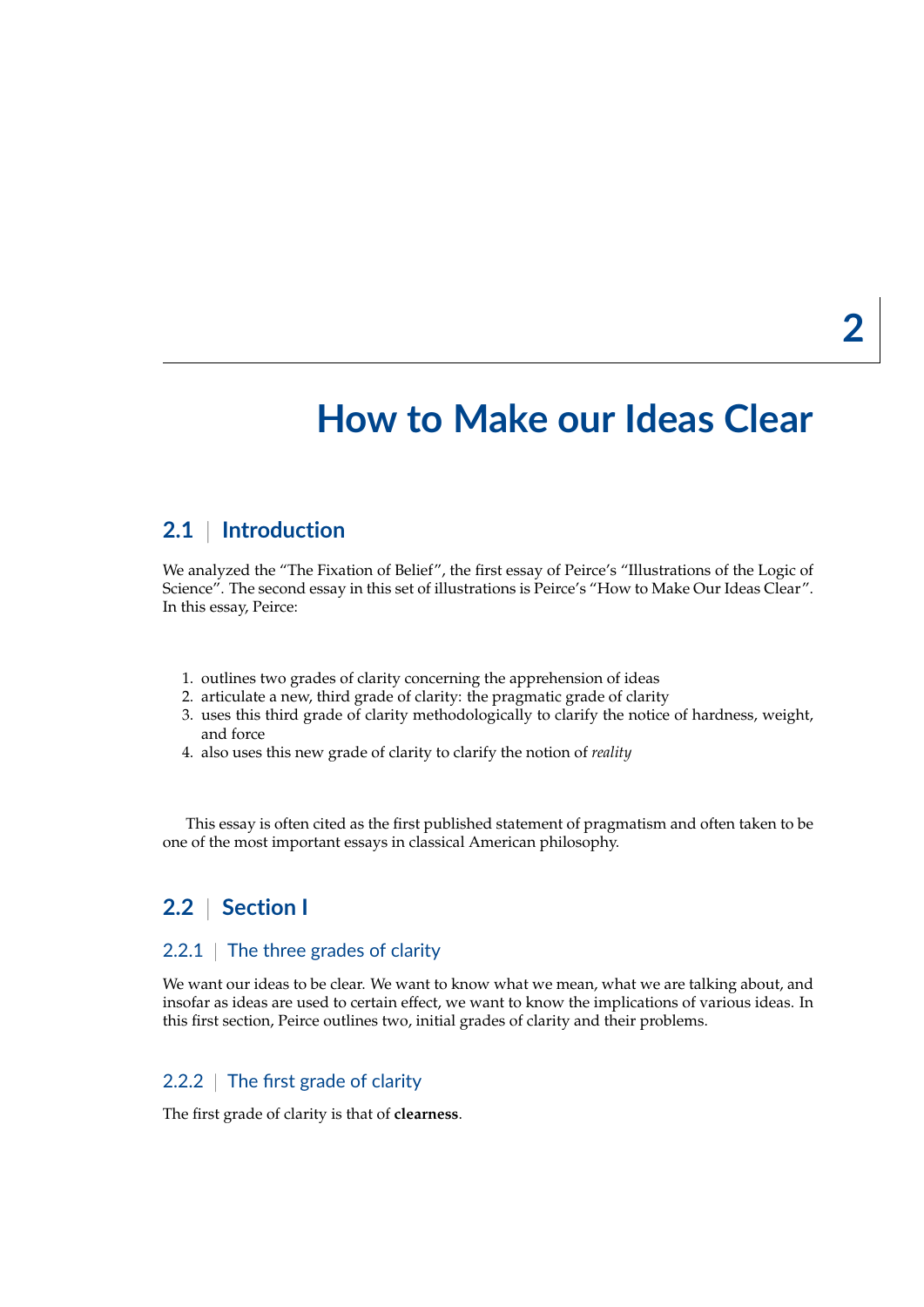# 2 How to Make our Ideas Clear

## 2.1 Introduction

We analyzed the "The Fixation of Belief", the first essay of Peirce's "Illustrations of the Logic of Science". The second essay in this set of illustrations is Peirce's "How to Make Our Ideas Clear". In this essay, Peirce:

1. outlines two grades of clarity concerning the apprehension of ideas
2. articulate a new, third grade of clarity: the pragmatic grade of clarity
3. uses this third grade of clarity methodologically to clarify the notice of hardness, weight, and force
4. also uses this new grade of clarity to clarify the notion of *reality*

This essay is often cited as the first published statement of pragmatism and often taken to be one of the most important essays in classical American philosophy.

## 2.2 Section I

### 2.2.1 The three grades of clarity

We want our ideas to be clear. We want to know what we mean, what we are talking about, and insofar as ideas are used to certain effect, we want to know the implications of various ideas. In this first section, Peirce outlines two, initial grades of clarity and their problems.

### 2.2.2 The first grade of clarity

The first grade of clarity is that of **clearness**.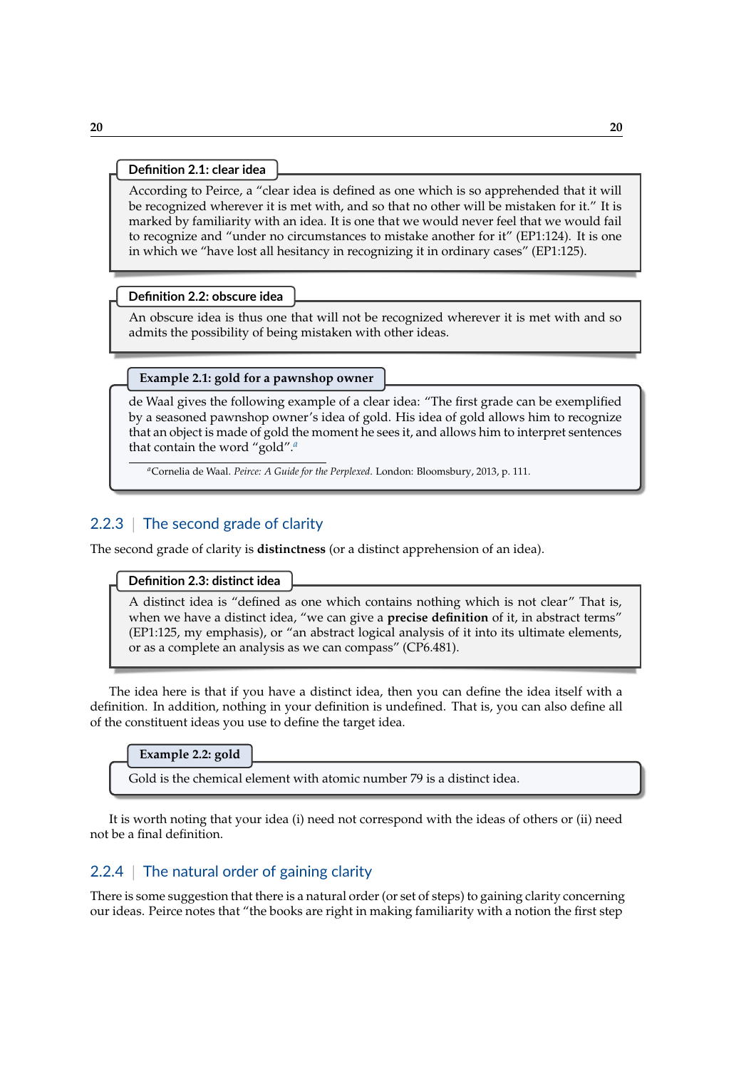**Definition 2.1: clear idea**

According to Peirce, a "clear idea is defined as one which is so apprehended that it will be recognized wherever it is met with, and so that no other will be mistaken for it." It is marked by familiarity with an idea. It is one that we would never feel that we would fail to recognize and "under no circumstances to mistake another for it" (EP1:124). It is one in which we "have lost all hesitancy in recognizing it in ordinary cases" (EP1:125).

**Definition 2.2: obscure idea**

An obscure idea is thus one that will not be recognized wherever it is met with and so admits the possibility of being mistaken with other ideas.

**Example 2.1: gold for a pawnshop owner**

de Waal gives the following example of a clear idea: "The first grade can be exemplified by a seasoned pawnshop owner's idea of gold. His idea of gold allows him to recognize that an object is made of gold the moment he sees it, and allows him to interpret sentences that contain the word "gold".[a]

[a]Cornelia de Waal. *Peirce: A Guide for the Perplexed*. London: Bloomsbury, 2013, p. 111.

### 2.2.3 | The second grade of clarity

The second grade of clarity is **distinctness** (or a distinct apprehension of an idea).

**Definition 2.3: distinct idea**

A distinct idea is "defined as one which contains nothing which is not clear" That is, when we have a distinct idea, "we can give a **precise definition** of it, in abstract terms" (EP1:125, my emphasis), or "an abstract logical analysis of it into its ultimate elements, or as a complete an analysis as we can compass" (CP6.481).

The idea here is that if you have a distinct idea, then you can define the idea itself with a definition. In addition, nothing in your definition is undefined. That is, you can also define all of the constituent ideas you use to define the target idea.

**Example 2.2: gold**

Gold is the chemical element with atomic number 79 is a distinct idea.

It is worth noting that your idea (i) need not correspond with the ideas of others or (ii) need not be a final definition.

### 2.2.4 | The natural order of gaining clarity

There is some suggestion that there is a natural order (or set of steps) to gaining clarity concerning our ideas. Peirce notes that "the books are right in making familiarity with a notion the first step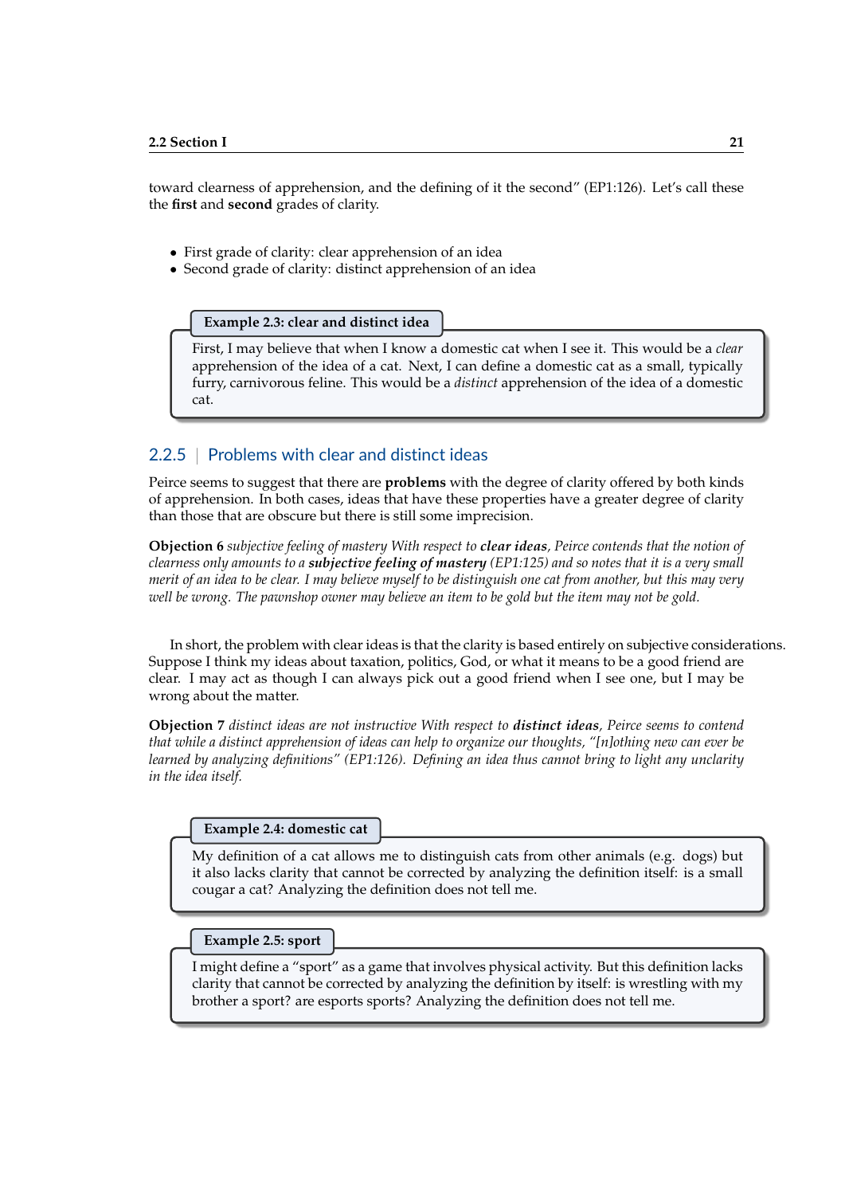toward clearness of apprehension, and the defining of it the second" (EP1:126). Let's call these the **first** and **second** grades of clarity.

- First grade of clarity: clear apprehension of an idea
- Second grade of clarity: distinct apprehension of an idea

> **Example 2.3: clear and distinct idea**
>
> First, I may believe that when I know a domestic cat when I see it. This would be a *clear* apprehension of the idea of a cat. Next, I can define a domestic cat as a small, typically furry, carnivorous feline. This would be a *distinct* apprehension of the idea of a domestic cat.

### 2.2.5 | Problems with clear and distinct ideas

Peirce seems to suggest that there are **problems** with the degree of clarity offered by both kinds of apprehension. In both cases, ideas that have these properties have a greater degree of clarity than those that are obscure but there is still some imprecision.

**Objection 6** *subjective feeling of mastery With respect to* ***clear ideas****, Peirce contends that the notion of clearness only amounts to a* ***subjective feeling of mastery*** *(EP1:125) and so notes that it is a very small merit of an idea to be clear. I may believe myself to be distinguish one cat from another, but this may very well be wrong. The pawnshop owner may believe an item to be gold but the item may not be gold.*

In short, the problem with clear ideas is that the clarity is based entirely on subjective considerations. Suppose I think my ideas about taxation, politics, God, or what it means to be a good friend are clear. I may act as though I can always pick out a good friend when I see one, but I may be wrong about the matter.

**Objection 7** *distinct ideas are not instructive With respect to* ***distinct ideas****, Peirce seems to contend that while a distinct apprehension of ideas can help to organize our thoughts, "[n]othing new can ever be learned by analyzing definitions" (EP1:126). Defining an idea thus cannot bring to light any unclarity in the idea itself.*

> **Example 2.4: domestic cat**
>
> My definition of a cat allows me to distinguish cats from other animals (e.g. dogs) but it also lacks clarity that cannot be corrected by analyzing the definition itself: is a small cougar a cat? Analyzing the definition does not tell me.

> **Example 2.5: sport**
>
> I might define a "sport" as a game that involves physical activity. But this definition lacks clarity that cannot be corrected by analyzing the definition by itself: is wrestling with my brother a sport? are esports sports? Analyzing the definition does not tell me.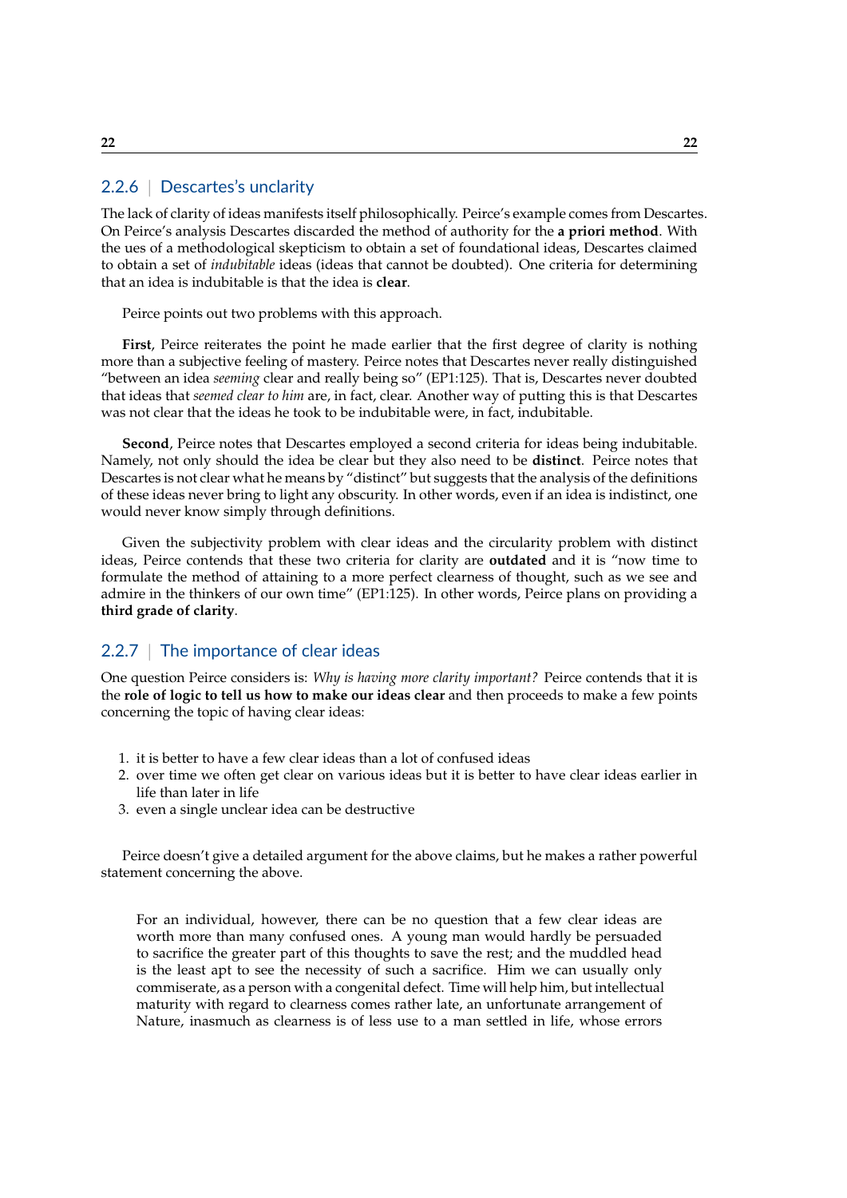### 2.2.6 | Descartes's unclarity

The lack of clarity of ideas manifests itself philosophically. Peirce's example comes from Descartes. On Peirce's analysis Descartes discarded the method of authority for the **a priori method**. With the ues of a methodological skepticism to obtain a set of foundational ideas, Descartes claimed to obtain a set of *indubitable* ideas (ideas that cannot be doubted). One criteria for determining that an idea is indubitable is that the idea is **clear**.

Peirce points out two problems with this approach.

**First**, Peirce reiterates the point he made earlier that the first degree of clarity is nothing more than a subjective feeling of mastery. Peirce notes that Descartes never really distinguished "between an idea *seeming* clear and really being so" (EP1:125). That is, Descartes never doubted that ideas that *seemed clear to him* are, in fact, clear. Another way of putting this is that Descartes was not clear that the ideas he took to be indubitable were, in fact, indubitable.

**Second**, Peirce notes that Descartes employed a second criteria for ideas being indubitable. Namely, not only should the idea be clear but they also need to be **distinct**. Peirce notes that Descartes is not clear what he means by "distinct" but suggests that the analysis of the definitions of these ideas never bring to light any obscurity. In other words, even if an idea is indistinct, one would never know simply through definitions.

Given the subjectivity problem with clear ideas and the circularity problem with distinct ideas, Peirce contends that these two criteria for clarity are **outdated** and it is "now time to formulate the method of attaining to a more perfect clearness of thought, such as we see and admire in the thinkers of our own time" (EP1:125). In other words, Peirce plans on providing a **third grade of clarity**.

### 2.2.7 | The importance of clear ideas

One question Peirce considers is: *Why is having more clarity important?* Peirce contends that it is the **role of logic to tell us how to make our ideas clear** and then proceeds to make a few points concerning the topic of having clear ideas:

1. it is better to have a few clear ideas than a lot of confused ideas
2. over time we often get clear on various ideas but it is better to have clear ideas earlier in life than later in life
3. even a single unclear idea can be destructive

Peirce doesn't give a detailed argument for the above claims, but he makes a rather powerful statement concerning the above.

> For an individual, however, there can be no question that a few clear ideas are worth more than many confused ones. A young man would hardly be persuaded to sacrifice the greater part of this thoughts to save the rest; and the muddled head is the least apt to see the necessity of such a sacrifice. Him we can usually only commiserate, as a person with a congenital defect. Time will help him, but intellectual maturity with regard to clearness comes rather late, an unfortunate arrangement of Nature, inasmuch as clearness is of less use to a man settled in life, whose errors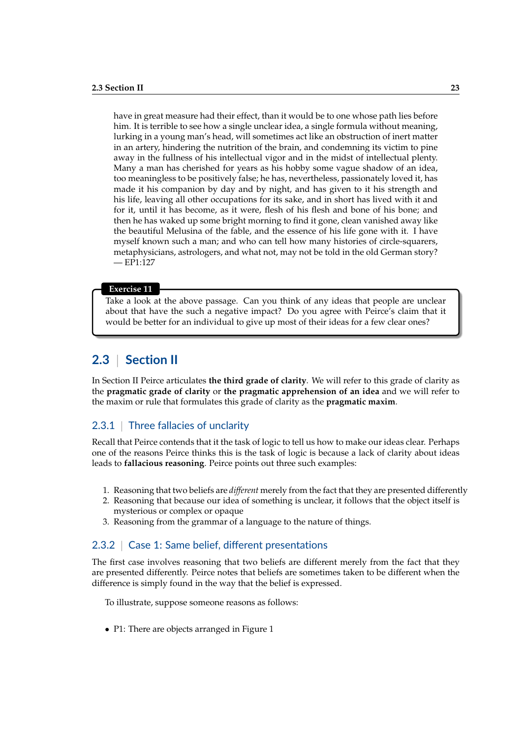have in great measure had their effect, than it would be to one whose path lies before him. It is terrible to see how a single unclear idea, a single formula without meaning, lurking in a young man's head, will sometimes act like an obstruction of inert matter in an artery, hindering the nutrition of the brain, and condemning its victim to pine away in the fullness of his intellectual vigor and in the midst of intellectual plenty. Many a man has cherished for years as his hobby some vague shadow of an idea, too meaningless to be positively false; he has, nevertheless, passionately loved it, has made it his companion by day and by night, and has given to it his strength and his life, leaving all other occupations for its sake, and in short has lived with it and for it, until it has become, as it were, flesh of his flesh and bone of his bone; and then he has waked up some bright morning to find it gone, clean vanished away like the beautiful Melusina of the fable, and the essence of his life gone with it. I have myself known such a man; and who can tell how many histories of circle-squarers, metaphysicians, astrologers, and what not, may not be told in the old German story? — EP1:127

> **Exercise 11**
>
> Take a look at the above passage. Can you think of any ideas that people are unclear about that have the such a negative impact? Do you agree with Peirce's claim that it would be better for an individual to give up most of their ideas for a few clear ones?

## 2.3 | Section II

In Section II Peirce articulates **the third grade of clarity**. We will refer to this grade of clarity as the **pragmatic grade of clarity** or **the pragmatic apprehension of an idea** and we will refer to the maxim or rule that formulates this grade of clarity as the **pragmatic maxim**.

### 2.3.1 | Three fallacies of unclarity

Recall that Peirce contends that it the task of logic to tell us how to make our ideas clear. Perhaps one of the reasons Peirce thinks this is the task of logic is because a lack of clarity about ideas leads to **fallacious reasoning**. Peirce points out three such examples:

1. Reasoning that two beliefs are *different* merely from the fact that they are presented differently
2. Reasoning that because our idea of something is unclear, it follows that the object itself is mysterious or complex or opaque
3. Reasoning from the grammar of a language to the nature of things.

### 2.3.2 | Case 1: Same belief, different presentations

The first case involves reasoning that two beliefs are different merely from the fact that they are presented differently. Peirce notes that beliefs are sometimes taken to be different when the difference is simply found in the way that the belief is expressed.

To illustrate, suppose someone reasons as follows:

- P1: There are objects arranged in Figure 1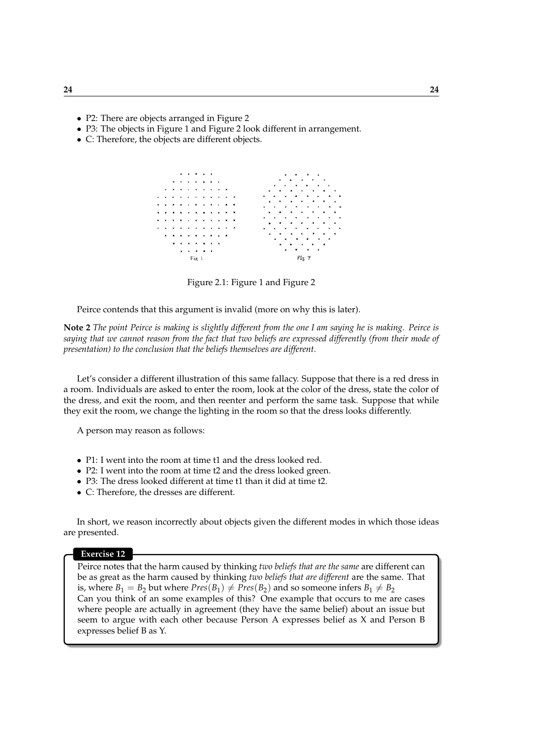- P2: There are objects arranged in Figure 2
- P3: The objects in Figure 1 and Figure 2 look different in arrangement.
- C: Therefore, the objects are different objects.

Figure 2.1: Figure 1 and Figure 2

Peirce contends that this argument is invalid (more on why this is later).

**Note 2** *The point Peirce is making is slightly different from the one I am saying he is making. Peirce is saying that we cannot reason from the fact that two beliefs are expressed differently (from their mode of presentation) to the conclusion that the beliefs themselves are different.*

Let's consider a different illustration of this same fallacy. Suppose that there is a red dress in a room. Individuals are asked to enter the room, look at the color of the dress, state the color of the dress, and exit the room, and then reenter and perform the same task. Suppose that while they exit the room, we change the lighting in the room so that the dress looks differently.

A person may reason as follows:

- P1: I went into the room at time t1 and the dress looked red.
- P2: I went into the room at time t2 and the dress looked green.
- P3: The dress looked different at time t1 than it did at time t2.
- C: Therefore, the dresses are different.

In short, we reason incorrectly about objects given the different modes in which those ideas are presented.

**Exercise 12**

Peirce notes that the harm caused by thinking *two beliefs that are the same* are different can be as great as the harm caused by thinking *two beliefs that are different* are the same. That is, where $B_1 = B_2$ but where $Pres(B_1) \neq Pres(B_2)$ and so someone infers $B_1 \neq B_2$

Can you think of an some examples of this? One example that occurs to me are cases where people are actually in agreement (they have the same belief) about an issue but seem to argue with each other because Person A expresses belief as X and Person B expresses belief B as Y.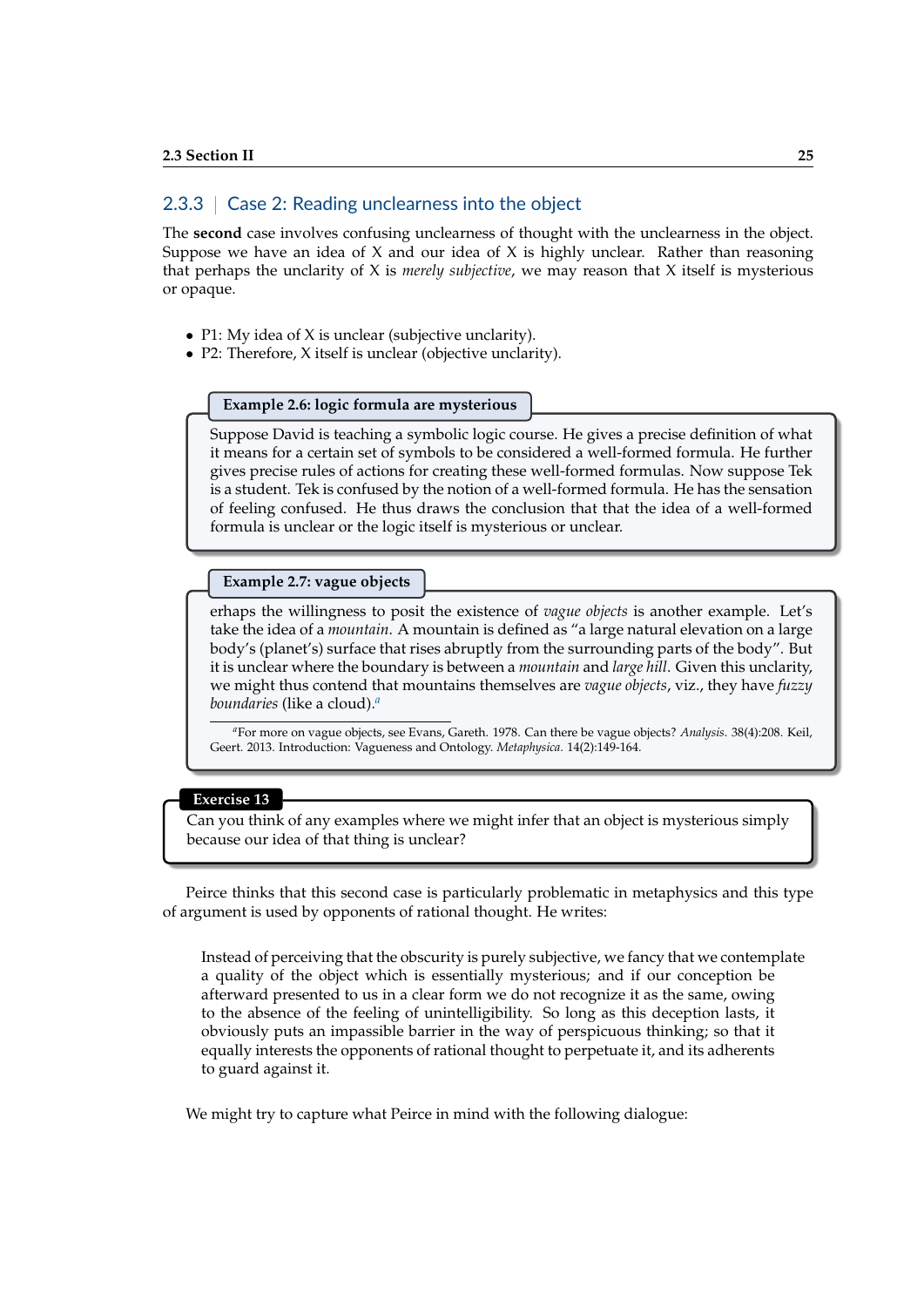### 2.3.3 | Case 2: Reading unclearness into the object

The **second** case involves confusing unclearness of thought with the unclearness in the object. Suppose we have an idea of X and our idea of X is highly unclear. Rather than reasoning that perhaps the unclarity of X is *merely subjective*, we may reason that X itself is mysterious or opaque.

- P1: My idea of X is unclear (subjective unclarity).
- P2: Therefore, X itself is unclear (objective unclarity).

**Example 2.6: logic formula are mysterious**

Suppose David is teaching a symbolic logic course. He gives a precise definition of what it means for a certain set of symbols to be considered a well-formed formula. He further gives precise rules of actions for creating these well-formed formulas. Now suppose Tek is a student. Tek is confused by the notion of a well-formed formula. He has the sensation of feeling confused. He thus draws the conclusion that that the idea of a well-formed formula is unclear or the logic itself is mysterious or unclear.

**Example 2.7: vague objects**

erhaps the willingness to posit the existence of *vague objects* is another example. Let's take the idea of a *mountain*. A mountain is defined as "a large natural elevation on a large body's (planet's) surface that rises abruptly from the surrounding parts of the body". But it is unclear where the boundary is between a *mountain* and *large hill*. Given this unclarity, we might thus contend that mountains themselves are *vague objects*, viz., they have *fuzzy boundaries* (like a cloud).[a]

[a] For more on vague objects, see Evans, Gareth. 1978. Can there be vague objects? *Analysis*. 38(4):208. Keil, Geert. 2013. Introduction: Vagueness and Ontology. *Metaphysica*. 14(2):149-164.

**Exercise 13**

Can you think of any examples where we might infer that an object is mysterious simply because our idea of that thing is unclear?

Peirce thinks that this second case is particularly problematic in metaphysics and this type of argument is used by opponents of rational thought. He writes:

> Instead of perceiving that the obscurity is purely subjective, we fancy that we contemplate a quality of the object which is essentially mysterious; and if our conception be afterward presented to us in a clear form we do not recognize it as the same, owing to the absence of the feeling of unintelligibility. So long as this deception lasts, it obviously puts an impassible barrier in the way of perspicuous thinking; so that it equally interests the opponents of rational thought to perpetuate it, and its adherents to guard against it.

We might try to capture what Peirce in mind with the following dialogue: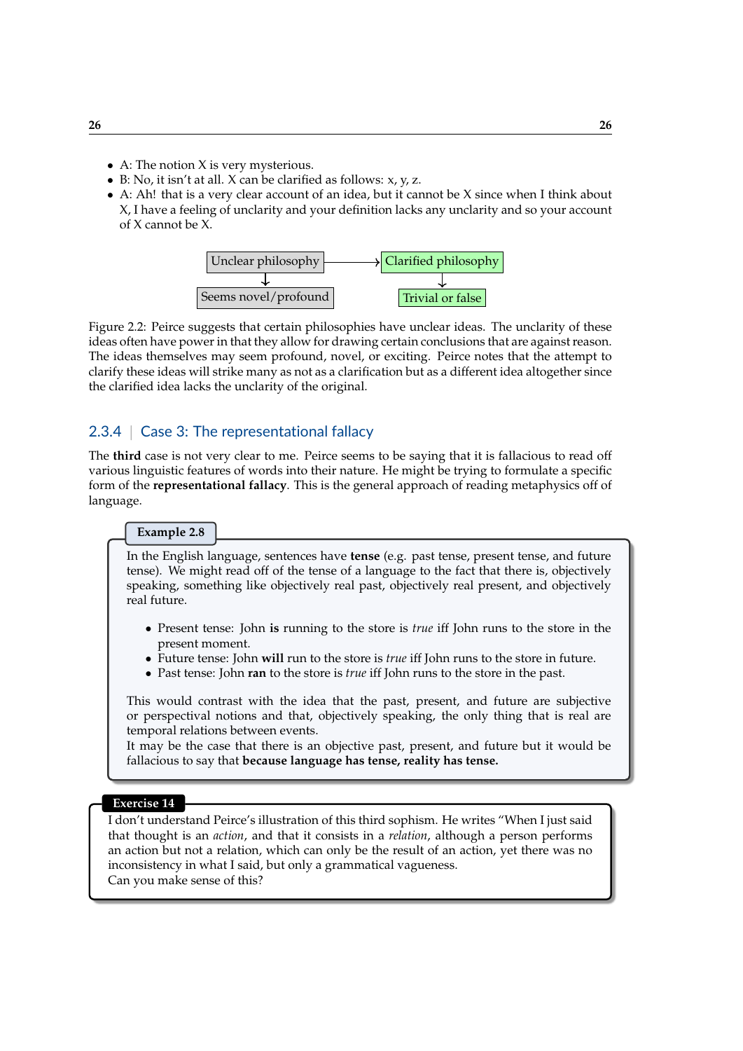- A: The notion X is very mysterious.
- B: No, it isn't at all. X can be clarified as follows: x, y, z.
- A: Ah! that is a very clear account of an idea, but it cannot be X since when I think about X, I have a feeling of unclarity and your definition lacks any unclarity and so your account of X cannot be X.

Unclear philosophy → Clarified philosophy

Unclear philosophy ↓ Seems novel/profound

Clarified philosophy ↓ Trivial or false

Figure 2.2: Peirce suggests that certain philosophies have unclear ideas. The unclarity of these ideas often have power in that they allow for drawing certain conclusions that are against reason. The ideas themselves may seem profound, novel, or exciting. Peirce notes that the attempt to clarify these ideas will strike many as not as a clarification but as a different idea altogether since the clarified idea lacks the unclarity of the original.

### 2.3.4 | Case 3: The representational fallacy

The **third** case is not very clear to me. Peirce seems to be saying that it is fallacious to read off various linguistic features of words into their nature. He might be trying to formulate a specific form of the **representational fallacy**. This is the general approach of reading metaphysics off of language.

**Example 2.8**

In the English language, sentences have **tense** (e.g. past tense, present tense, and future tense). We might read off of the tense of a language to the fact that there is, objectively speaking, something like objectively real past, objectively real present, and objectively real future.

- Present tense: John **is** running to the store is *true* iff John runs to the store in the present moment.
- Future tense: John **will** run to the store is *true* iff John runs to the store in future.
- Past tense: John **ran** to the store is *true* iff John runs to the store in the past.

This would contrast with the idea that the past, present, and future are subjective or perspectival notions and that, objectively speaking, the only thing that is real are temporal relations between events.
It may be the case that there is an objective past, present, and future but it would be fallacious to say that **because language has tense, reality has tense.**

**Exercise 14**

I don't understand Peirce's illustration of this third sophism. He writes "When I just said that thought is an *action*, and that it consists in a *relation*, although a person performs an action but not a relation, which can only be the result of an action, yet there was no inconsistency in what I said, but only a grammatical vagueness.
Can you make sense of this?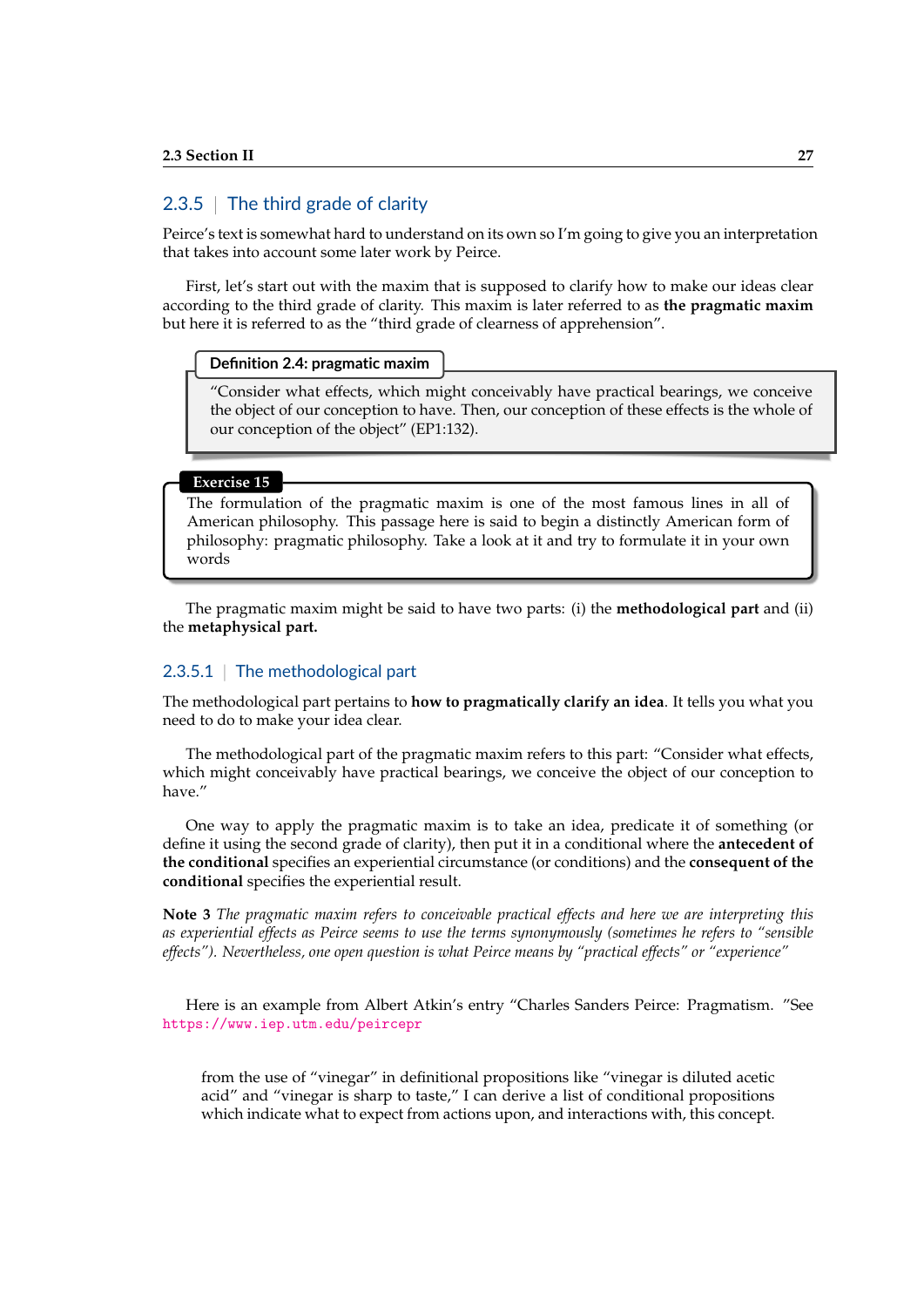### 2.3.5 | The third grade of clarity

Peirce's text is somewhat hard to understand on its own so I'm going to give you an interpretation that takes into account some later work by Peirce.

First, let's start out with the maxim that is supposed to clarify how to make our ideas clear according to the third grade of clarity. This maxim is later referred to as **the pragmatic maxim** but here it is referred to as the "third grade of clearness of apprehension".

**Definition 2.4: pragmatic maxim**

"Consider what effects, which might conceivably have practical bearings, we conceive the object of our conception to have. Then, our conception of these effects is the whole of our conception of the object" (EP1:132).

**Exercise 15**

The formulation of the pragmatic maxim is one of the most famous lines in all of American philosophy. This passage here is said to begin a distinctly American form of philosophy: pragmatic philosophy. Take a look at it and try to formulate it in your own words

The pragmatic maxim might be said to have two parts: (i) the **methodological part** and (ii) the **metaphysical part.**

#### 2.3.5.1 | The methodological part

The methodological part pertains to **how to pragmatically clarify an idea**. It tells you what you need to do to make your idea clear.

The methodological part of the pragmatic maxim refers to this part: "Consider what effects, which might conceivably have practical bearings, we conceive the object of our conception to have."

One way to apply the pragmatic maxim is to take an idea, predicate it of something (or define it using the second grade of clarity), then put it in a conditional where the **antecedent of the conditional** specifies an experiential circumstance (or conditions) and the **consequent of the conditional** specifies the experiential result.

**Note 3** *The pragmatic maxim refers to conceivable practical effects and here we are interpreting this as experiential effects as Peirce seems to use the terms synonymously (sometimes he refers to "sensible effects"). Nevertheless, one open question is what Peirce means by "practical effects" or "experience"*

Here is an example from Albert Atkin's entry "Charles Sanders Peirce: Pragmatism. "See https://www.iep.utm.edu/peircepr

> from the use of "vinegar" in definitional propositions like "vinegar is diluted acetic acid" and "vinegar is sharp to taste," I can derive a list of conditional propositions which indicate what to expect from actions upon, and interactions with, this concept.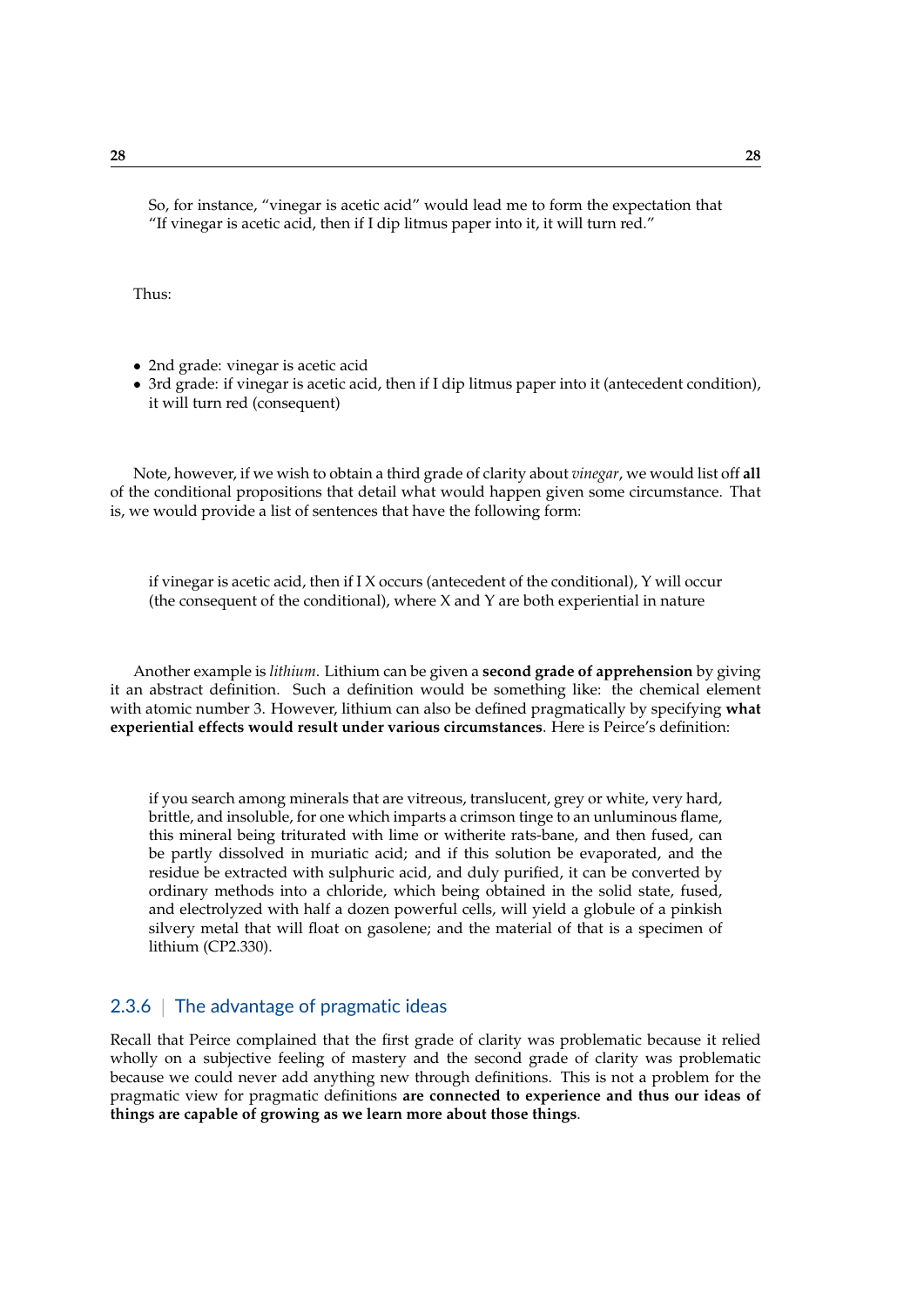> So, for instance, "vinegar is acetic acid" would lead me to form the expectation that "If vinegar is acetic acid, then if I dip litmus paper into it, it will turn red."

Thus:

- 2nd grade: vinegar is acetic acid
- 3rd grade: if vinegar is acetic acid, then if I dip litmus paper into it (antecedent condition), it will turn red (consequent)

Note, however, if we wish to obtain a third grade of clarity about *vinegar*, we would list off **all** of the conditional propositions that detail what would happen given some circumstance. That is, we would provide a list of sentences that have the following form:

> if vinegar is acetic acid, then if I X occurs (antecedent of the conditional), Y will occur (the consequent of the conditional), where X and Y are both experiential in nature

Another example is *lithium*. Lithium can be given a **second grade of apprehension** by giving it an abstract definition. Such a definition would be something like: the chemical element with atomic number 3. However, lithium can also be defined pragmatically by specifying **what experiential effects would result under various circumstances**. Here is Peirce's definition:

> if you search among minerals that are vitreous, translucent, grey or white, very hard, brittle, and insoluble, for one which imparts a crimson tinge to an unluminous flame, this mineral being triturated with lime or witherite rats-bane, and then fused, can be partly dissolved in muriatic acid; and if this solution be evaporated, and the residue be extracted with sulphuric acid, and duly purified, it can be converted by ordinary methods into a chloride, which being obtained in the solid state, fused, and electrolyzed with half a dozen powerful cells, will yield a globule of a pinkish silvery metal that will float on gasolene; and the material of that is a specimen of lithium (CP2.330).

### 2.3.6 | The advantage of pragmatic ideas

Recall that Peirce complained that the first grade of clarity was problematic because it relied wholly on a subjective feeling of mastery and the second grade of clarity was problematic because we could never add anything new through definitions. This is not a problem for the pragmatic view for pragmatic definitions **are connected to experience and thus our ideas of things are capable of growing as we learn more about those things**.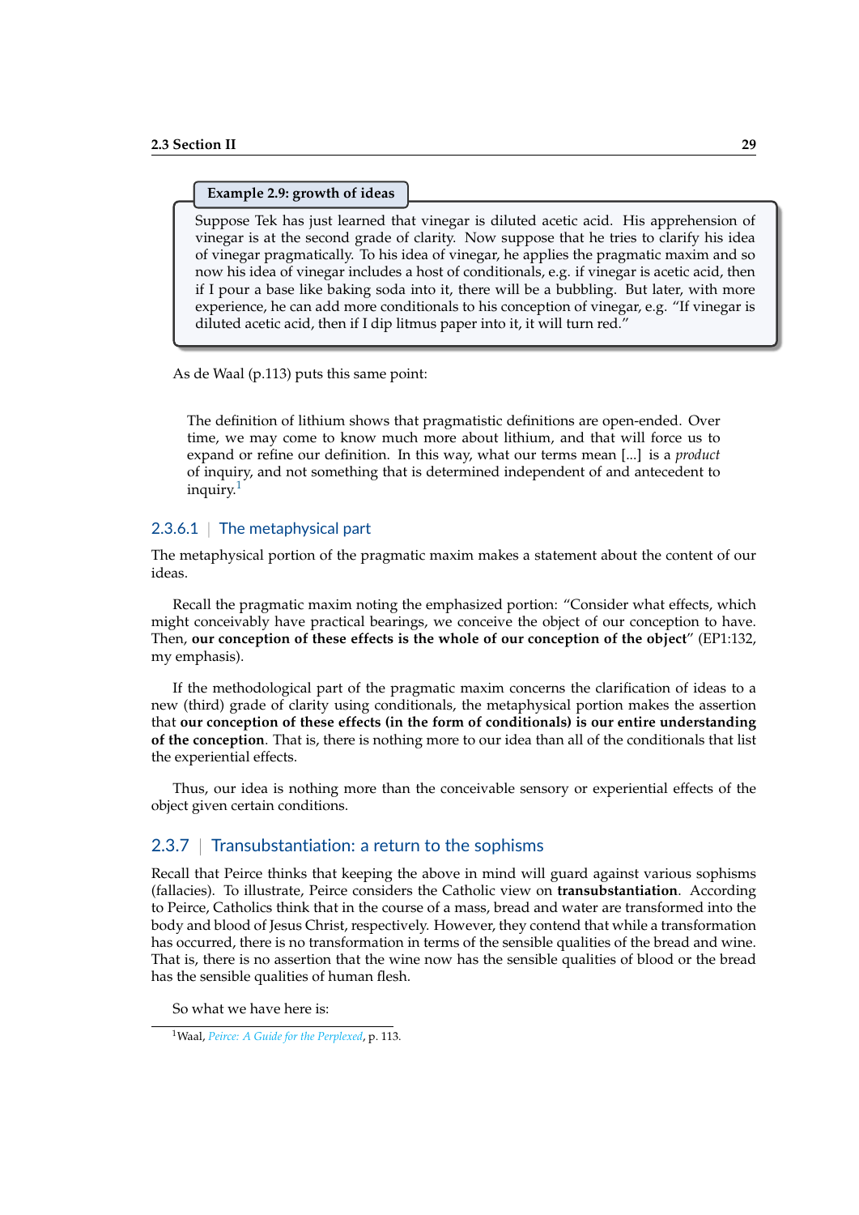**Example 2.9: growth of ideas**

Suppose Tek has just learned that vinegar is diluted acetic acid. His apprehension of vinegar is at the second grade of clarity. Now suppose that he tries to clarify his idea of vinegar pragmatically. To his idea of vinegar, he applies the pragmatic maxim and so now his idea of vinegar includes a host of conditionals, e.g. if vinegar is acetic acid, then if I pour a base like baking soda into it, there will be a bubbling. But later, with more experience, he can add more conditionals to his conception of vinegar, e.g. "If vinegar is diluted acetic acid, then if I dip litmus paper into it, it will turn red."

As de Waal (p.113) puts this same point:

> The definition of lithium shows that pragmatistic definitions are open-ended. Over time, we may come to know much more about lithium, and that will force us to expand or refine our definition. In this way, what our terms mean [...] is a *product* of inquiry, and not something that is determined independent of and antecedent to inquiry.[1]

#### 2.3.6.1 | The metaphysical part

The metaphysical portion of the pragmatic maxim makes a statement about the content of our ideas.

Recall the pragmatic maxim noting the emphasized portion: "Consider what effects, which might conceivably have practical bearings, we conceive the object of our conception to have. Then, **our conception of these effects is the whole of our conception of the object**" (EP1:132, my emphasis).

If the methodological part of the pragmatic maxim concerns the clarification of ideas to a new (third) grade of clarity using conditionals, the metaphysical portion makes the assertion that **our conception of these effects (in the form of conditionals) is our entire understanding of the conception**. That is, there is nothing more to our idea than all of the conditionals that list the experiential effects.

Thus, our idea is nothing more than the conceivable sensory or experiential effects of the object given certain conditions.

### 2.3.7 | Transubstantiation: a return to the sophisms

Recall that Peirce thinks that keeping the above in mind will guard against various sophisms (fallacies). To illustrate, Peirce considers the Catholic view on **transubstantiation**. According to Peirce, Catholics think that in the course of a mass, bread and water are transformed into the body and blood of Jesus Christ, respectively. However, they contend that while a transformation has occurred, there is no transformation in terms of the sensible qualities of the bread and wine. That is, there is no assertion that the wine now has the sensible qualities of blood or the bread has the sensible qualities of human flesh.

So what we have here is:

[1] Waal, *Peirce: A Guide for the Perplexed*, p. 113.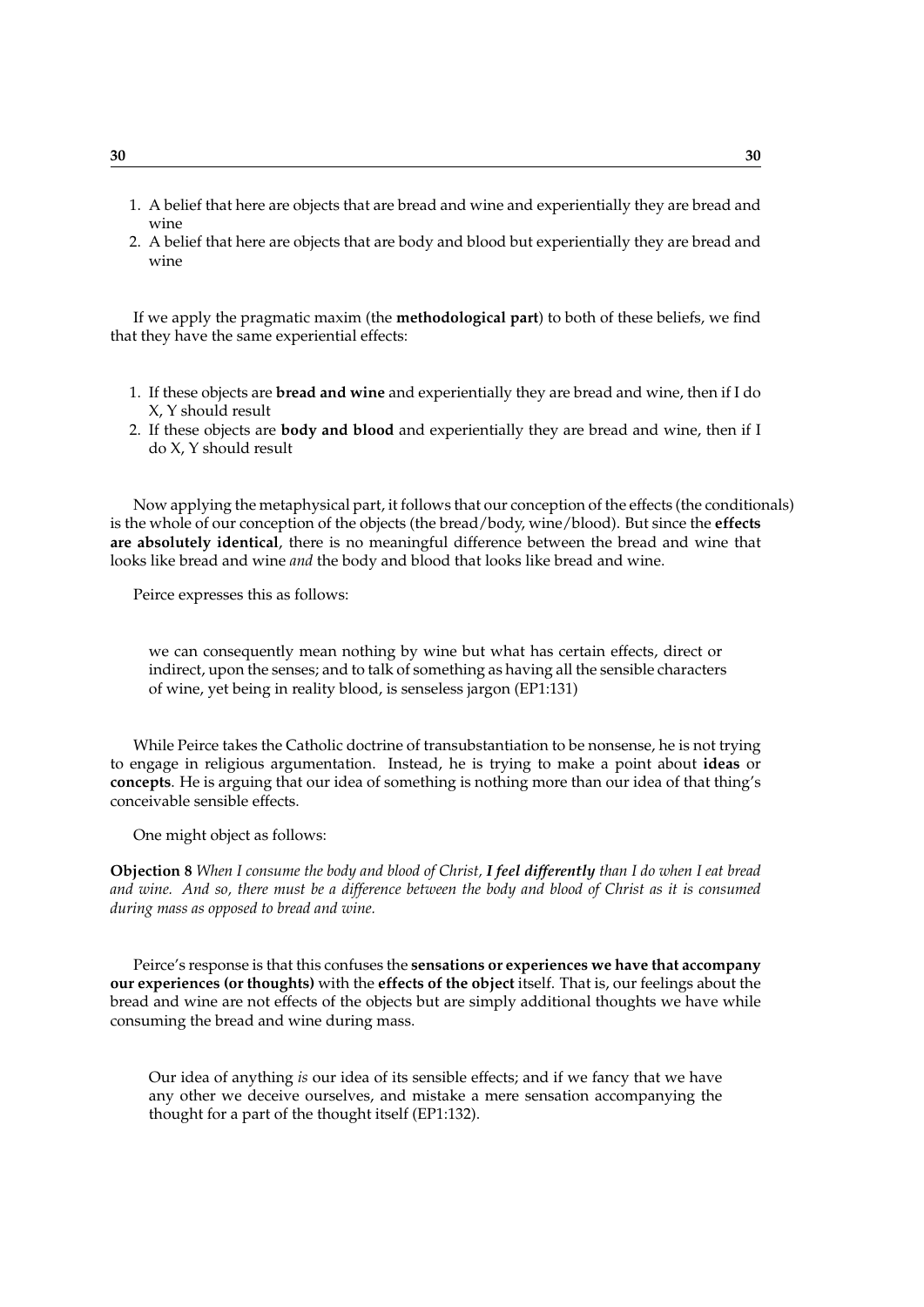1. A belief that here are objects that are bread and wine and experientially they are bread and wine
2. A belief that here are objects that are body and blood but experientially they are bread and wine

If we apply the pragmatic maxim (the **methodological part**) to both of these beliefs, we find that they have the same experiential effects:

1. If these objects are **bread and wine** and experientially they are bread and wine, then if I do X, Y should result
2. If these objects are **body and blood** and experientially they are bread and wine, then if I do X, Y should result

Now applying the metaphysical part, it follows that our conception of the effects (the conditionals) is the whole of our conception of the objects (the bread/body, wine/blood). But since the **effects are absolutely identical**, there is no meaningful difference between the bread and wine that looks like bread and wine *and* the body and blood that looks like bread and wine.

Peirce expresses this as follows:

> we can consequently mean nothing by wine but what has certain effects, direct or indirect, upon the senses; and to talk of something as having all the sensible characters of wine, yet being in reality blood, is senseless jargon (EP1:131)

While Peirce takes the Catholic doctrine of transubstantiation to be nonsense, he is not trying to engage in religious argumentation. Instead, he is trying to make a point about **ideas** or **concepts**. He is arguing that our idea of something is nothing more than our idea of that thing's conceivable sensible effects.

One might object as follows:

**Objection 8** *When I consume the body and blood of Christ, **I feel differently** than I do when I eat bread and wine. And so, there must be a difference between the body and blood of Christ as it is consumed during mass as opposed to bread and wine.*

Peirce's response is that this confuses the **sensations or experiences we have that accompany our experiences (or thoughts)** with the **effects of the object** itself. That is, our feelings about the bread and wine are not effects of the objects but are simply additional thoughts we have while consuming the bread and wine during mass.

> Our idea of anything *is* our idea of its sensible effects; and if we fancy that we have any other we deceive ourselves, and mistake a mere sensation accompanying the thought for a part of the thought itself (EP1:132).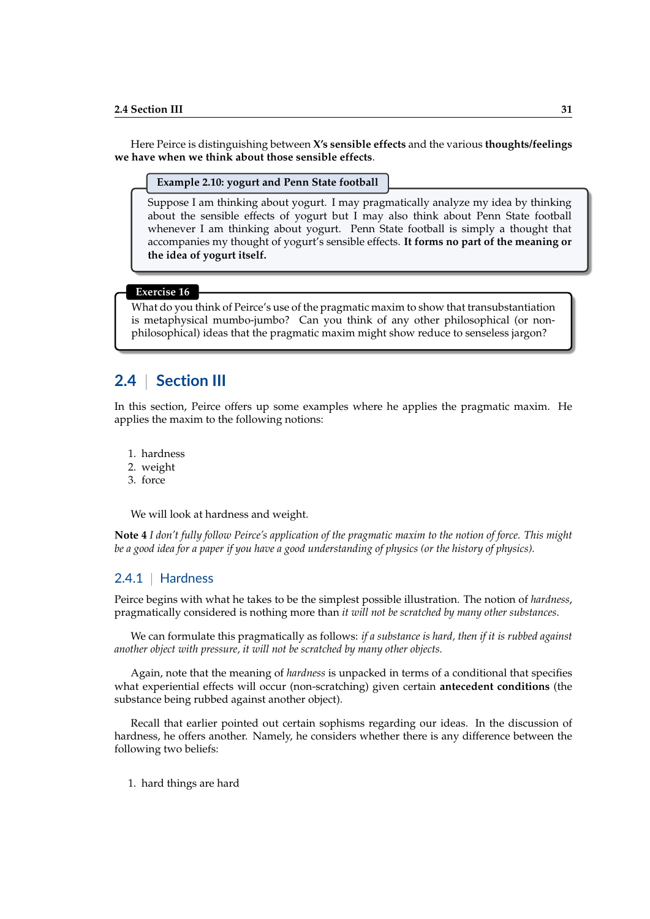Here Peirce is distinguishing between **X's sensible effects** and the various **thoughts/feelings we have when we think about those sensible effects**.

**Example 2.10: yogurt and Penn State football**

Suppose I am thinking about yogurt. I may pragmatically analyze my idea by thinking about the sensible effects of yogurt but I may also think about Penn State football whenever I am thinking about yogurt. Penn State football is simply a thought that accompanies my thought of yogurt's sensible effects. **It forms no part of the meaning or the idea of yogurt itself.**

**Exercise 16**

What do you think of Peirce's use of the pragmatic maxim to show that transubstantiation is metaphysical mumbo-jumbo? Can you think of any other philosophical (or non-philosophical) ideas that the pragmatic maxim might show reduce to senseless jargon?

## 2.4 | Section III

In this section, Peirce offers up some examples where he applies the pragmatic maxim. He applies the maxim to the following notions:

1. hardness
2. weight
3. force

We will look at hardness and weight.

**Note 4** *I don't fully follow Peirce's application of the pragmatic maxim to the notion of force. This might be a good idea for a paper if you have a good understanding of physics (or the history of physics).*

### 2.4.1 | Hardness

Peirce begins with what he takes to be the simplest possible illustration. The notion of *hardness*, pragmatically considered is nothing more than *it will not be scratched by many other substances*.

We can formulate this pragmatically as follows: *if a substance is hard, then if it is rubbed against another object with pressure, it will not be scratched by many other objects.*

Again, note that the meaning of *hardness* is unpacked in terms of a conditional that specifies what experiential effects will occur (non-scratching) given certain **antecedent conditions** (the substance being rubbed against another object).

Recall that earlier pointed out certain sophisms regarding our ideas. In the discussion of hardness, he offers another. Namely, he considers whether there is any difference between the following two beliefs:

1. hard things are hard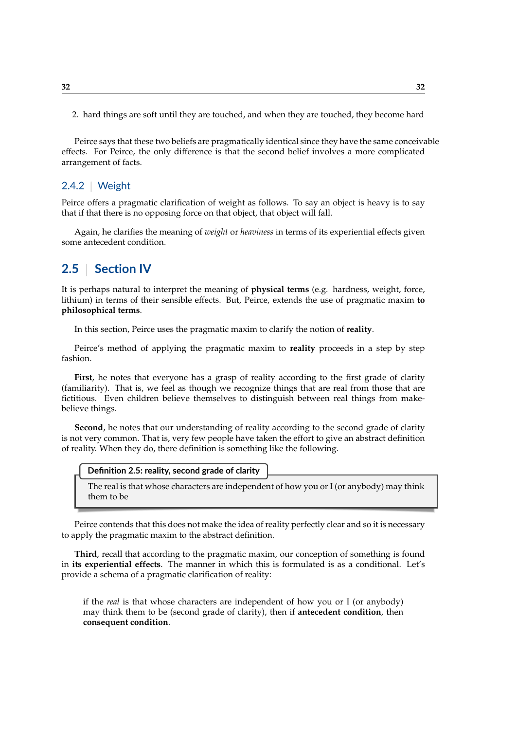2. hard things are soft until they are touched, and when they are touched, they become hard

Peirce says that these two beliefs are pragmatically identical since they have the same conceivable effects. For Peirce, the only difference is that the second belief involves a more complicated arrangement of facts.

### 2.4.2 | Weight

Peirce offers a pragmatic clarification of weight as follows. To say an object is heavy is to say that if that there is no opposing force on that object, that object will fall.

Again, he clarifies the meaning of *weight* or *heaviness* in terms of its experiential effects given some antecedent condition.

## 2.5 | Section IV

It is perhaps natural to interpret the meaning of **physical terms** (e.g. hardness, weight, force, lithium) in terms of their sensible effects. But, Peirce, extends the use of pragmatic maxim **to philosophical terms**.

In this section, Peirce uses the pragmatic maxim to clarify the notion of **reality**.

Peirce's method of applying the pragmatic maxim to **reality** proceeds in a step by step fashion.

**First**, he notes that everyone has a grasp of reality according to the first grade of clarity (familiarity). That is, we feel as though we recognize things that are real from those that are fictitious. Even children believe themselves to distinguish between real things from make-believe things.

**Second**, he notes that our understanding of reality according to the second grade of clarity is not very common. That is, very few people have taken the effort to give an abstract definition of reality. When they do, there definition is something like the following.

**Definition 2.5: reality, second grade of clarity**

The real is that whose characters are independent of how you or I (or anybody) may think them to be

Peirce contends that this does not make the idea of reality perfectly clear and so it is necessary to apply the pragmatic maxim to the abstract definition.

**Third**, recall that according to the pragmatic maxim, our conception of something is found in **its experiential effects**. The manner in which this is formulated is as a conditional. Let's provide a schema of a pragmatic clarification of reality:

> if the *real* is that whose characters are independent of how you or I (or anybody) may think them to be (second grade of clarity), then if **antecedent condition**, then **consequent condition**.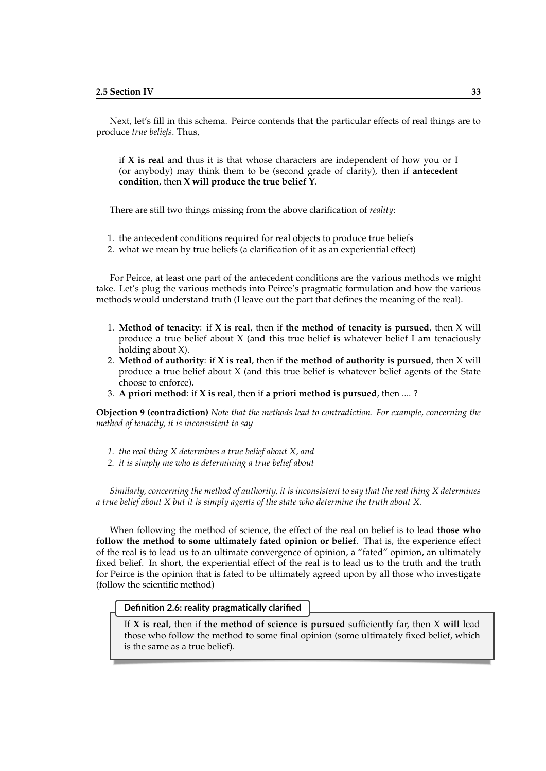Next, let's fill in this schema. Peirce contends that the particular effects of real things are to produce *true beliefs*. Thus,

> if **X is real** and thus it is that whose characters are independent of how you or I (or anybody) may think them to be (second grade of clarity), then if **antecedent condition**, then **X will produce the true belief Y**.

There are still two things missing from the above clarification of *reality*:

1. the antecedent conditions required for real objects to produce true beliefs
2. what we mean by true beliefs (a clarification of it as an experiential effect)

For Peirce, at least one part of the antecedent conditions are the various methods we might take. Let's plug the various methods into Peirce's pragmatic formulation and how the various methods would understand truth (I leave out the part that defines the meaning of the real).

1. **Method of tenacity**: if **X is real**, then if **the method of tenacity is pursued**, then X will produce a true belief about X (and this true belief is whatever belief I am tenaciously holding about X).
2. **Method of authority**: if **X is real**, then if **the method of authority is pursued**, then X will produce a true belief about X (and this true belief is whatever belief agents of the State choose to enforce).
3. **A priori method**: if **X is real**, then if **a priori method is pursued**, then .... ?

**Objection 9 (contradiction)** *Note that the methods lead to contradiction. For example, concerning the method of tenacity, it is inconsistent to say*

1. *the real thing X determines a true belief about X, and*
2. *it is simply me who is determining a true belief about*

*Similarly, concerning the method of authority, it is inconsistent to say that the real thing X determines a true belief about X but it is simply agents of the state who determine the truth about X.*

When following the method of science, the effect of the real on belief is to lead **those who follow the method to some ultimately fated opinion or belief**. That is, the experience effect of the real is to lead us to an ultimate convergence of opinion, a "fated" opinion, an ultimately fixed belief. In short, the experiential effect of the real is to lead us to the truth and the truth for Peirce is the opinion that is fated to be ultimately agreed upon by all those who investigate (follow the scientific method)

**Definition 2.6: reality pragmatically clarified**

If **X is real**, then if **the method of science is pursued** sufficiently far, then X **will** lead those who follow the method to some final opinion (some ultimately fixed belief, which is the same as a true belief).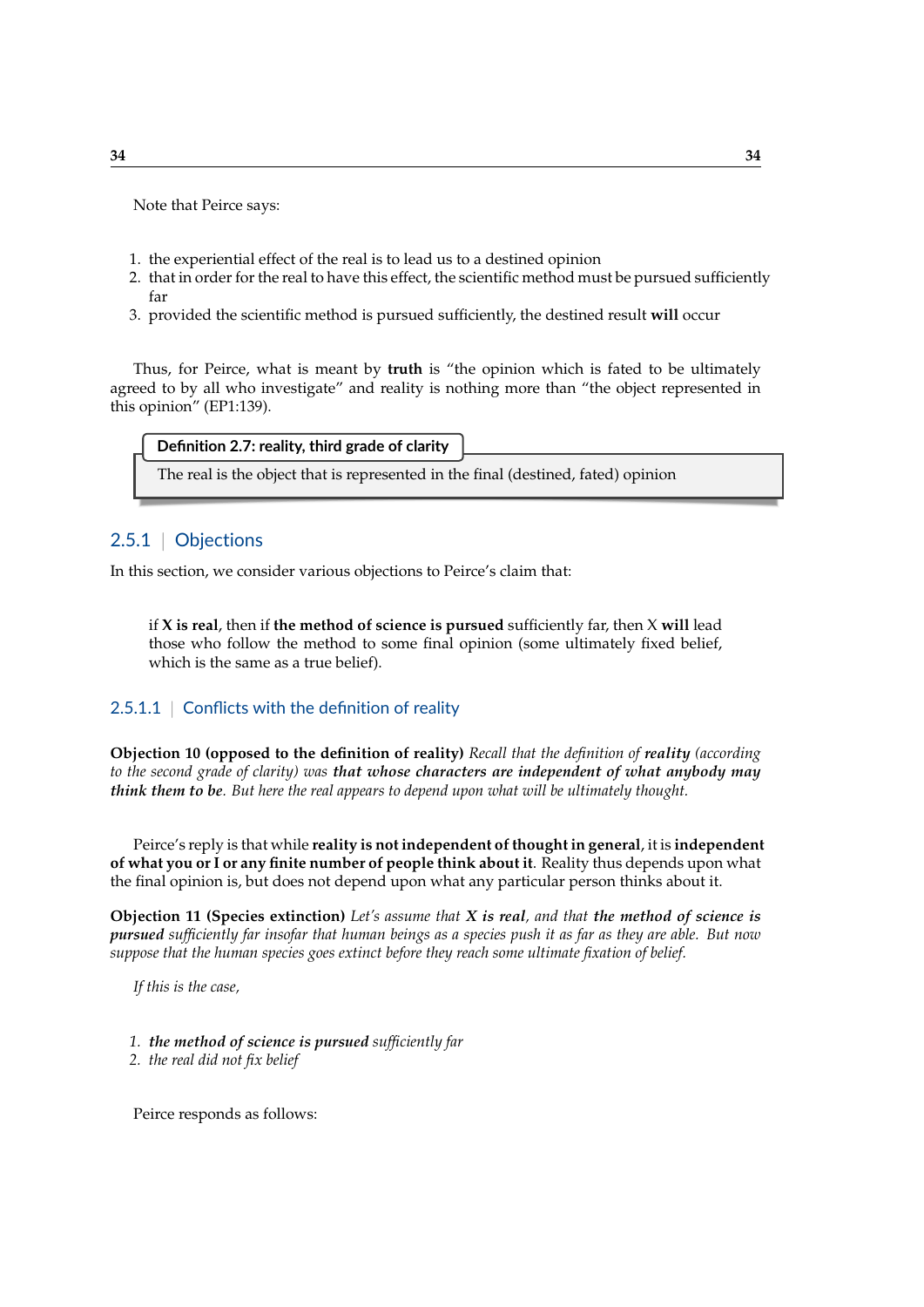Note that Peirce says:

1. the experiential effect of the real is to lead us to a destined opinion
2. that in order for the real to have this effect, the scientific method must be pursued sufficiently far
3. provided the scientific method is pursued sufficiently, the destined result **will** occur

Thus, for Peirce, what is meant by **truth** is "the opinion which is fated to be ultimately agreed to by all who investigate" and reality is nothing more than "the object represented in this opinion" (EP1:139).

> **Definition 2.7: reality, third grade of clarity**
>
> The real is the object that is represented in the final (destined, fated) opinion

### 2.5.1 | Objections

In this section, we consider various objections to Peirce's claim that:

> if **X is real**, then if **the method of science is pursued** sufficiently far, then X **will** lead those who follow the method to some final opinion (some ultimately fixed belief, which is the same as a true belief).

#### 2.5.1.1 | Conflicts with the definition of reality

**Objection 10 (opposed to the definition of reality)** *Recall that the definition of **reality** (according to the second grade of clarity) was **that whose characters are independent of what anybody may think them to be**. But here the real appears to depend upon what will be ultimately thought.*

Peirce's reply is that while **reality is not independent of thought in general**, it is **independent of what you or I or any finite number of people think about it**. Reality thus depends upon what the final opinion is, but does not depend upon what any particular person thinks about it.

**Objection 11 (Species extinction)** *Let's assume that **X is real**, and that **the method of science is pursued** sufficiently far insofar that human beings as a species push it as far as they are able. But now suppose that the human species goes extinct before they reach some ultimate fixation of belief.*

*If this is the case,*

1. ***the method of science is pursued** sufficiently far*
2. *the real did not fix belief*

Peirce responds as follows: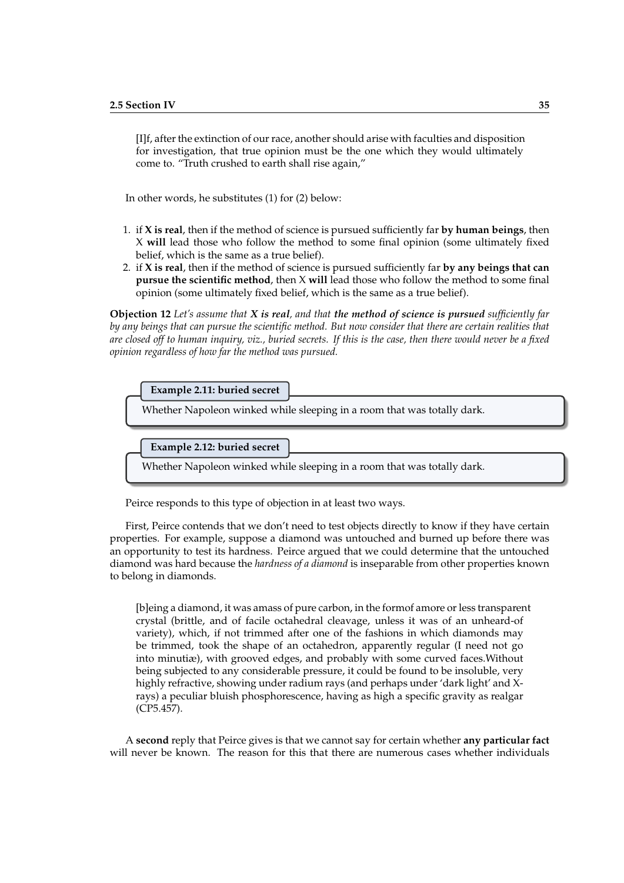> [I]f, after the extinction of our race, another should arise with faculties and disposition for investigation, that true opinion must be the one which they would ultimately come to. "Truth crushed to earth shall rise again,"

In other words, he substitutes (1) for (2) below:

1. if **X is real**, then if the method of science is pursued sufficiently far **by human beings**, then X **will** lead those who follow the method to some final opinion (some ultimately fixed belief, which is the same as a true belief).
2. if **X is real**, then if the method of science is pursued sufficiently far **by any beings that can pursue the scientific method**, then X **will** lead those who follow the method to some final opinion (some ultimately fixed belief, which is the same as a true belief).

**Objection 12** *Let's assume that* ***X is real****, and that* ***the method of science is pursued*** *sufficiently far by any beings that can pursue the scientific method. But now consider that there are certain realities that are closed off to human inquiry, viz., buried secrets. If this is the case, then there would never be a fixed opinion regardless of how far the method was pursued.*

**Example 2.11: buried secret**

Whether Napoleon winked while sleeping in a room that was totally dark.

**Example 2.12: buried secret**

Whether Napoleon winked while sleeping in a room that was totally dark.

Peirce responds to this type of objection in at least two ways.

First, Peirce contends that we don't need to test objects directly to know if they have certain properties. For example, suppose a diamond was untouched and burned up before there was an opportunity to test its hardness. Peirce argued that we could determine that the untouched diamond was hard because the *hardness of a diamond* is inseparable from other properties known to belong in diamonds.

> [b]eing a diamond, it was amass of pure carbon, in the formof amore or less transparent crystal (brittle, and of facile octahedral cleavage, unless it was of an unheard-of variety), which, if not trimmed after one of the fashions in which diamonds may be trimmed, took the shape of an octahedron, apparently regular (I need not go into minutiæ), with grooved edges, and probably with some curved faces.Without being subjected to any considerable pressure, it could be found to be insoluble, very highly refractive, showing under radium rays (and perhaps under 'dark light' and X-rays) a peculiar bluish phosphorescence, having as high a specific gravity as realgar (CP5.457).

A **second** reply that Peirce gives is that we cannot say for certain whether **any particular fact** will never be known. The reason for this that there are numerous cases whether individuals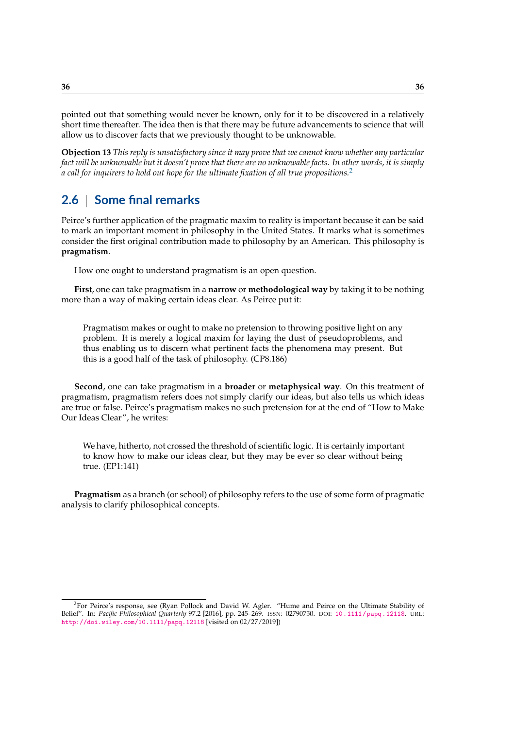pointed out that something would never be known, only for it to be discovered in a relatively short time thereafter. The idea then is that there may be future advancements to science that will allow us to discover facts that we previously thought to be unknowable.

**Objection 13** *This reply is unsatisfactory since it may prove that we cannot know whether any particular fact will be unknowable but it doesn't prove that there are no unknowable facts. In other words, it is simply a call for inquirers to hold out hope for the ultimate fixation of all true propositions.*[2]

## 2.6 | Some final remarks

Peirce's further application of the pragmatic maxim to reality is important because it can be said to mark an important moment in philosophy in the United States. It marks what is sometimes consider the first original contribution made to philosophy by an American. This philosophy is **pragmatism**.

How one ought to understand pragmatism is an open question.

**First**, one can take pragmatism in a **narrow** or **methodological way** by taking it to be nothing more than a way of making certain ideas clear. As Peirce put it:

> Pragmatism makes or ought to make no pretension to throwing positive light on any problem. It is merely a logical maxim for laying the dust of pseudoproblems, and thus enabling us to discern what pertinent facts the phenomena may present. But this is a good half of the task of philosophy. (CP8.186)

**Second**, one can take pragmatism in a **broader** or **metaphysical way**. On this treatment of pragmatism, pragmatism refers does not simply clarify our ideas, but also tells us which ideas are true or false. Peirce's pragmatism makes no such pretension for at the end of "How to Make Our Ideas Clear", he writes:

> We have, hitherto, not crossed the threshold of scientific logic. It is certainly important to know how to make our ideas clear, but they may be ever so clear without being true. (EP1:141)

**Pragmatism** as a branch (or school) of philosophy refers to the use of some form of pragmatic analysis to clarify philosophical concepts.

---

[2] For Peirce's response, see (Ryan Pollock and David W. Agler. "Hume and Peirce on the Ultimate Stability of Belief". In: *Pacific Philosophical Quarterly* 97.2 [2016], pp. 245–269. ISSN: 02790750. DOI: 10.1111/papq.12118. URL: http://doi.wiley.com/10.1111/papq.12118 [visited on 02/27/2019])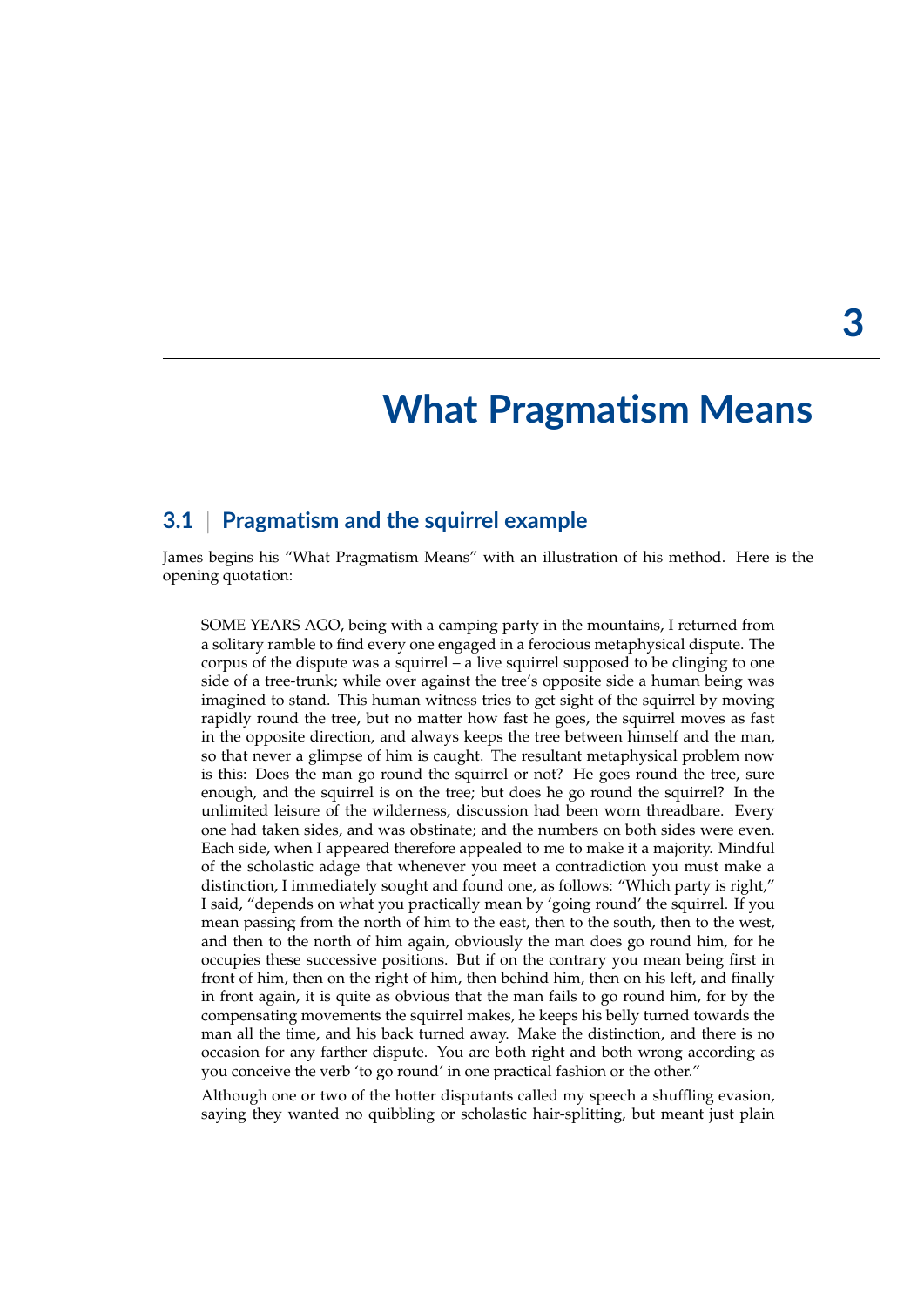# 3 What Pragmatism Means

## 3.1 | Pragmatism and the squirrel example

James begins his "What Pragmatism Means" with an illustration of his method. Here is the opening quotation:

> SOME YEARS AGO, being with a camping party in the mountains, I returned from a solitary ramble to find every one engaged in a ferocious metaphysical dispute. The corpus of the dispute was a squirrel – a live squirrel supposed to be clinging to one side of a tree-trunk; while over against the tree's opposite side a human being was imagined to stand. This human witness tries to get sight of the squirrel by moving rapidly round the tree, but no matter how fast he goes, the squirrel moves as fast in the opposite direction, and always keeps the tree between himself and the man, so that never a glimpse of him is caught. The resultant metaphysical problem now is this: Does the man go round the squirrel or not? He goes round the tree, sure enough, and the squirrel is on the tree; but does he go round the squirrel? In the unlimited leisure of the wilderness, discussion had been worn threadbare. Every one had taken sides, and was obstinate; and the numbers on both sides were even. Each side, when I appeared therefore appealed to me to make it a majority. Mindful of the scholastic adage that whenever you meet a contradiction you must make a distinction, I immediately sought and found one, as follows: "Which party is right," I said, "depends on what you practically mean by 'going round' the squirrel. If you mean passing from the north of him to the east, then to the south, then to the west, and then to the north of him again, obviously the man does go round him, for he occupies these successive positions. But if on the contrary you mean being first in front of him, then on the right of him, then behind him, then on his left, and finally in front again, it is quite as obvious that the man fails to go round him, for by the compensating movements the squirrel makes, he keeps his belly turned towards the man all the time, and his back turned away. Make the distinction, and there is no occasion for any farther dispute. You are both right and both wrong according as you conceive the verb 'to go round' in one practical fashion or the other."
>
> Although one or two of the hotter disputants called my speech a shuffling evasion, saying they wanted no quibbling or scholastic hair-splitting, but meant just plain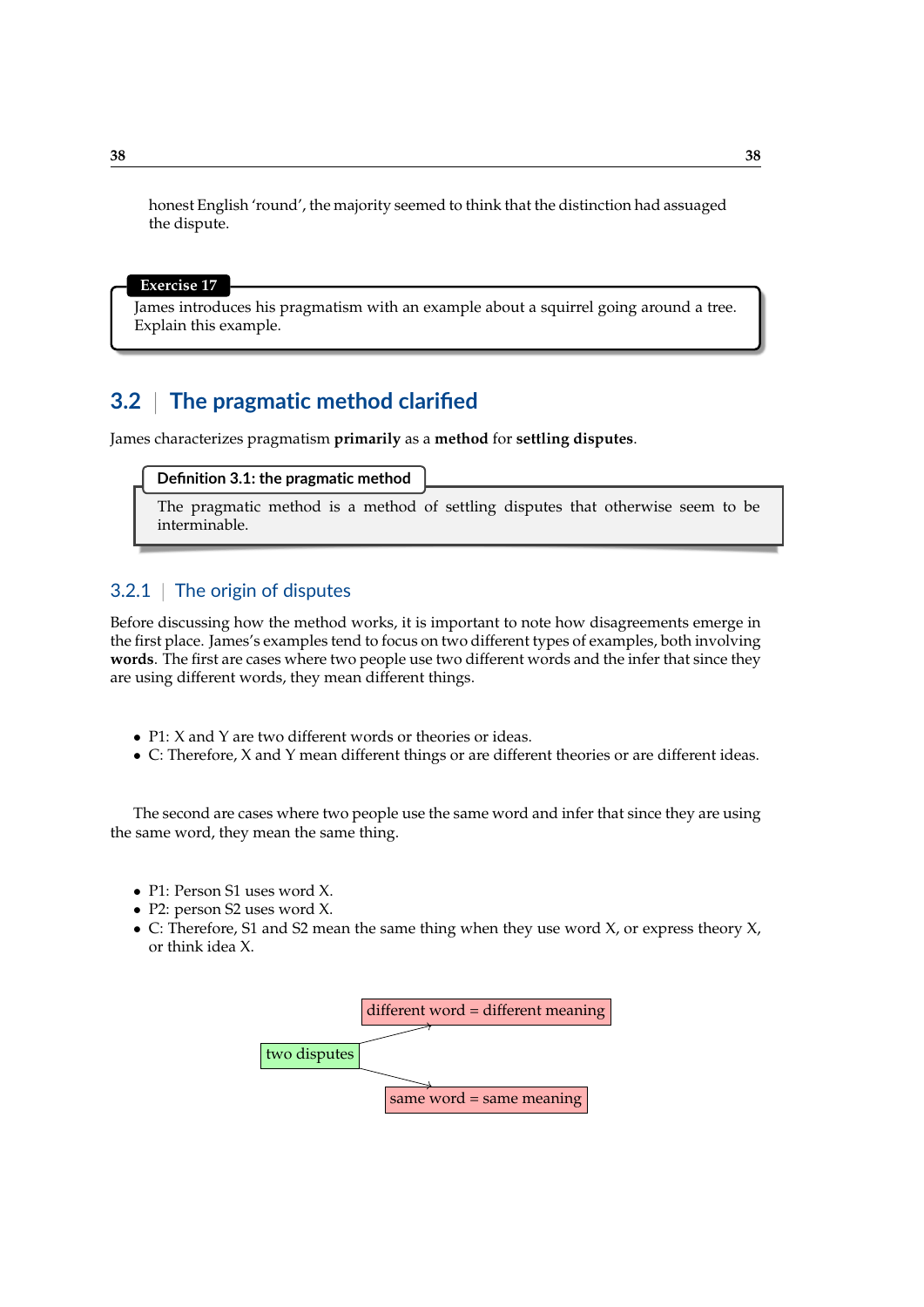honest English 'round', the majority seemed to think that the distinction had assuaged the dispute.

**Exercise 17**

James introduces his pragmatism with an example about a squirrel going around a tree. Explain this example.

## 3.2 | The pragmatic method clarified

James characterizes pragmatism **primarily** as a **method** for **settling disputes**.

**Definition 3.1: the pragmatic method**

The pragmatic method is a method of settling disputes that otherwise seem to be interminable.

### 3.2.1 | The origin of disputes

Before discussing how the method works, it is important to note how disagreements emerge in the first place. James's examples tend to focus on two different types of examples, both involving **words**. The first are cases where two people use two different words and the infer that since they are using different words, they mean different things.

- P1: X and Y are two different words or theories or ideas.
- C: Therefore, X and Y mean different things or are different theories or are different ideas.

The second are cases where two people use the same word and infer that since they are using the same word, they mean the same thing.

- P1: Person S1 uses word X.
- P2: person S2 uses word X.
- C: Therefore, S1 and S2 mean the same thing when they use word X, or express theory X, or think idea X.

two disputes → different word = different meaning

two disputes → same word = same meaning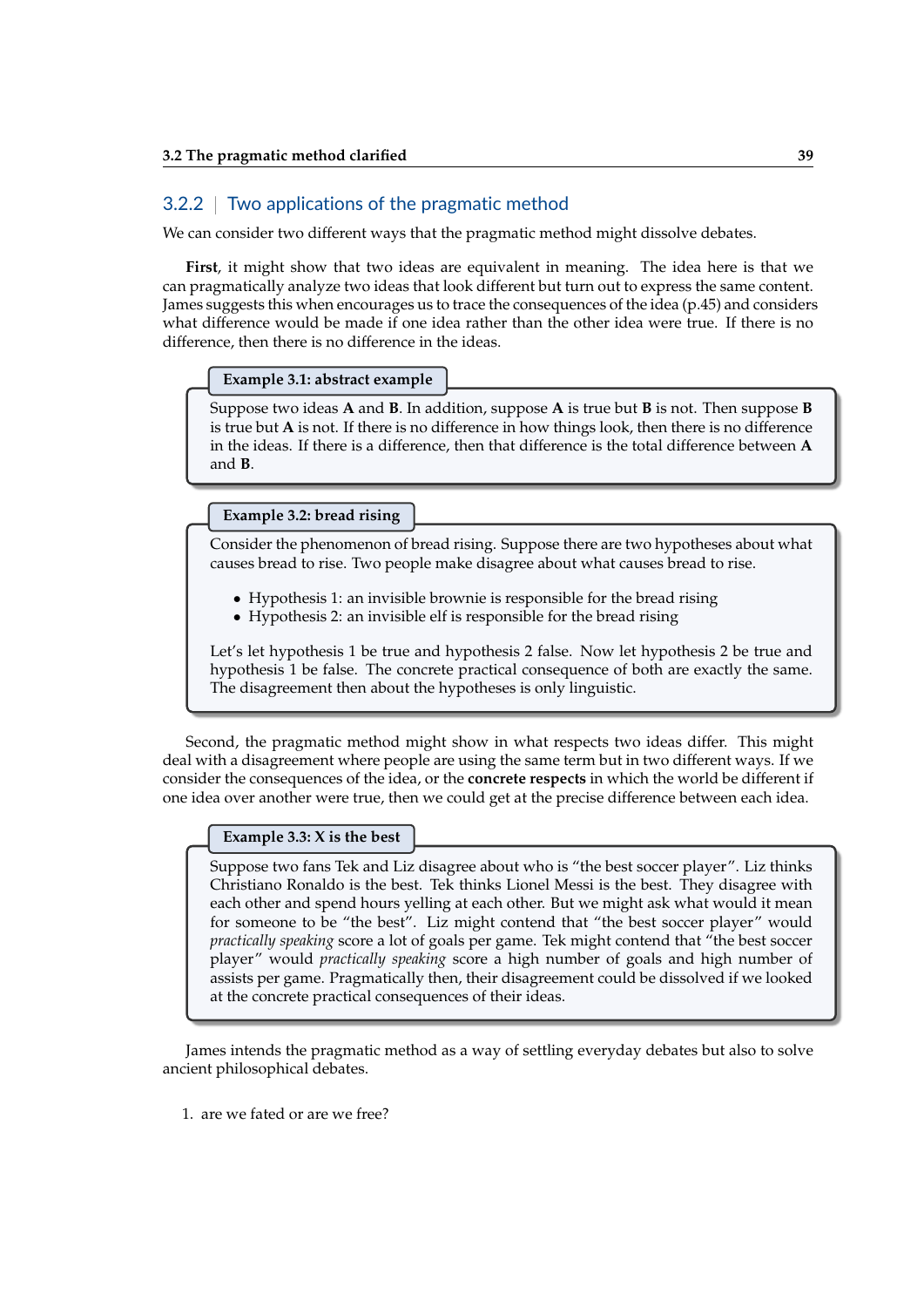### 3.2.2 | Two applications of the pragmatic method

We can consider two different ways that the pragmatic method might dissolve debates.

**First**, it might show that two ideas are equivalent in meaning. The idea here is that we can pragmatically analyze two ideas that look different but turn out to express the same content. James suggests this when encourages us to trace the consequences of the idea (p.45) and considers what difference would be made if one idea rather than the other idea were true. If there is no difference, then there is no difference in the ideas.

> **Example 3.1: abstract example**
>
> Suppose two ideas **A** and **B**. In addition, suppose **A** is true but **B** is not. Then suppose **B** is true but **A** is not. If there is no difference in how things look, then there is no difference in the ideas. If there is a difference, then that difference is the total difference between **A** and **B**.

> **Example 3.2: bread rising**
>
> Consider the phenomenon of bread rising. Suppose there are two hypotheses about what causes bread to rise. Two people make disagree about what causes bread to rise.
>
> - Hypothesis 1: an invisible brownie is responsible for the bread rising
> - Hypothesis 2: an invisible elf is responsible for the bread rising
>
> Let's let hypothesis 1 be true and hypothesis 2 false. Now let hypothesis 2 be true and hypothesis 1 be false. The concrete practical consequence of both are exactly the same. The disagreement then about the hypotheses is only linguistic.

Second, the pragmatic method might show in what respects two ideas differ. This might deal with a disagreement where people are using the same term but in two different ways. If we consider the consequences of the idea, or the **concrete respects** in which the world be different if one idea over another were true, then we could get at the precise difference between each idea.

> **Example 3.3: X is the best**
>
> Suppose two fans Tek and Liz disagree about who is "the best soccer player". Liz thinks Christiano Ronaldo is the best. Tek thinks Lionel Messi is the best. They disagree with each other and spend hours yelling at each other. But we might ask what would it mean for someone to be "the best". Liz might contend that "the best soccer player" would *practically speaking* score a lot of goals per game. Tek might contend that "the best soccer player" would *practically speaking* score a high number of goals and high number of assists per game. Pragmatically then, their disagreement could be dissolved if we looked at the concrete practical consequences of their ideas.

James intends the pragmatic method as a way of settling everyday debates but also to solve ancient philosophical debates.

1. are we fated or are we free?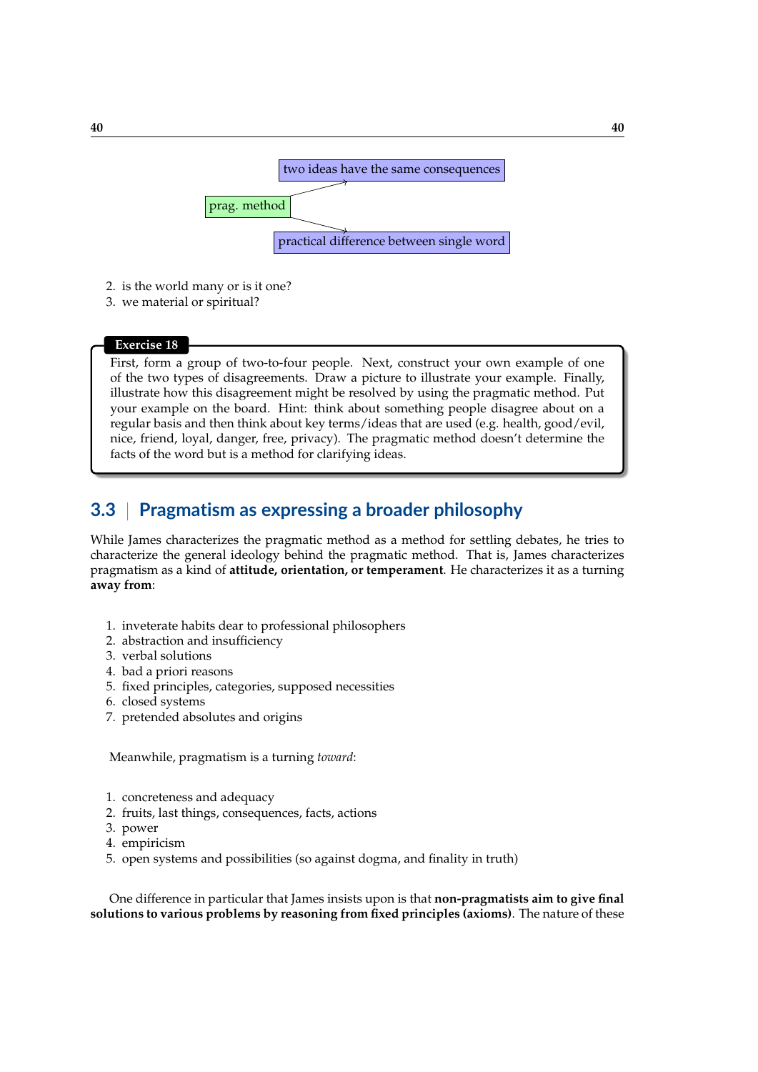prag. method → two ideas have the same consequences

prag. method → practical difference between single word

2. is the world many or is it one?
3. we material or spiritual?

**Exercise 18**

First, form a group of two-to-four people. Next, construct your own example of one of the two types of disagreements. Draw a picture to illustrate your example. Finally, illustrate how this disagreement might be resolved by using the pragmatic method. Put your example on the board. Hint: think about something people disagree about on a regular basis and then think about key terms/ideas that are used (e.g. health, good/evil, nice, friend, loyal, danger, free, privacy). The pragmatic method doesn't determine the facts of the word but is a method for clarifying ideas.

## 3.3 | Pragmatism as expressing a broader philosophy

While James characterizes the pragmatic method as a method for settling debates, he tries to characterize the general ideology behind the pragmatic method. That is, James characterizes pragmatism as a kind of **attitude, orientation, or temperament**. He characterizes it as a turning **away from**:

1. inveterate habits dear to professional philosophers
2. abstraction and insufficiency
3. verbal solutions
4. bad a priori reasons
5. fixed principles, categories, supposed necessities
6. closed systems
7. pretended absolutes and origins

Meanwhile, pragmatism is a turning *toward*:

1. concreteness and adequacy
2. fruits, last things, consequences, facts, actions
3. power
4. empiricism
5. open systems and possibilities (so against dogma, and finality in truth)

One difference in particular that James insists upon is that **non-pragmatists aim to give final solutions to various problems by reasoning from fixed principles (axioms)**. The nature of these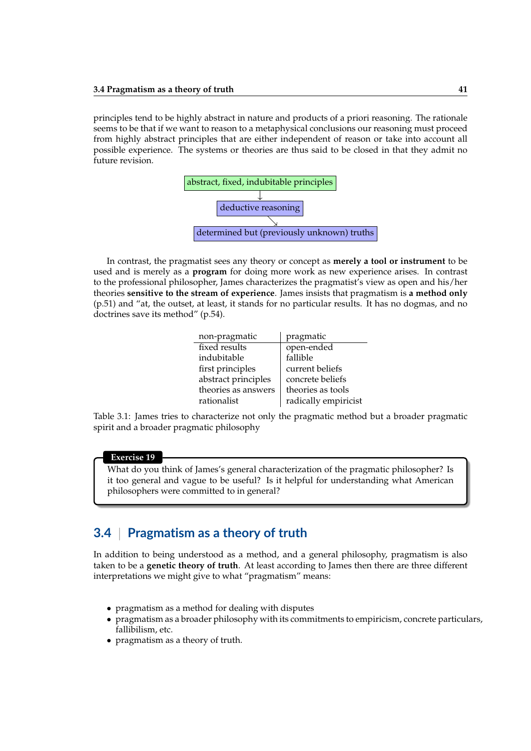principles tend to be highly abstract in nature and products of a priori reasoning. The rationale seems to be that if we want to reason to a metaphysical conclusions our reasoning must proceed from highly abstract principles that are either independent of reason or take into account all possible experience. The systems or theories are thus said to be closed in that they admit no future revision.

abstract, fixed, indubitable principles
↓
deductive reasoning
↘
determined but (previously unknown) truths

In contrast, the pragmatist sees any theory or concept as **merely a tool or instrument** to be used and is merely as a **program** for doing more work as new experience arises. In contrast to the professional philosopher, James characterizes the pragmatist's view as open and his/her theories **sensitive to the stream of experience**. James insists that pragmatism is **a method only** (p.51) and "at, the outset, at least, it stands for no particular results. It has no dogmas, and no doctrines save its method" (p.54).

| non-pragmatic | pragmatic |
|---|---|
| fixed results | open-ended |
| indubitable | fallible |
| first principles | current beliefs |
| abstract principles | concrete beliefs |
| theories as answers | theories as tools |
| rationalist | radically empiricist |

Table 3.1: James tries to characterize not only the pragmatic method but a broader pragmatic spirit and a broader pragmatic philosophy

**Exercise 19**

What do you think of James's general characterization of the pragmatic philosopher? Is it too general and vague to be useful? Is it helpful for understanding what American philosophers were committed to in general?

## 3.4 | Pragmatism as a theory of truth

In addition to being understood as a method, and a general philosophy, pragmatism is also taken to be a **genetic theory of truth**. At least according to James then there are three different interpretations we might give to what "pragmatism" means:

- pragmatism as a method for dealing with disputes
- pragmatism as a broader philosophy with its commitments to empiricism, concrete particulars, fallibilism, etc.
- pragmatism as a theory of truth.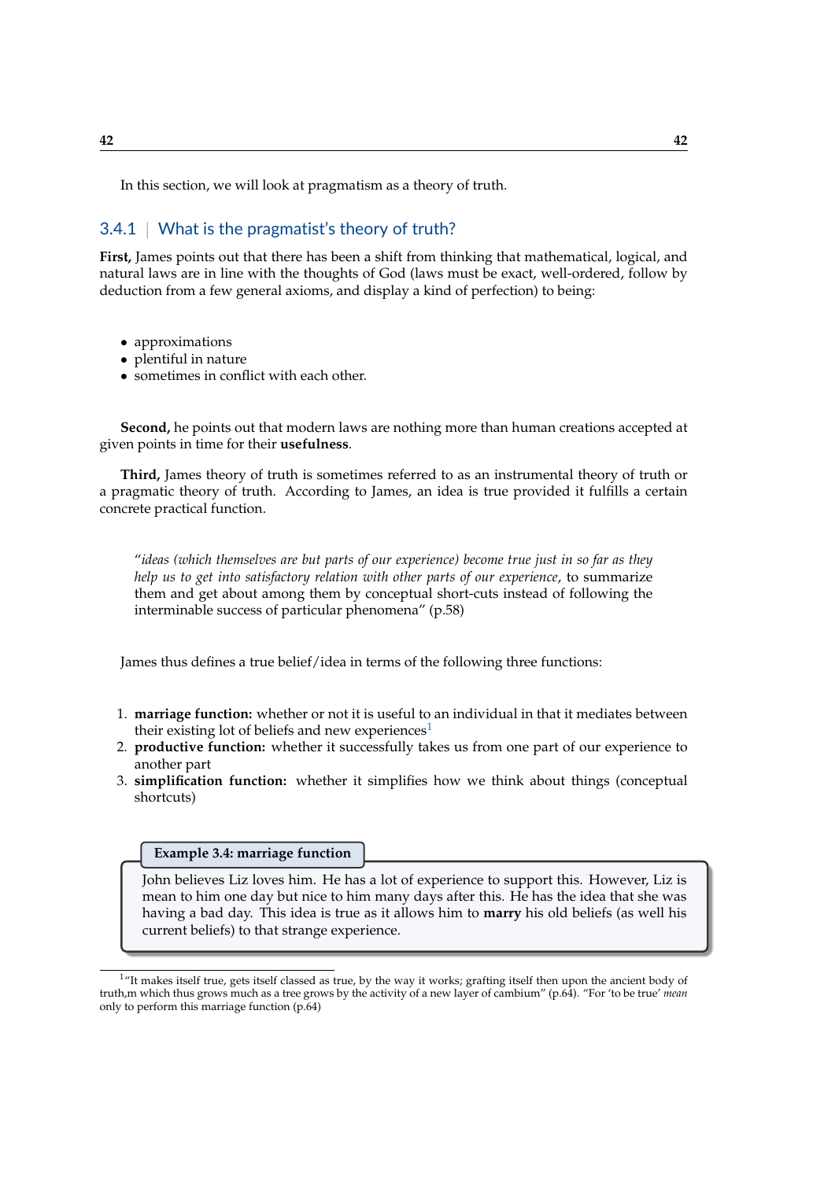In this section, we will look at pragmatism as a theory of truth.

### 3.4.1 | What is the pragmatist's theory of truth?

**First,** James points out that there has been a shift from thinking that mathematical, logical, and natural laws are in line with the thoughts of God (laws must be exact, well-ordered, follow by deduction from a few general axioms, and display a kind of perfection) to being:

- approximations
- plentiful in nature
- sometimes in conflict with each other.

**Second,** he points out that modern laws are nothing more than human creations accepted at given points in time for their **usefulness**.

**Third,** James theory of truth is sometimes referred to as an instrumental theory of truth or a pragmatic theory of truth. According to James, an idea is true provided it fulfills a certain concrete practical function.

> "*ideas (which themselves are but parts of our experience) become true just in so far as they help us to get into satisfactory relation with other parts of our experience*, to summarize them and get about among them by conceptual short-cuts instead of following the interminable success of particular phenomena" (p.58)

James thus defines a true belief/idea in terms of the following three functions:

1. **marriage function:** whether or not it is useful to an individual in that it mediates between their existing lot of beliefs and new experiences[1]
2. **productive function:** whether it successfully takes us from one part of our experience to another part
3. **simplification function:** whether it simplifies how we think about things (conceptual shortcuts)

**Example 3.4: marriage function**

John believes Liz loves him. He has a lot of experience to support this. However, Liz is mean to him one day but nice to him many days after this. He has the idea that she was having a bad day. This idea is true as it allows him to **marry** his old beliefs (as well his current beliefs) to that strange experience.

[1] "It makes itself true, gets itself classed as true, by the way it works; grafting itself then upon the ancient body of truth,m which thus grows much as a tree grows by the activity of a new layer of cambium" (p.64). "For 'to be true' *mean* only to perform this marriage function (p.64)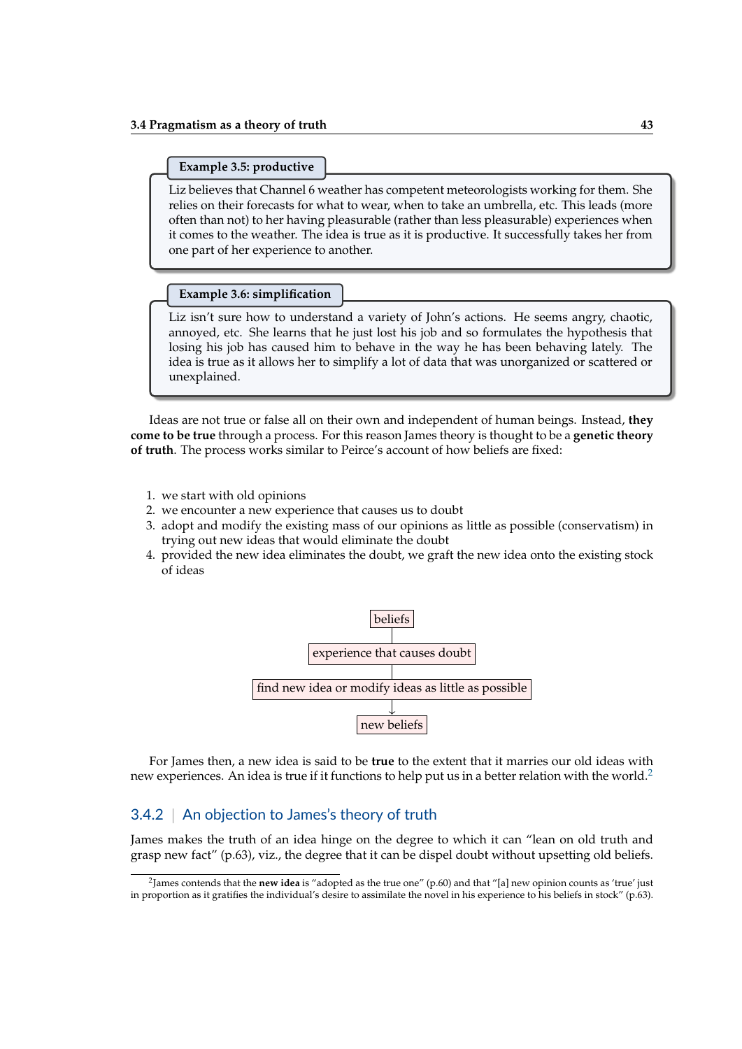**Example 3.5: productive**

Liz believes that Channel 6 weather has competent meteorologists working for them. She relies on their forecasts for what to wear, when to take an umbrella, etc. This leads (more often than not) to her having pleasurable (rather than less pleasurable) experiences when it comes to the weather. The idea is true as it is productive. It successfully takes her from one part of her experience to another.

**Example 3.6: simplification**

Liz isn't sure how to understand a variety of John's actions. He seems angry, chaotic, annoyed, etc. She learns that he just lost his job and so formulates the hypothesis that losing his job has caused him to behave in the way he has been behaving lately. The idea is true as it allows her to simplify a lot of data that was unorganized or scattered or unexplained.

Ideas are not true or false all on their own and independent of human beings. Instead, **they come to be true** through a process. For this reason James theory is thought to be a **genetic theory of truth**. The process works similar to Peirce's account of how beliefs are fixed:

1. we start with old opinions
2. we encounter a new experience that causes us to doubt
3. adopt and modify the existing mass of our opinions as little as possible (conservatism) in trying out new ideas that would eliminate the doubt
4. provided the new idea eliminates the doubt, we graft the new idea onto the existing stock of ideas

beliefs
→ experience that causes doubt
→ find new idea or modify ideas as little as possible
→ new beliefs

For James then, a new idea is said to be **true** to the extent that it marries our old ideas with new experiences. An idea is true if it functions to help put us in a better relation with the world.[2]

### 3.4.2 | An objection to James's theory of truth

James makes the truth of an idea hinge on the degree to which it can "lean on old truth and grasp new fact" (p.63), viz., the degree that it can be dispel doubt without upsetting old beliefs.

[2] James contends that the **new idea** is "adopted as the true one" (p.60) and that "[a] new opinion counts as 'true' just in proportion as it gratifies the individual's desire to assimilate the novel in his experience to his beliefs in stock" (p.63).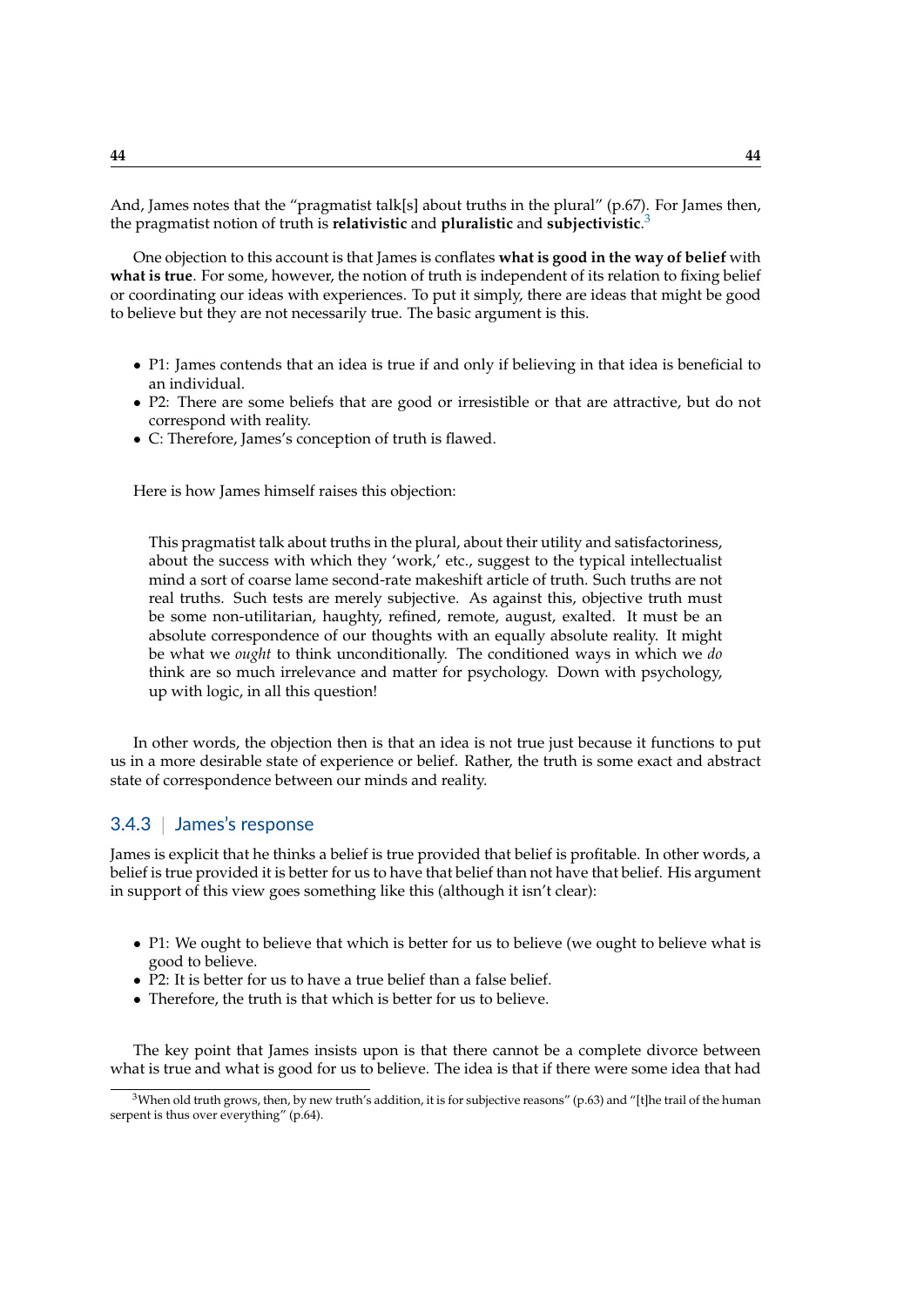And, James notes that the "pragmatist talk[s] about truths in the plural" (p.67). For James then, the pragmatist notion of truth is **relativistic** and **pluralistic** and **subjectivistic**.[3]

One objection to this account is that James is conflates **what is good in the way of belief** with **what is true**. For some, however, the notion of truth is independent of its relation to fixing belief or coordinating our ideas with experiences. To put it simply, there are ideas that might be good to believe but they are not necessarily true. The basic argument is this.

- P1: James contends that an idea is true if and only if believing in that idea is beneficial to an individual.
- P2: There are some beliefs that are good or irresistible or that are attractive, but do not correspond with reality.
- C: Therefore, James's conception of truth is flawed.

Here is how James himself raises this objection:

> This pragmatist talk about truths in the plural, about their utility and satisfactoriness, about the success with which they 'work,' etc., suggest to the typical intellectualist mind a sort of coarse lame second-rate makeshift article of truth. Such truths are not real truths. Such tests are merely subjective. As against this, objective truth must be some non-utilitarian, haughty, refined, remote, august, exalted. It must be an absolute correspondence of our thoughts with an equally absolute reality. It might be what we *ought* to think unconditionally. The conditioned ways in which we *do* think are so much irrelevance and matter for psychology. Down with psychology, up with logic, in all this question!

In other words, the objection then is that an idea is not true just because it functions to put us in a more desirable state of experience or belief. Rather, the truth is some exact and abstract state of correspondence between our minds and reality.

### 3.4.3 | James's response

James is explicit that he thinks a belief is true provided that belief is profitable. In other words, a belief is true provided it is better for us to have that belief than not have that belief. His argument in support of this view goes something like this (although it isn't clear):

- P1: We ought to believe that which is better for us to believe (we ought to believe what is good to believe.
- P2: It is better for us to have a true belief than a false belief.
- Therefore, the truth is that which is better for us to believe.

The key point that James insists upon is that there cannot be a complete divorce between what is true and what is good for us to believe. The idea is that if there were some idea that had

[3] When old truth grows, then, by new truth's addition, it is for subjective reasons" (p.63) and "[t]he trail of the human serpent is thus over everything" (p.64).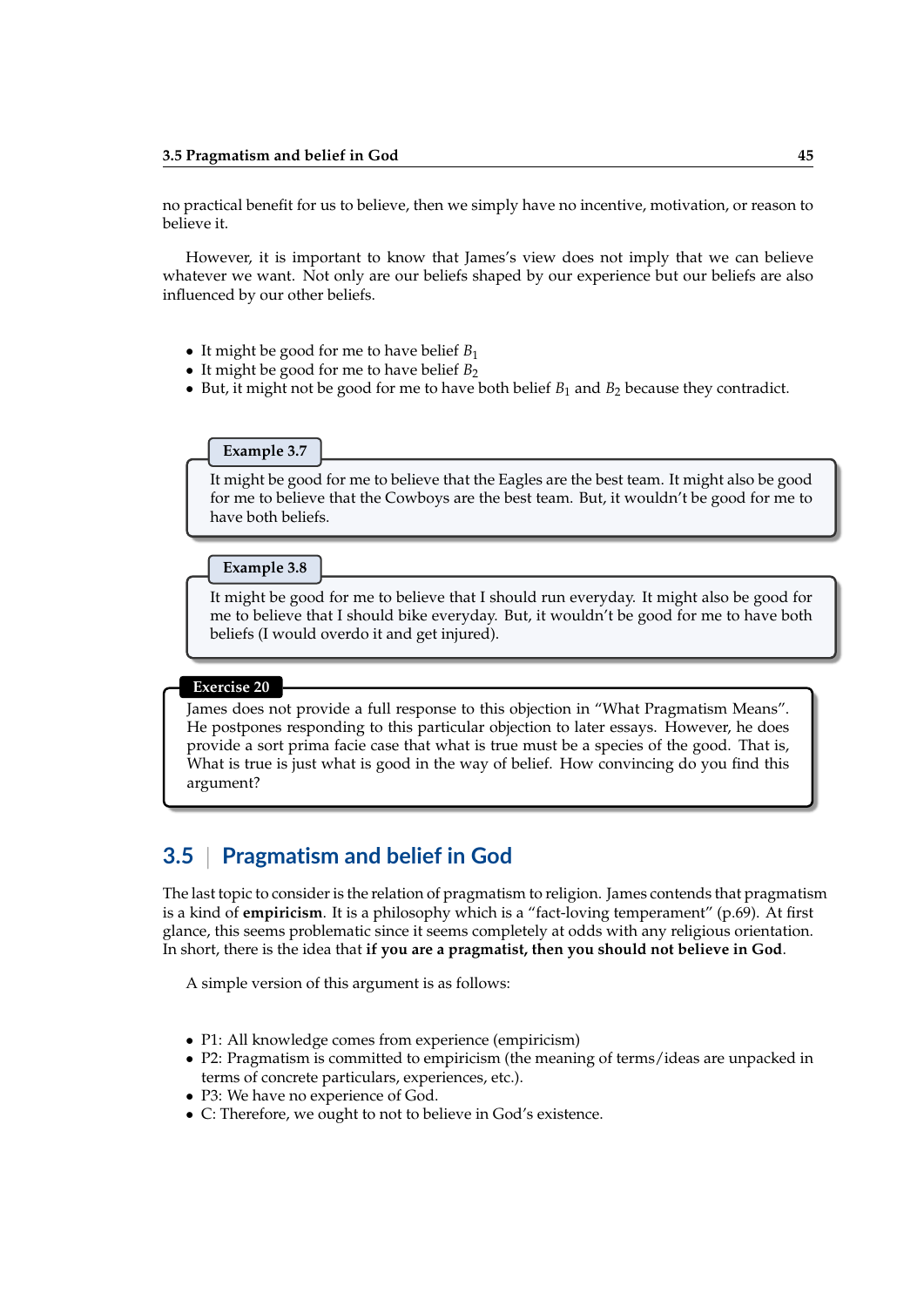no practical benefit for us to believe, then we simply have no incentive, motivation, or reason to believe it.

However, it is important to know that James's view does not imply that we can believe whatever we want. Not only are our beliefs shaped by our experience but our beliefs are also influenced by our other beliefs.

- It might be good for me to have belief $B_1$
- It might be good for me to have belief $B_2$
- But, it might not be good for me to have both belief $B_1$ and $B_2$ because they contradict.

**Example 3.7**

It might be good for me to believe that the Eagles are the best team. It might also be good for me to believe that the Cowboys are the best team. But, it wouldn't be good for me to have both beliefs.

**Example 3.8**

It might be good for me to believe that I should run everyday. It might also be good for me to believe that I should bike everyday. But, it wouldn't be good for me to have both beliefs (I would overdo it and get injured).

**Exercise 20**

James does not provide a full response to this objection in "What Pragmatism Means". He postpones responding to this particular objection to later essays. However, he does provide a sort prima facie case that what is true must be a species of the good. That is, What is true is just what is good in the way of belief. How convincing do you find this argument?

## 3.5 Pragmatism and belief in God

The last topic to consider is the relation of pragmatism to religion. James contends that pragmatism is a kind of **empiricism**. It is a philosophy which is a "fact-loving temperament" (p.69). At first glance, this seems problematic since it seems completely at odds with any religious orientation. In short, there is the idea that **if you are a pragmatist, then you should not believe in God**.

A simple version of this argument is as follows:

- P1: All knowledge comes from experience (empiricism)
- P2: Pragmatism is committed to empiricism (the meaning of terms/ideas are unpacked in terms of concrete particulars, experiences, etc.).
- P3: We have no experience of God.
- C: Therefore, we ought to not to believe in God's existence.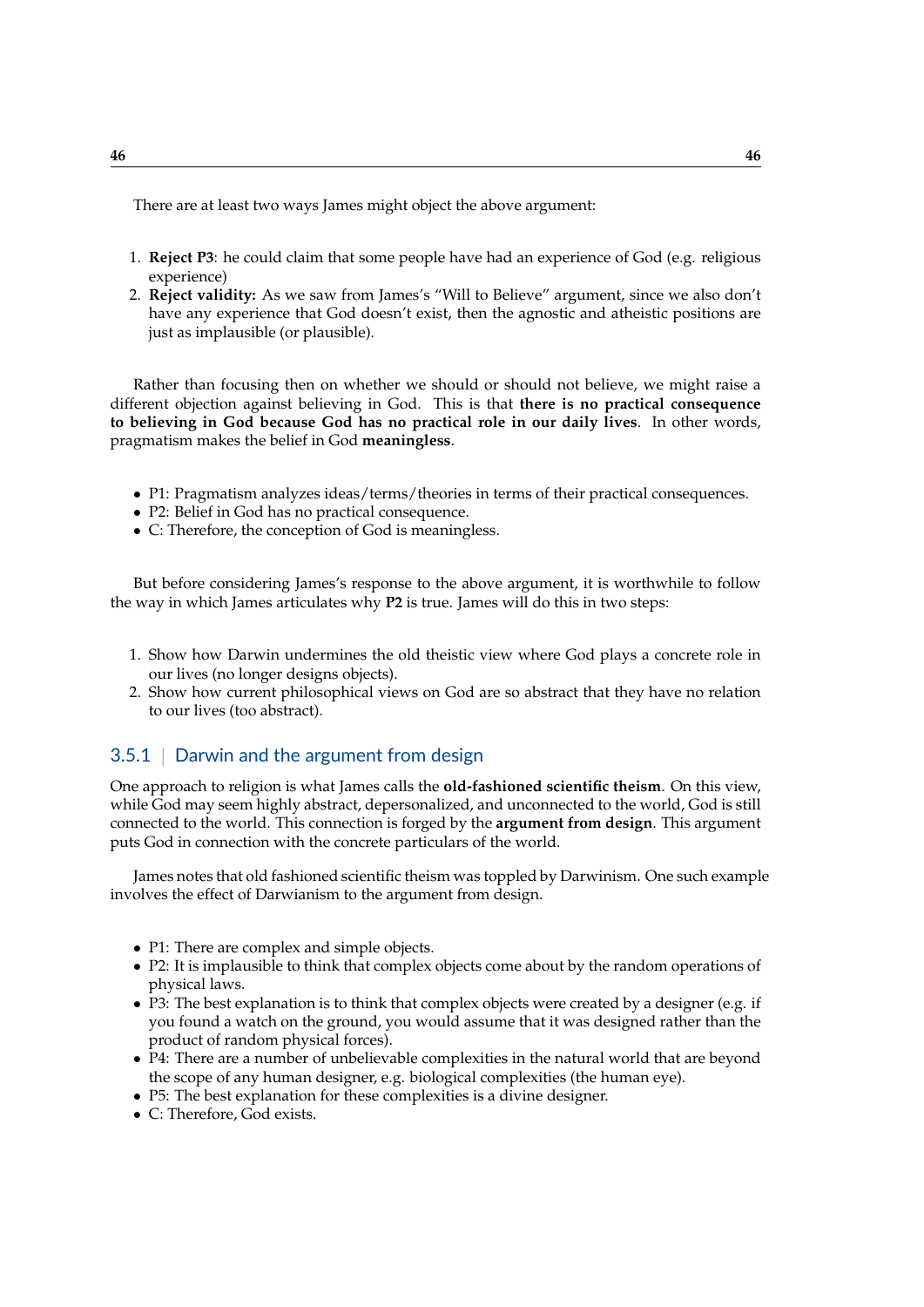There are at least two ways James might object the above argument:

1. **Reject P3**: he could claim that some people have had an experience of God (e.g. religious experience)
2. **Reject validity:** As we saw from James's "Will to Believe" argument, since we also don't have any experience that God doesn't exist, then the agnostic and atheistic positions are just as implausible (or plausible).

Rather than focusing then on whether we should or should not believe, we might raise a different objection against believing in God. This is that **there is no practical consequence to believing in God because God has no practical role in our daily lives**. In other words, pragmatism makes the belief in God **meaningless**.

- P1: Pragmatism analyzes ideas/terms/theories in terms of their practical consequences.
- P2: Belief in God has no practical consequence.
- C: Therefore, the conception of God is meaningless.

But before considering James's response to the above argument, it is worthwhile to follow the way in which James articulates why **P2** is true. James will do this in two steps:

1. Show how Darwin undermines the old theistic view where God plays a concrete role in our lives (no longer designs objects).
2. Show how current philosophical views on God are so abstract that they have no relation to our lives (too abstract).

### 3.5.1 | Darwin and the argument from design

One approach to religion is what James calls the **old-fashioned scientific theism**. On this view, while God may seem highly abstract, depersonalized, and unconnected to the world, God is still connected to the world. This connection is forged by the **argument from design**. This argument puts God in connection with the concrete particulars of the world.

James notes that old fashioned scientific theism was toppled by Darwinism. One such example involves the effect of Darwianism to the argument from design.

- P1: There are complex and simple objects.
- P2: It is implausible to think that complex objects come about by the random operations of physical laws.
- P3: The best explanation is to think that complex objects were created by a designer (e.g. if you found a watch on the ground, you would assume that it was designed rather than the product of random physical forces).
- P4: There are a number of unbelievable complexities in the natural world that are beyond the scope of any human designer, e.g. biological complexities (the human eye).
- P5: The best explanation for these complexities is a divine designer.
- C: Therefore, God exists.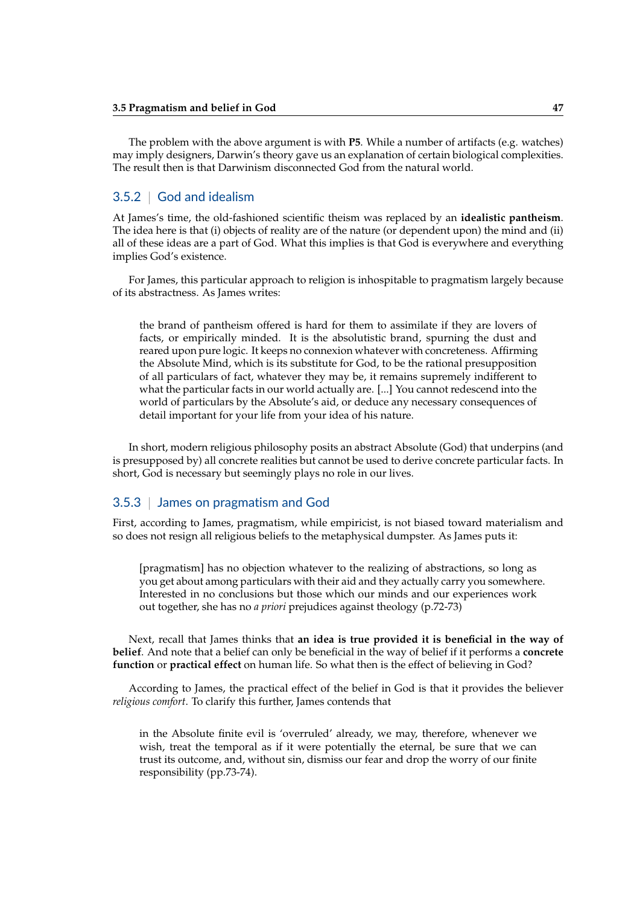The problem with the above argument is with **P5**. While a number of artifacts (e.g. watches) may imply designers, Darwin's theory gave us an explanation of certain biological complexities. The result then is that Darwinism disconnected God from the natural world.

### 3.5.2 | God and idealism

At James's time, the old-fashioned scientific theism was replaced by an **idealistic pantheism**. The idea here is that (i) objects of reality are of the nature (or dependent upon) the mind and (ii) all of these ideas are a part of God. What this implies is that God is everywhere and everything implies God's existence.

For James, this particular approach to religion is inhospitable to pragmatism largely because of its abstractness. As James writes:

> the brand of pantheism offered is hard for them to assimilate if they are lovers of facts, or empirically minded. It is the absolutistic brand, spurning the dust and reared upon pure logic. It keeps no connexion whatever with concreteness. Affirming the Absolute Mind, which is its substitute for God, to be the rational presupposition of all particulars of fact, whatever they may be, it remains supremely indifferent to what the particular facts in our world actually are. [...] You cannot redescend into the world of particulars by the Absolute's aid, or deduce any necessary consequences of detail important for your life from your idea of his nature.

In short, modern religious philosophy posits an abstract Absolute (God) that underpins (and is presupposed by) all concrete realities but cannot be used to derive concrete particular facts. In short, God is necessary but seemingly plays no role in our lives.

### 3.5.3 | James on pragmatism and God

First, according to James, pragmatism, while empiricist, is not biased toward materialism and so does not resign all religious beliefs to the metaphysical dumpster. As James puts it:

> [pragmatism] has no objection whatever to the realizing of abstractions, so long as you get about among particulars with their aid and they actually carry you somewhere. Interested in no conclusions but those which our minds and our experiences work out together, she has no *a priori* prejudices against theology (p.72-73)

Next, recall that James thinks that **an idea is true provided it is beneficial in the way of belief**. And note that a belief can only be beneficial in the way of belief if it performs a **concrete function** or **practical effect** on human life. So what then is the effect of believing in God?

According to James, the practical effect of the belief in God is that it provides the believer *religious comfort*. To clarify this further, James contends that

> in the Absolute finite evil is 'overruled' already, we may, therefore, whenever we wish, treat the temporal as if it were potentially the eternal, be sure that we can trust its outcome, and, without sin, dismiss our fear and drop the worry of our finite responsibility (pp.73-74).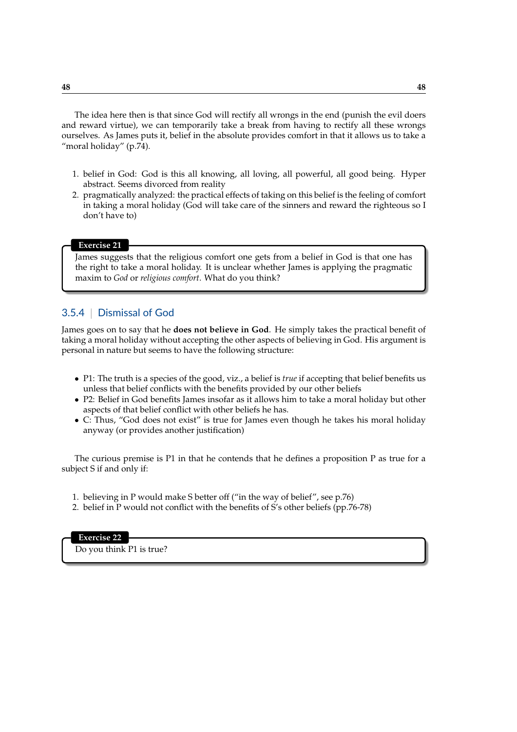The idea here then is that since God will rectify all wrongs in the end (punish the evil doers and reward virtue), we can temporarily take a break from having to rectify all these wrongs ourselves. As James puts it, belief in the absolute provides comfort in that it allows us to take a "moral holiday" (p.74).

1. belief in God: God is this all knowing, all loving, all powerful, all good being. Hyper abstract. Seems divorced from reality
2. pragmatically analyzed: the practical effects of taking on this belief is the feeling of comfort in taking a moral holiday (God will take care of the sinners and reward the righteous so I don't have to)

> **Exercise 21**
>
> James suggests that the religious comfort one gets from a belief in God is that one has the right to take a moral holiday. It is unclear whether James is applying the pragmatic maxim to *God* or *religious comfort*. What do you think?

### 3.5.4 | Dismissal of God

James goes on to say that he **does not believe in God**. He simply takes the practical benefit of taking a moral holiday without accepting the other aspects of believing in God. His argument is personal in nature but seems to have the following structure:

- P1: The truth is a species of the good, viz., a belief is *true* if accepting that belief benefits us unless that belief conflicts with the benefits provided by our other beliefs
- P2: Belief in God benefits James insofar as it allows him to take a moral holiday but other aspects of that belief conflict with other beliefs he has.
- C: Thus, "God does not exist" is true for James even though he takes his moral holiday anyway (or provides another justification)

The curious premise is P1 in that he contends that he defines a proposition P as true for a subject S if and only if:

1. believing in P would make S better off ("in the way of belief", see p.76)
2. belief in P would not conflict with the benefits of S's other beliefs (pp.76-78)

> **Exercise 22**
>
> Do you think P1 is true?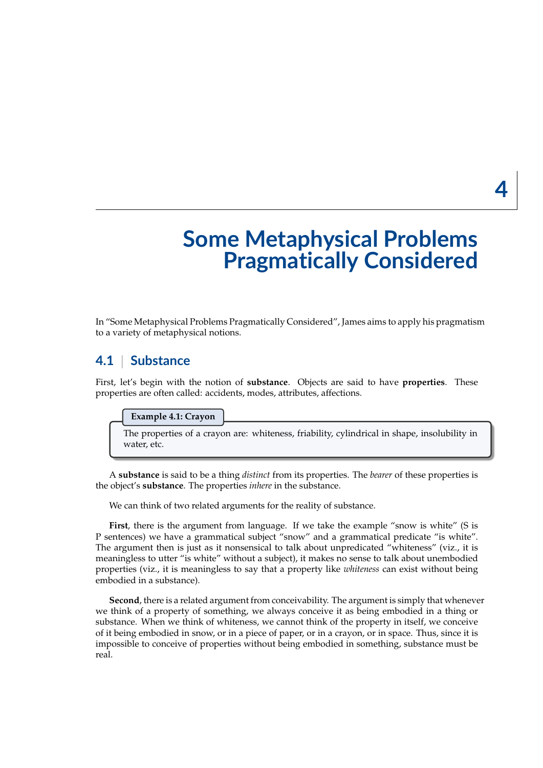# 4 Some Metaphysical Problems Pragmatically Considered

In "Some Metaphysical Problems Pragmatically Considered", James aims to apply his pragmatism to a variety of metaphysical notions.

## 4.1 Substance

First, let's begin with the notion of **substance**. Objects are said to have **properties**. These properties are often called: accidents, modes, attributes, affections.

> **Example 4.1: Crayon**
>
> The properties of a crayon are: whiteness, friability, cylindrical in shape, insolubility in water, etc.

A **substance** is said to be a thing *distinct* from its properties. The *bearer* of these properties is the object's **substance**. The properties *inhere* in the substance.

We can think of two related arguments for the reality of substance.

**First**, there is the argument from language. If we take the example "snow is white" (S is P sentences) we have a grammatical subject "snow" and a grammatical predicate "is white". The argument then is just as it nonsensical to talk about unpredicated "whiteness" (viz., it is meaningless to utter "is white" without a subject), it makes no sense to talk about unembodied properties (viz., it is meaningless to say that a property like *whiteness* can exist without being embodied in a substance).

**Second**, there is a related argument from conceivability. The argument is simply that whenever we think of a property of something, we always conceive it as being embodied in a thing or substance. When we think of whiteness, we cannot think of the property in itself, we conceive of it being embodied in snow, or in a piece of paper, or in a crayon, or in space. Thus, since it is impossible to conceive of properties without being embodied in something, substance must be real.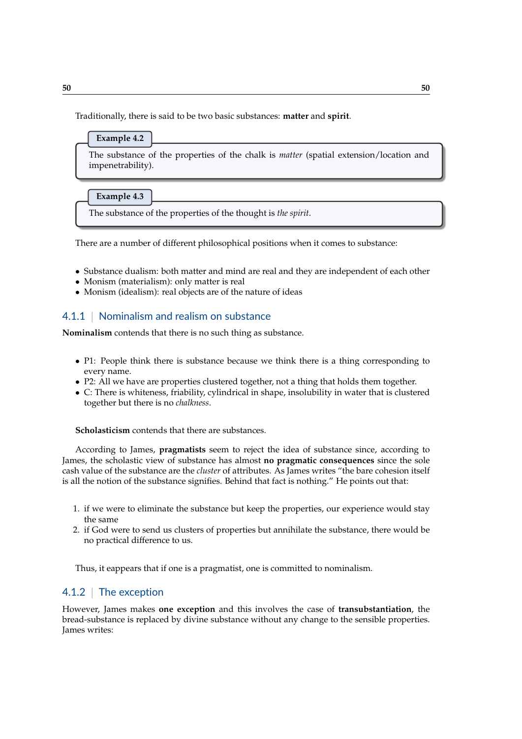Traditionally, there is said to be two basic substances: **matter** and **spirit**.

**Example 4.2**

The substance of the properties of the chalk is *matter* (spatial extension/location and impenetrability).

**Example 4.3**

The substance of the properties of the thought is *the spirit*.

There are a number of different philosophical positions when it comes to substance:

- Substance dualism: both matter and mind are real and they are independent of each other
- Monism (materialism): only matter is real
- Monism (idealism): real objects are of the nature of ideas

### 4.1.1 | Nominalism and realism on substance

**Nominalism** contends that there is no such thing as substance.

- P1: People think there is substance because we think there is a thing corresponding to every name.
- P2: All we have are properties clustered together, not a thing that holds them together.
- C: There is whiteness, friability, cylindrical in shape, insolubility in water that is clustered together but there is no *chalkness*.

**Scholasticism** contends that there are substances.

According to James, **pragmatists** seem to reject the idea of substance since, according to James, the scholastic view of substance has almost **no pragmatic consequences** since the sole cash value of the substance are the *cluster* of attributes. As James writes "the bare cohesion itself is all the notion of the substance signifies. Behind that fact is nothing." He points out that:

1. if we were to eliminate the substance but keep the properties, our experience would stay the same
2. if God were to send us clusters of properties but annihilate the substance, there would be no practical difference to us.

Thus, it eappears that if one is a pragmatist, one is committed to nominalism.

### 4.1.2 | The exception

However, James makes **one exception** and this involves the case of **transubstantiation**, the bread-substance is replaced by divine substance without any change to the sensible properties. James writes: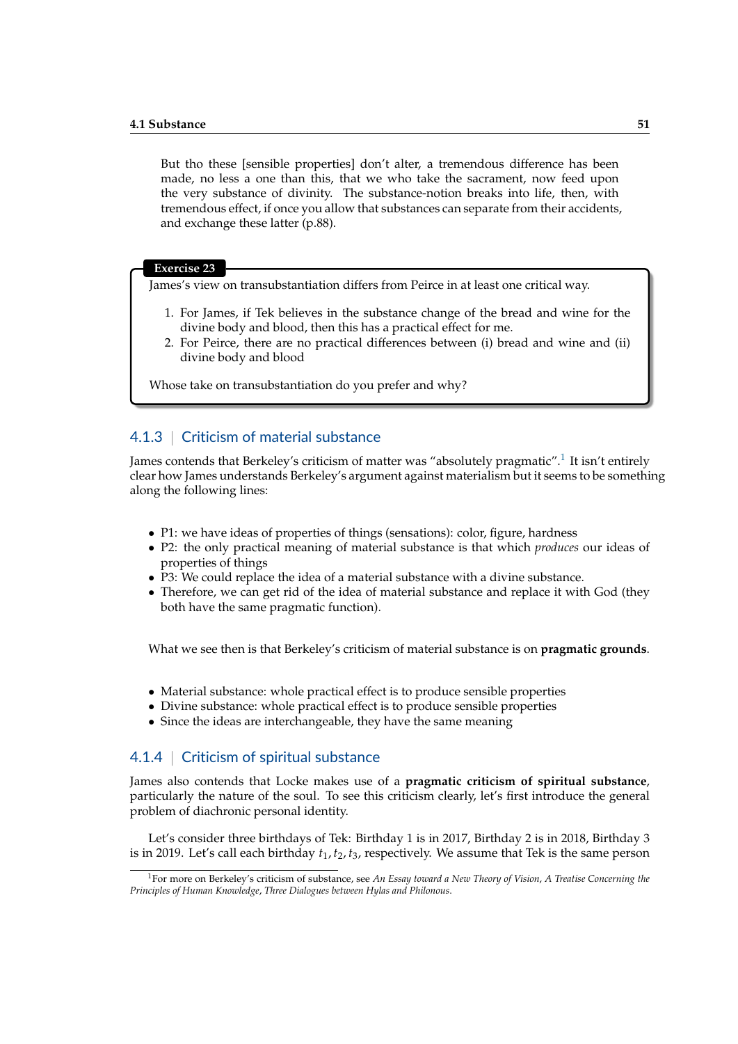> But tho these [sensible properties] don't alter, a tremendous difference has been made, no less a one than this, that we who take the sacrament, now feed upon the very substance of divinity. The substance-notion breaks into life, then, with tremendous effect, if once you allow that substances can separate from their accidents, and exchange these latter (p.88).

**Exercise 23**

James's view on transubstantiation differs from Peirce in at least one critical way.

1. For James, if Tek believes in the substance change of the bread and wine for the divine body and blood, then this has a practical effect for me.
2. For Peirce, there are no practical differences between (i) bread and wine and (ii) divine body and blood

Whose take on transubstantiation do you prefer and why?

### 4.1.3 | Criticism of material substance

James contends that Berkeley's criticism of matter was "absolutely pragmatic".[1] It isn't entirely clear how James understands Berkeley's argument against materialism but it seems to be something along the following lines:

- P1: we have ideas of properties of things (sensations): color, figure, hardness
- P2: the only practical meaning of material substance is that which *produces* our ideas of properties of things
- P3: We could replace the idea of a material substance with a divine substance.
- Therefore, we can get rid of the idea of material substance and replace it with God (they both have the same pragmatic function).

What we see then is that Berkeley's criticism of material substance is on **pragmatic grounds**.

- Material substance: whole practical effect is to produce sensible properties
- Divine substance: whole practical effect is to produce sensible properties
- Since the ideas are interchangeable, they have the same meaning

### 4.1.4 | Criticism of spiritual substance

James also contends that Locke makes use of a **pragmatic criticism of spiritual substance**, particularly the nature of the soul. To see this criticism clearly, let's first introduce the general problem of diachronic personal identity.

Let's consider three birthdays of Tek: Birthday 1 is in 2017, Birthday 2 is in 2018, Birthday 3 is in 2019. Let's call each birthday $t_1, t_2, t_3$, respectively. We assume that Tek is the same person

[1] For more on Berkeley's criticism of substance, see *An Essay toward a New Theory of Vision*, *A Treatise Concerning the Principles of Human Knowledge*, *Three Dialogues between Hylas and Philonous*.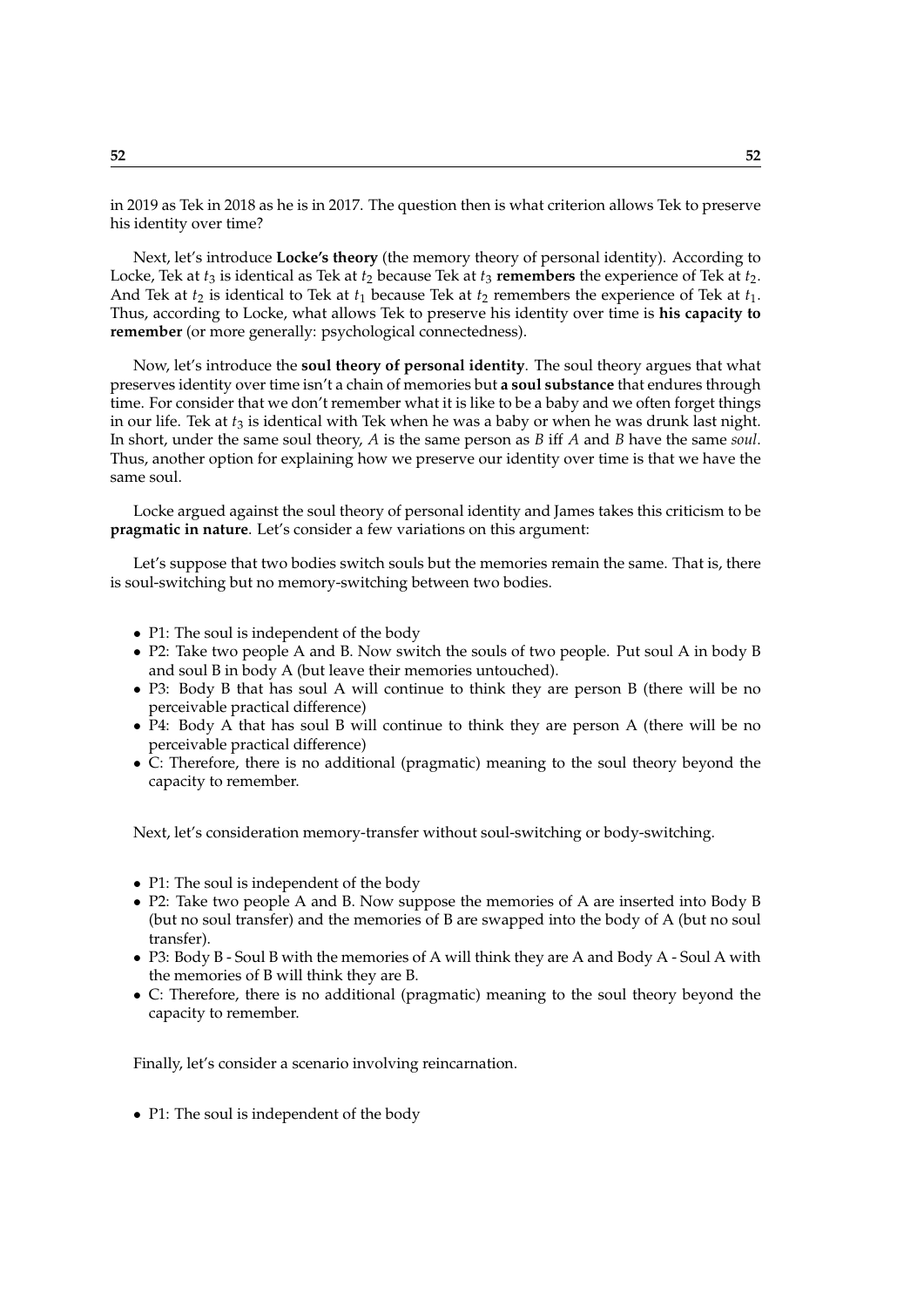in 2019 as Tek in 2018 as he is in 2017. The question then is what criterion allows Tek to preserve his identity over time?

Next, let's introduce **Locke's theory** (the memory theory of personal identity). According to Locke, Tek at $t_3$ is identical as Tek at $t_2$ because Tek at $t_3$ **remembers** the experience of Tek at $t_2$. And Tek at $t_2$ is identical to Tek at $t_1$ because Tek at $t_2$ remembers the experience of Tek at $t_1$. Thus, according to Locke, what allows Tek to preserve his identity over time is **his capacity to remember** (or more generally: psychological connectedness).

Now, let's introduce the **soul theory of personal identity**. The soul theory argues that what preserves identity over time isn't a chain of memories but **a soul substance** that endures through time. For consider that we don't remember what it is like to be a baby and we often forget things in our life. Tek at $t_3$ is identical with Tek when he was a baby or when he was drunk last night. In short, under the same soul theory, $A$ is the same person as $B$ iff $A$ and $B$ have the same *soul*. Thus, another option for explaining how we preserve our identity over time is that we have the same soul.

Locke argued against the soul theory of personal identity and James takes this criticism to be **pragmatic in nature**. Let's consider a few variations on this argument:

Let's suppose that two bodies switch souls but the memories remain the same. That is, there is soul-switching but no memory-switching between two bodies.

- P1: The soul is independent of the body
- P2: Take two people A and B. Now switch the souls of two people. Put soul A in body B and soul B in body A (but leave their memories untouched).
- P3: Body B that has soul A will continue to think they are person B (there will be no perceivable practical difference)
- P4: Body A that has soul B will continue to think they are person A (there will be no perceivable practical difference)
- C: Therefore, there is no additional (pragmatic) meaning to the soul theory beyond the capacity to remember.

Next, let's consideration memory-transfer without soul-switching or body-switching.

- P1: The soul is independent of the body
- P2: Take two people A and B. Now suppose the memories of A are inserted into Body B (but no soul transfer) and the memories of B are swapped into the body of A (but no soul transfer).
- P3: Body B - Soul B with the memories of A will think they are A and Body A - Soul A with the memories of B will think they are B.
- C: Therefore, there is no additional (pragmatic) meaning to the soul theory beyond the capacity to remember.

Finally, let's consider a scenario involving reincarnation.

- P1: The soul is independent of the body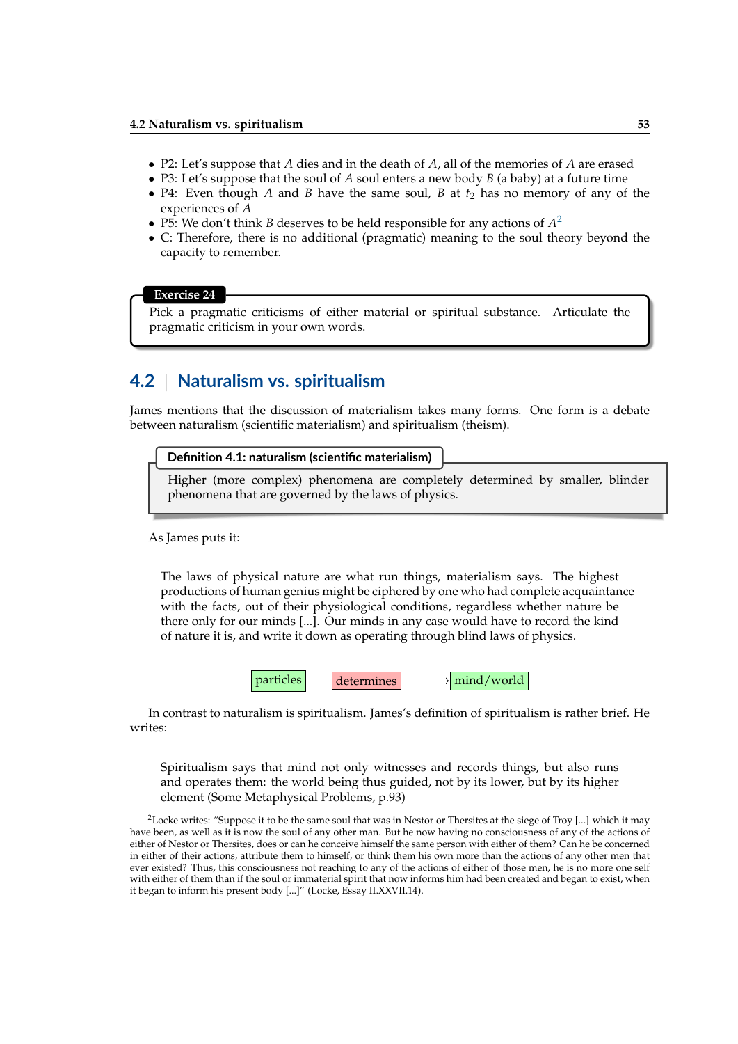- P2: Let's suppose that $A$ dies and in the death of $A$, all of the memories of $A$ are erased
- P3: Let's suppose that the soul of $A$ soul enters a new body $B$ (a baby) at a future time
- P4: Even though $A$ and $B$ have the same soul, $B$ at $t_2$ has no memory of any of the experiences of $A$
- P5: We don't think $B$ deserves to be held responsible for any actions of $A$[2]
- C: Therefore, there is no additional (pragmatic) meaning to the soul theory beyond the capacity to remember.

**Exercise 24**

Pick a pragmatic criticisms of either material or spiritual substance. Articulate the pragmatic criticism in your own words.

## 4.2 | Naturalism vs. spiritualism

James mentions that the discussion of materialism takes many forms. One form is a debate between naturalism (scientific materialism) and spiritualism (theism).

**Definition 4.1: naturalism (scientific materialism)**

Higher (more complex) phenomena are completely determined by smaller, blinder phenomena that are governed by the laws of physics.

As James puts it:

> The laws of physical nature are what run things, materialism says. The highest productions of human genius might be ciphered by one who had complete acquaintance with the facts, out of their physiological conditions, regardless whether nature be there only for our minds [...]. Our minds in any case would have to record the kind of nature it is, and write it down as operating through blind laws of physics.

particles —— determines ——→ mind/world

In contrast to naturalism is spiritualism. James's definition of spiritualism is rather brief. He writes:

> Spiritualism says that mind not only witnesses and records things, but also runs and operates them: the world being thus guided, not by its lower, but by its higher element (Some Metaphysical Problems, p.93)

[2] Locke writes: "Suppose it to be the same soul that was in Nestor or Thersites at the siege of Troy [...] which it may have been, as well as it is now the soul of any other man. But he now having no consciousness of any of the actions of either of Nestor or Thersites, does or can he conceive himself the same person with either of them? Can he be concerned in either of their actions, attribute them to himself, or think them his own more than the actions of any other men that ever existed? Thus, this consciousness not reaching to any of the actions of either of those men, he is no more one self with either of them than if the soul or immaterial spirit that now informs him had been created and began to exist, when it began to inform his present body [...]" (Locke, Essay II.XXVII.14).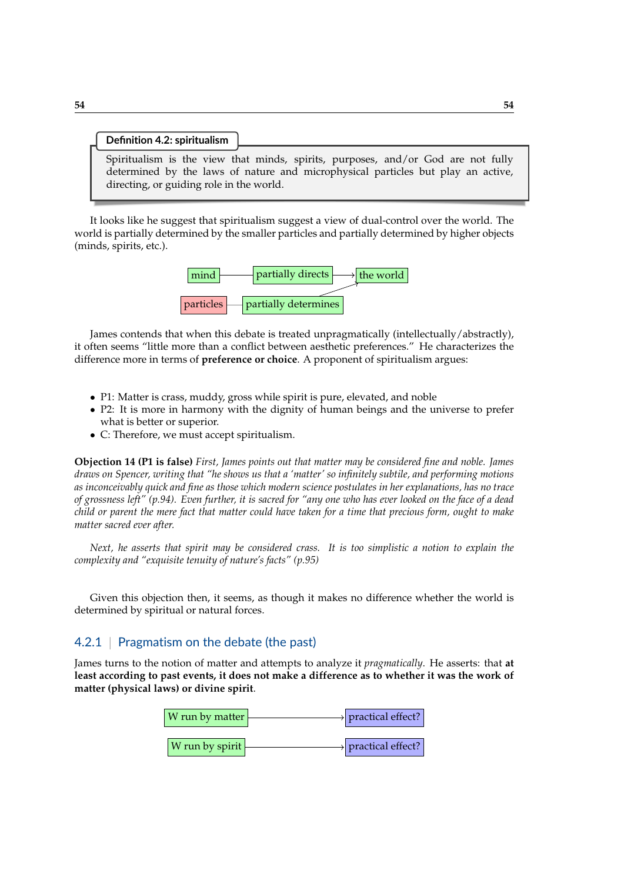**Definition 4.2: spiritualism**

Spiritualism is the view that minds, spirits, purposes, and/or God are not fully determined by the laws of nature and microphysical particles but play an active, directing, or guiding role in the world.

It looks like he suggest that spiritualism suggest a view of dual-control over the world. The world is partially determined by the smaller particles and partially determined by higher objects (minds, spirits, etc.).

mind — partially directs → the world

particles — partially determines → the world

James contends that when this debate is treated unpragmatically (intellectually/abstractly), it often seems "little more than a conflict between aesthetic preferences." He characterizes the difference more in terms of **preference or choice**. A proponent of spiritualism argues:

- P1: Matter is crass, muddy, gross while spirit is pure, elevated, and noble
- P2: It is more in harmony with the dignity of human beings and the universe to prefer what is better or superior.
- C: Therefore, we must accept spiritualism.

**Objection 14 (P1 is false)** *First, James points out that matter may be considered fine and noble. James draws on Spencer, writing that "he shows us that a 'matter' so infinitely subtile, and performing motions as inconceivably quick and fine as those which modern science postulates in her explanations, has no trace of grossness left" (p.94). Even further, it is sacred for "any one who has ever looked on the face of a dead child or parent the mere fact that matter could have taken for a time that precious form, ought to make matter sacred ever after.*

*Next, he asserts that spirit may be considered crass. It is too simplistic a notion to explain the complexity and "exquisite tenuity of nature's facts" (p.95)*

Given this objection then, it seems, as though it makes no difference whether the world is determined by spiritual or natural forces.

### 4.2.1 | Pragmatism on the debate (the past)

James turns to the notion of matter and attempts to analyze it *pragmatically*. He asserts: that **at least according to past events, it does not make a difference as to whether it was the work of matter (physical laws) or divine spirit**.

W run by matter → practical effect?

W run by spirit → practical effect?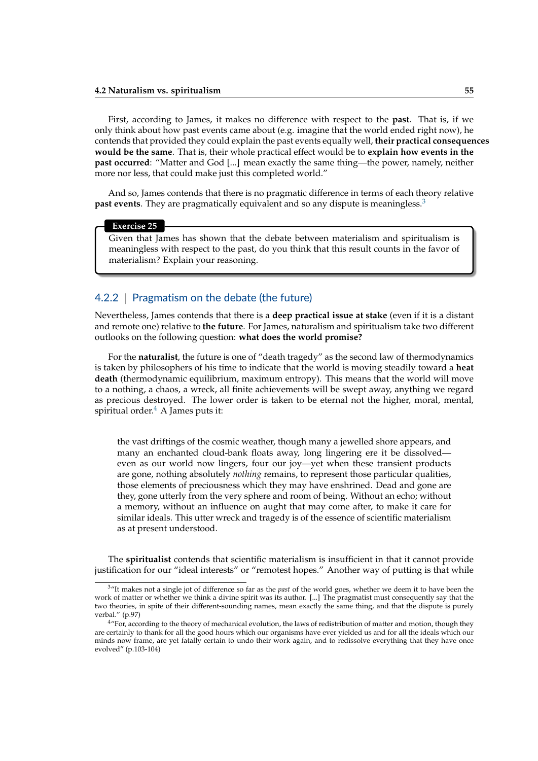First, according to James, it makes no difference with respect to the **past**. That is, if we only think about how past events came about (e.g. imagine that the world ended right now), he contends that provided they could explain the past events equally well, **their practical consequences would be the same**. That is, their whole practical effect would be to **explain how events in the past occurred**: "Matter and God [...] mean exactly the same thing—the power, namely, neither more nor less, that could make just this completed world."

And so, James contends that there is no pragmatic difference in terms of each theory relative **past events**. They are pragmatically equivalent and so any dispute is meaningless.[3]

> **Exercise 25**
>
> Given that James has shown that the debate between materialism and spiritualism is meaningless with respect to the past, do you think that this result counts in the favor of materialism? Explain your reasoning.

### 4.2.2 | Pragmatism on the debate (the future)

Nevertheless, James contends that there is a **deep practical issue at stake** (even if it is a distant and remote one) relative to **the future**. For James, naturalism and spiritualism take two different outlooks on the following question: **what does the world promise?**

For the **naturalist**, the future is one of "death tragedy" as the second law of thermodynamics is taken by philosophers of his time to indicate that the world is moving steadily toward a **heat death** (thermodynamic equilibrium, maximum entropy). This means that the world will move to a nothing, a chaos, a wreck, all finite achievements will be swept away, anything we regard as precious destroyed. The lower order is taken to be eternal not the higher, moral, mental, spiritual order.[4] A James puts it:

> the vast driftings of the cosmic weather, though many a jewelled shore appears, and many an enchanted cloud-bank floats away, long lingering ere it be dissolved—even as our world now lingers, four our joy—yet when these transient products are gone, nothing absolutely *nothing* remains, to represent those particular qualities, those elements of preciousness which they may have enshrined. Dead and gone are they, gone utterly from the very sphere and room of being. Without an echo; without a memory, without an influence on aught that may come after, to make it care for similar ideals. This utter wreck and tragedy is of the essence of scientific materialism as at present understood.

The **spiritualist** contends that scientific materialism is insufficient in that it cannot provide justification for our "ideal interests" or "remotest hopes." Another way of putting is that while

---

[3] "It makes not a single jot of difference so far as the *past* of the world goes, whether we deem it to have been the work of matter or whether we think a divine spirit was its author. [...] The pragmatist must consequently say that the two theories, in spite of their different-sounding names, mean exactly the same thing, and that the dispute is purely verbal." (p.97)

[4] "For, according to the theory of mechanical evolution, the laws of redistribution of matter and motion, though they are certainly to thank for all the good hours which our organisms have ever yielded us and for all the ideals which our minds now frame, are yet fatally certain to undo their work again, and to redissolve everything that they have once evolved" (p.103-104)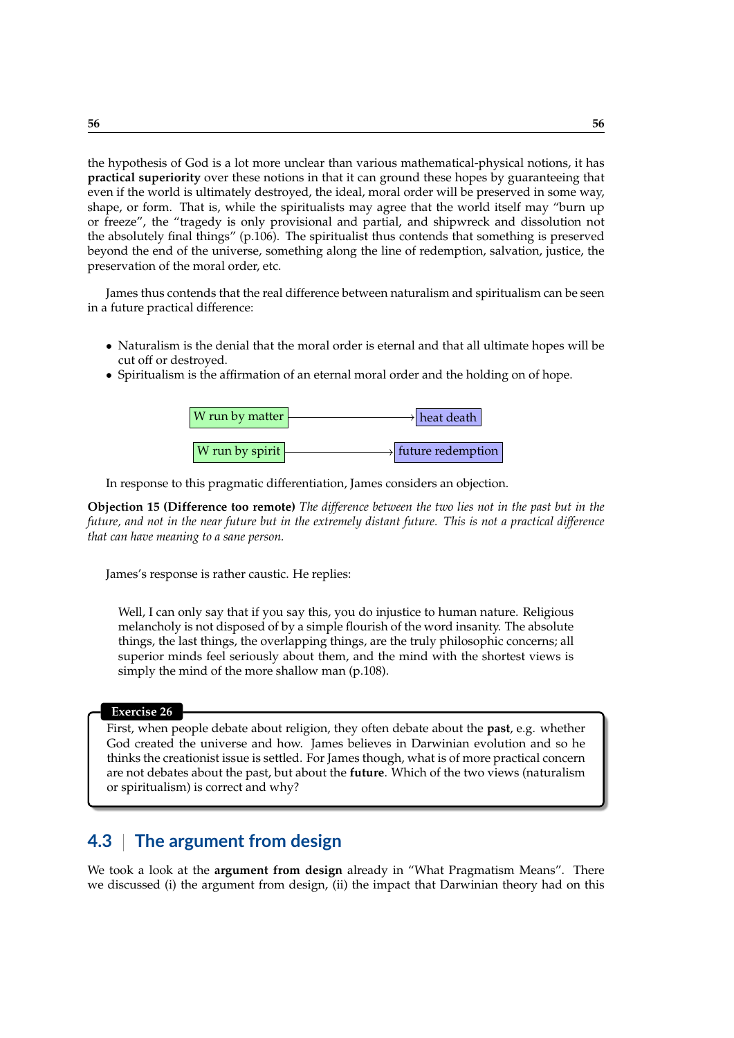the hypothesis of God is a lot more unclear than various mathematical-physical notions, it has **practical superiority** over these notions in that it can ground these hopes by guaranteeing that even if the world is ultimately destroyed, the ideal, moral order will be preserved in some way, shape, or form. That is, while the spiritualists may agree that the world itself may "burn up or freeze", the "tragedy is only provisional and partial, and shipwreck and dissolution not the absolutely final things" (p.106). The spiritualist thus contends that something is preserved beyond the end of the universe, something along the line of redemption, salvation, justice, the preservation of the moral order, etc.

James thus contends that the real difference between naturalism and spiritualism can be seen in a future practical difference:

- Naturalism is the denial that the moral order is eternal and that all ultimate hopes will be cut off or destroyed.
- Spiritualism is the affirmation of an eternal moral order and the holding on of hope.

W run by matter → heat death

W run by spirit → future redemption

In response to this pragmatic differentiation, James considers an objection.

**Objection 15 (Difference too remote)** *The difference between the two lies not in the past but in the future, and not in the near future but in the extremely distant future. This is not a practical difference that can have meaning to a sane person.*

James's response is rather caustic. He replies:

> Well, I can only say that if you say this, you do injustice to human nature. Religious melancholy is not disposed of by a simple flourish of the word insanity. The absolute things, the last things, the overlapping things, are the truly philosophic concerns; all superior minds feel seriously about them, and the mind with the shortest views is simply the mind of the more shallow man (p.108).

**Exercise 26**

First, when people debate about religion, they often debate about the **past**, e.g. whether God created the universe and how. James believes in Darwinian evolution and so he thinks the creationist issue is settled. For James though, what is of more practical concern are not debates about the past, but about the **future**. Which of the two views (naturalism or spiritualism) is correct and why?

## 4.3 | The argument from design

We took a look at the **argument from design** already in "What Pragmatism Means". There we discussed (i) the argument from design, (ii) the impact that Darwinian theory had on this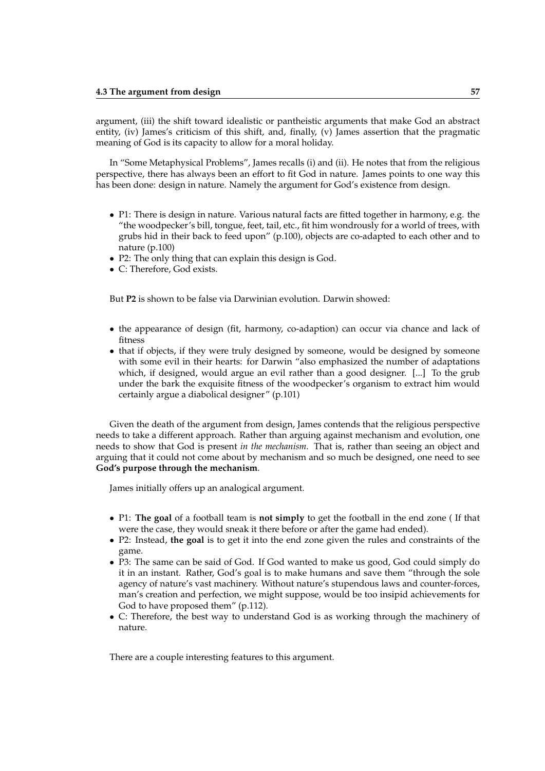argument, (iii) the shift toward idealistic or pantheistic arguments that make God an abstract entity, (iv) James's criticism of this shift, and, finally, (v) James assertion that the pragmatic meaning of God is its capacity to allow for a moral holiday.

In "Some Metaphysical Problems", James recalls (i) and (ii). He notes that from the religious perspective, there has always been an effort to fit God in nature. James points to one way this has been done: design in nature. Namely the argument for God's existence from design.

- P1: There is design in nature. Various natural facts are fitted together in harmony, e.g. the "the woodpecker's bill, tongue, feet, tail, etc., fit him wondrously for a world of trees, with grubs hid in their back to feed upon" (p.100), objects are co-adapted to each other and to nature (p.100)
- P2: The only thing that can explain this design is God.
- C: Therefore, God exists.

But **P2** is shown to be false via Darwinian evolution. Darwin showed:

- the appearance of design (fit, harmony, co-adaption) can occur via chance and lack of fitness
- that if objects, if they were truly designed by someone, would be designed by someone with some evil in their hearts: for Darwin "also emphasized the number of adaptations which, if designed, would argue an evil rather than a good designer. [...] To the grub under the bark the exquisite fitness of the woodpecker's organism to extract him would certainly argue a diabolical designer" (p.101)

Given the death of the argument from design, James contends that the religious perspective needs to take a different approach. Rather than arguing against mechanism and evolution, one needs to show that God is present *in the mechanism*. That is, rather than seeing an object and arguing that it could not come about by mechanism and so much be designed, one need to see **God's purpose through the mechanism**.

James initially offers up an analogical argument.

- P1: **The goal** of a football team is **not simply** to get the football in the end zone ( If that were the case, they would sneak it there before or after the game had ended).
- P2: Instead, **the goal** is to get it into the end zone given the rules and constraints of the game.
- P3: The same can be said of God. If God wanted to make us good, God could simply do it in an instant. Rather, God's goal is to make humans and save them "through the sole agency of nature's vast machinery. Without nature's stupendous laws and counter-forces, man's creation and perfection, we might suppose, would be too insipid achievements for God to have proposed them" (p.112).
- C: Therefore, the best way to understand God is as working through the machinery of nature.

There are a couple interesting features to this argument.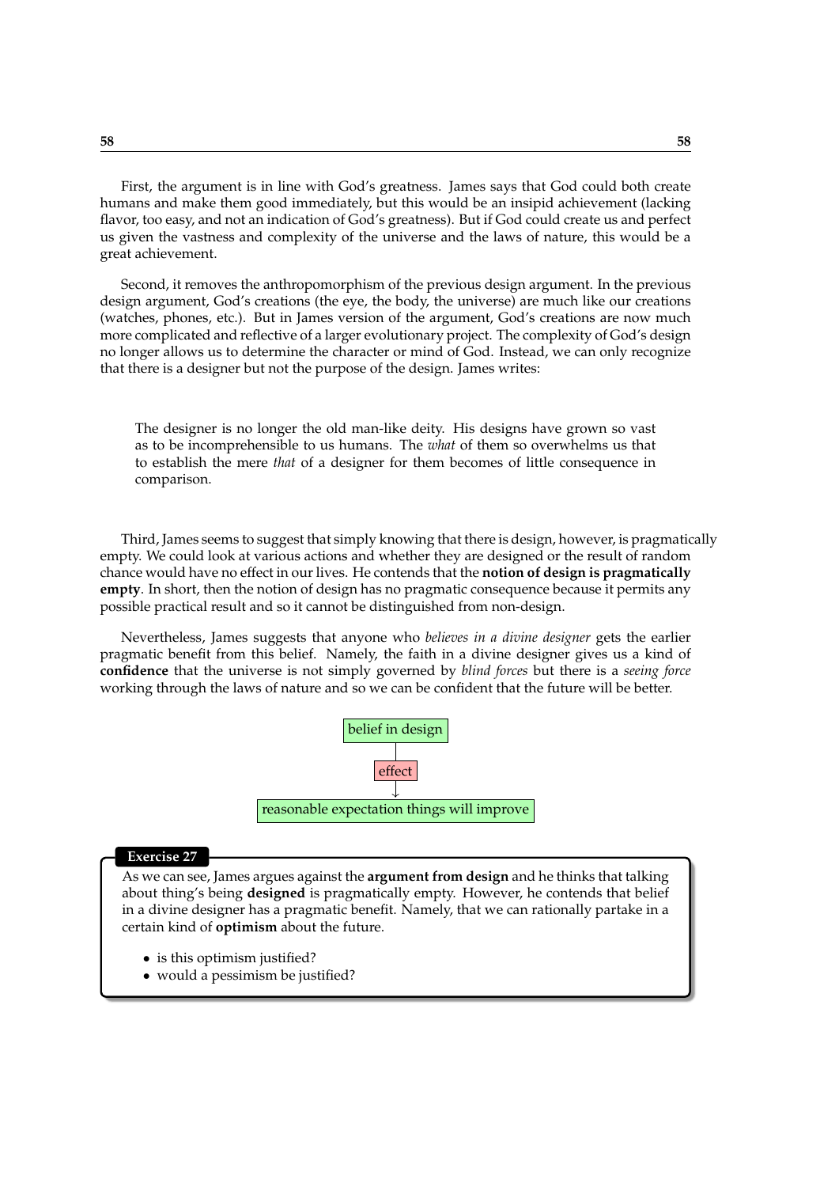First, the argument is in line with God's greatness. James says that God could both create humans and make them good immediately, but this would be an insipid achievement (lacking flavor, too easy, and not an indication of God's greatness). But if God could create us and perfect us given the vastness and complexity of the universe and the laws of nature, this would be a great achievement.

Second, it removes the anthropomorphism of the previous design argument. In the previous design argument, God's creations (the eye, the body, the universe) are much like our creations (watches, phones, etc.). But in James version of the argument, God's creations are now much more complicated and reflective of a larger evolutionary project. The complexity of God's design no longer allows us to determine the character or mind of God. Instead, we can only recognize that there is a designer but not the purpose of the design. James writes:

> The designer is no longer the old man-like deity. His designs have grown so vast as to be incomprehensible to us humans. The *what* of them so overwhelms us that to establish the mere *that* of a designer for them becomes of little consequence in comparison.

Third, James seems to suggest that simply knowing that there is design, however, is pragmatically empty. We could look at various actions and whether they are designed or the result of random chance would have no effect in our lives. He contends that the **notion of design is pragmatically empty**. In short, then the notion of design has no pragmatic consequence because it permits any possible practical result and so it cannot be distinguished from non-design.

Nevertheless, James suggests that anyone who *believes in a divine designer* gets the earlier pragmatic benefit from this belief. Namely, the faith in a divine designer gives us a kind of **confidence** that the universe is not simply governed by *blind forces* but there is a *seeing force* working through the laws of nature and so we can be confident that the future will be better.

belief in design

effect

↓

reasonable expectation things will improve

**Exercise 27**

As we can see, James argues against the **argument from design** and he thinks that talking about thing's being **designed** is pragmatically empty. However, he contends that belief in a divine designer has a pragmatic benefit. Namely, that we can rationally partake in a certain kind of **optimism** about the future.

- is this optimism justified?
- would a pessimism be justified?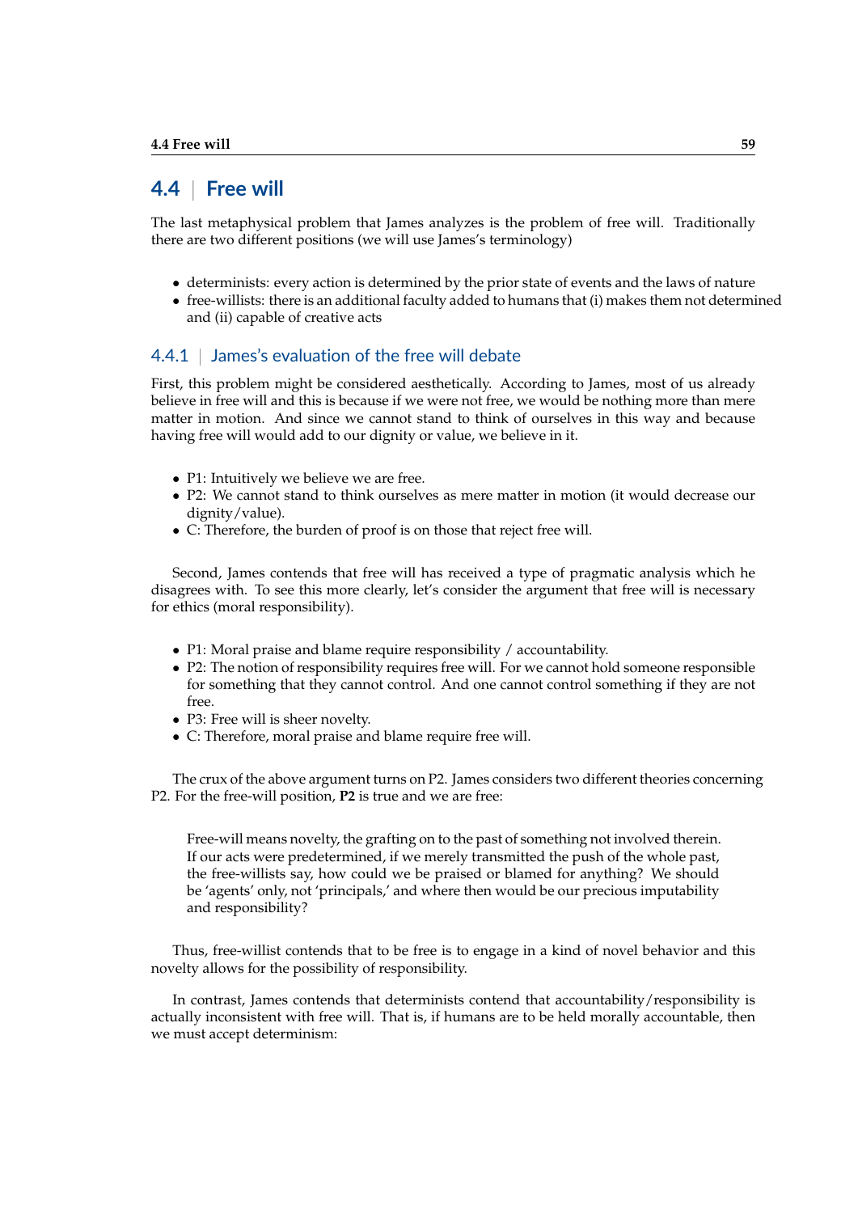## 4.4 | Free will

The last metaphysical problem that James analyzes is the problem of free will. Traditionally there are two different positions (we will use James's terminology)

- determinists: every action is determined by the prior state of events and the laws of nature
- free-willists: there is an additional faculty added to humans that (i) makes them not determined and (ii) capable of creative acts

### 4.4.1 | James's evaluation of the free will debate

First, this problem might be considered aesthetically. According to James, most of us already believe in free will and this is because if we were not free, we would be nothing more than mere matter in motion. And since we cannot stand to think of ourselves in this way and because having free will would add to our dignity or value, we believe in it.

- P1: Intuitively we believe we are free.
- P2: We cannot stand to think ourselves as mere matter in motion (it would decrease our dignity/value).
- C: Therefore, the burden of proof is on those that reject free will.

Second, James contends that free will has received a type of pragmatic analysis which he disagrees with. To see this more clearly, let's consider the argument that free will is necessary for ethics (moral responsibility).

- P1: Moral praise and blame require responsibility / accountability.
- P2: The notion of responsibility requires free will. For we cannot hold someone responsible for something that they cannot control. And one cannot control something if they are not free.
- P3: Free will is sheer novelty.
- C: Therefore, moral praise and blame require free will.

The crux of the above argument turns on P2. James considers two different theories concerning P2. For the free-will position, **P2** is true and we are free:

> Free-will means novelty, the grafting on to the past of something not involved therein. If our acts were predetermined, if we merely transmitted the push of the whole past, the free-willists say, how could we be praised or blamed for anything? We should be 'agents' only, not 'principals,' and where then would be our precious imputability and responsibility?

Thus, free-willist contends that to be free is to engage in a kind of novel behavior and this novelty allows for the possibility of responsibility.

In contrast, James contends that determinists contend that accountability/responsibility is actually inconsistent with free will. That is, if humans are to be held morally accountable, then we must accept determinism: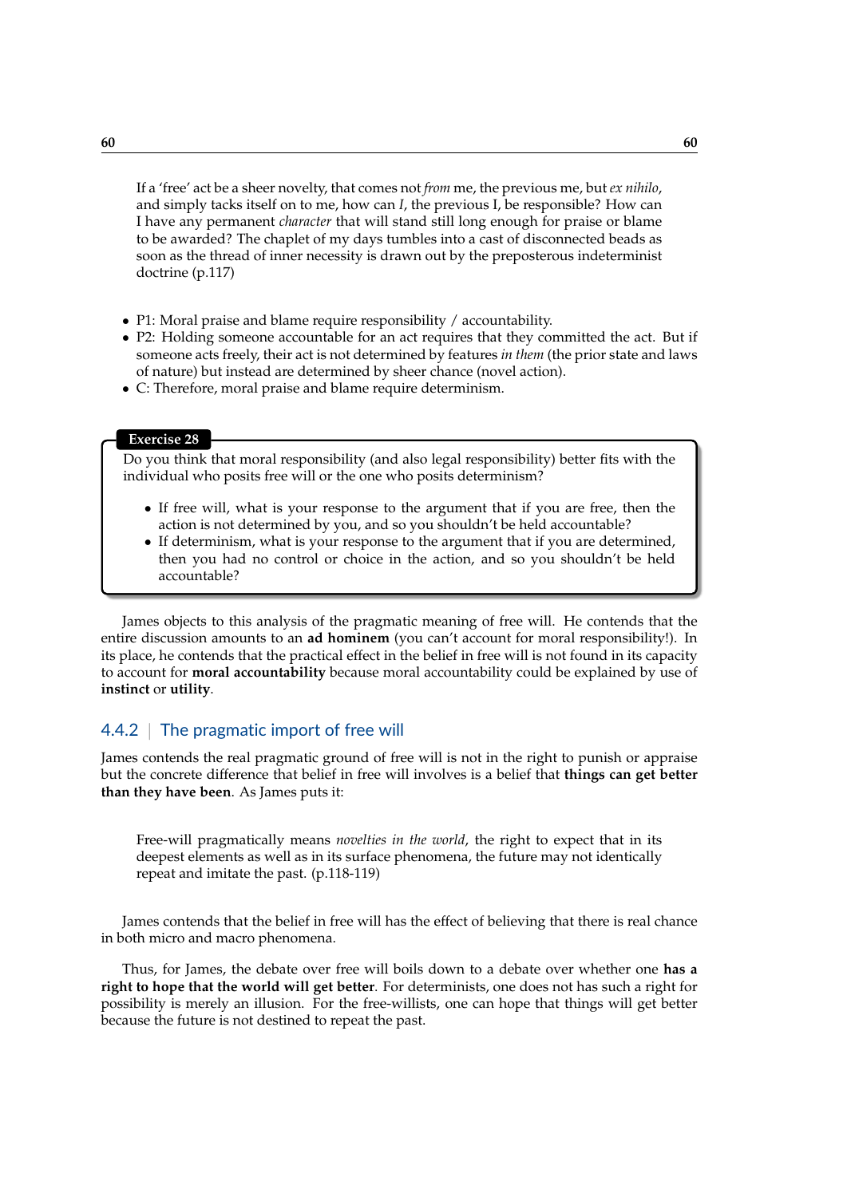> If a 'free' act be a sheer novelty, that comes not *from* me, the previous me, but *ex nihilo*, and simply tacks itself on to me, how can *I*, the previous I, be responsible? How can I have any permanent *character* that will stand still long enough for praise or blame to be awarded? The chaplet of my days tumbles into a cast of disconnected beads as soon as the thread of inner necessity is drawn out by the preposterous indeterminist doctrine (p.117)

- P1: Moral praise and blame require responsibility / accountability.
- P2: Holding someone accountable for an act requires that they committed the act. But if someone acts freely, their act is not determined by features *in them* (the prior state and laws of nature) but instead are determined by sheer chance (novel action).
- C: Therefore, moral praise and blame require determinism.

**Exercise 28**

Do you think that moral responsibility (and also legal responsibility) better fits with the individual who posits free will or the one who posits determinism?

- If free will, what is your response to the argument that if you are free, then the action is not determined by you, and so you shouldn't be held accountable?
- If determinism, what is your response to the argument that if you are determined, then you had no control or choice in the action, and so you shouldn't be held accountable?

James objects to this analysis of the pragmatic meaning of free will. He contends that the entire discussion amounts to an **ad hominem** (you can't account for moral responsibility!). In its place, he contends that the practical effect in the belief in free will is not found in its capacity to account for **moral accountability** because moral accountability could be explained by use of **instinct** or **utility**.

### 4.4.2 | The pragmatic import of free will

James contends the real pragmatic ground of free will is not in the right to punish or appraise but the concrete difference that belief in free will involves is a belief that **things can get better than they have been**. As James puts it:

> Free-will pragmatically means *novelties in the world*, the right to expect that in its deepest elements as well as in its surface phenomena, the future may not identically repeat and imitate the past. (p.118-119)

James contends that the belief in free will has the effect of believing that there is real chance in both micro and macro phenomena.

Thus, for James, the debate over free will boils down to a debate over whether one **has a right to hope that the world will get better**. For determinists, one does not has such a right for possibility is merely an illusion. For the free-willists, one can hope that things will get better because the future is not destined to repeat the past.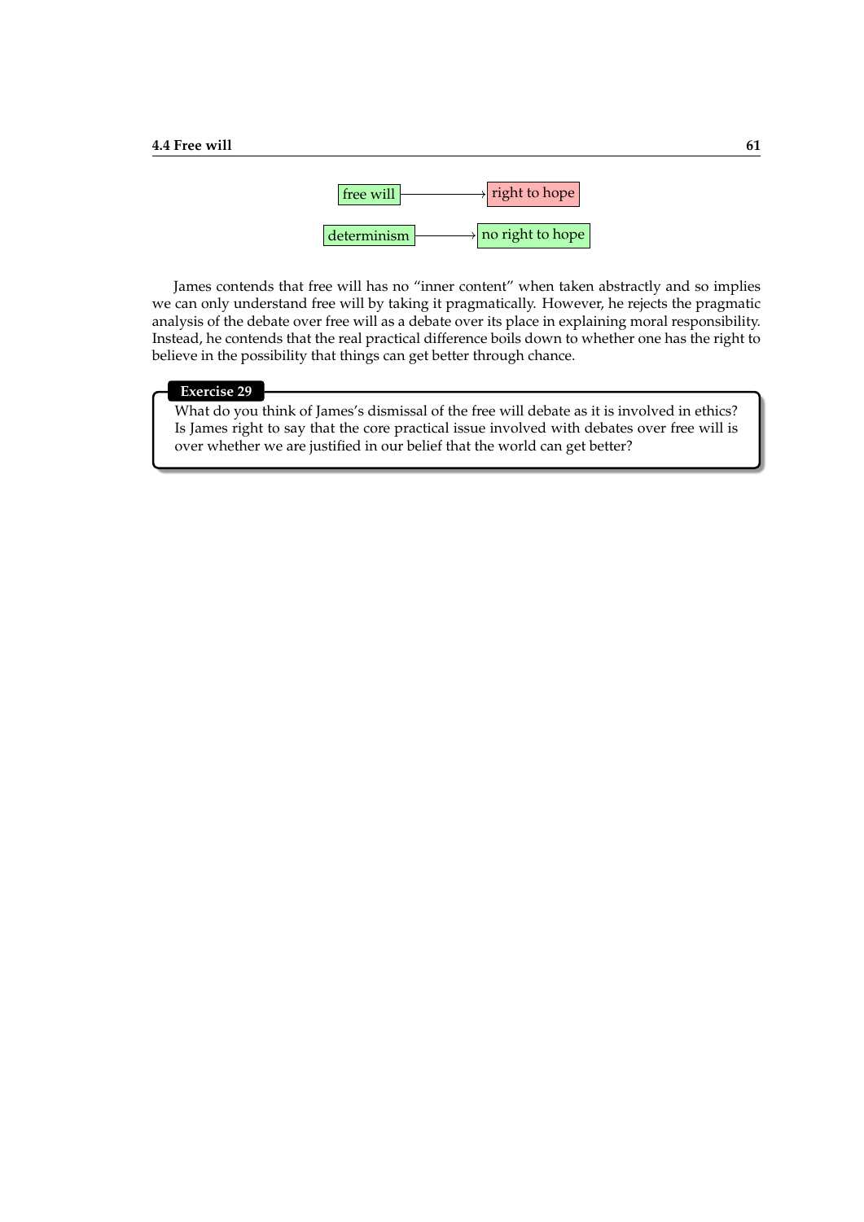free will → right to hope

determinism → no right to hope

James contends that free will has no "inner content" when taken abstractly and so implies we can only understand free will by taking it pragmatically. However, he rejects the pragmatic analysis of the debate over free will as a debate over its place in explaining moral responsibility. Instead, he contends that the real practical difference boils down to whether one has the right to believe in the possibility that things can get better through chance.

**Exercise 29**

What do you think of James's dismissal of the free will debate as it is involved in ethics? Is James right to say that the core practical issue involved with debates over free will is over whether we are justified in our belief that the world can get better?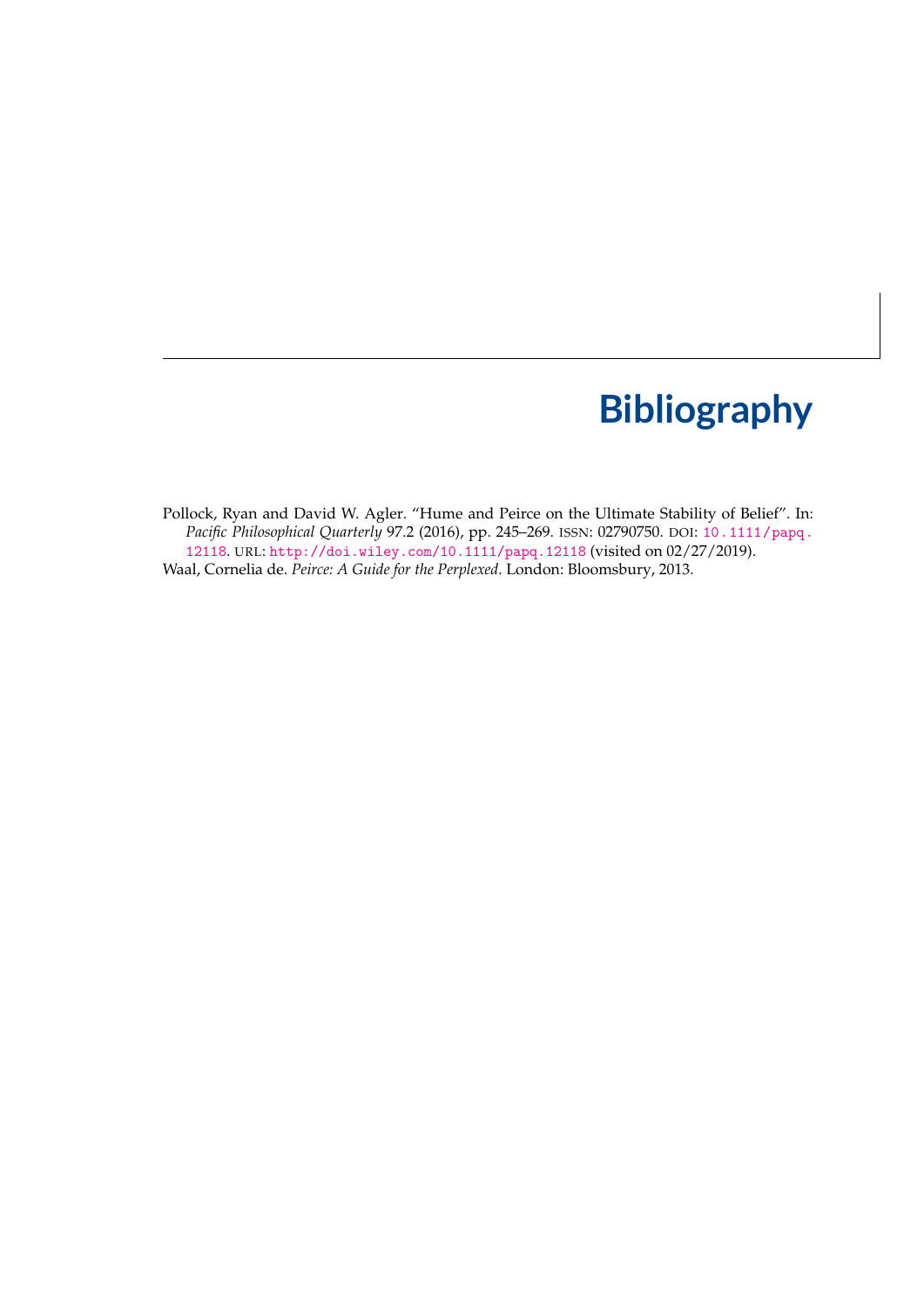# Bibliography

Pollock, Ryan and David W. Agler. "Hume and Peirce on the Ultimate Stability of Belief". In: *Pacific Philosophical Quarterly* 97.2 (2016), pp. 245–269. ISSN: 02790750. DOI: 10.1111/papq.12118. URL: http://doi.wiley.com/10.1111/papq.12118 (visited on 02/27/2019).

Waal, Cornelia de. *Peirce: A Guide for the Perplexed*. London: Bloomsbury, 2013.